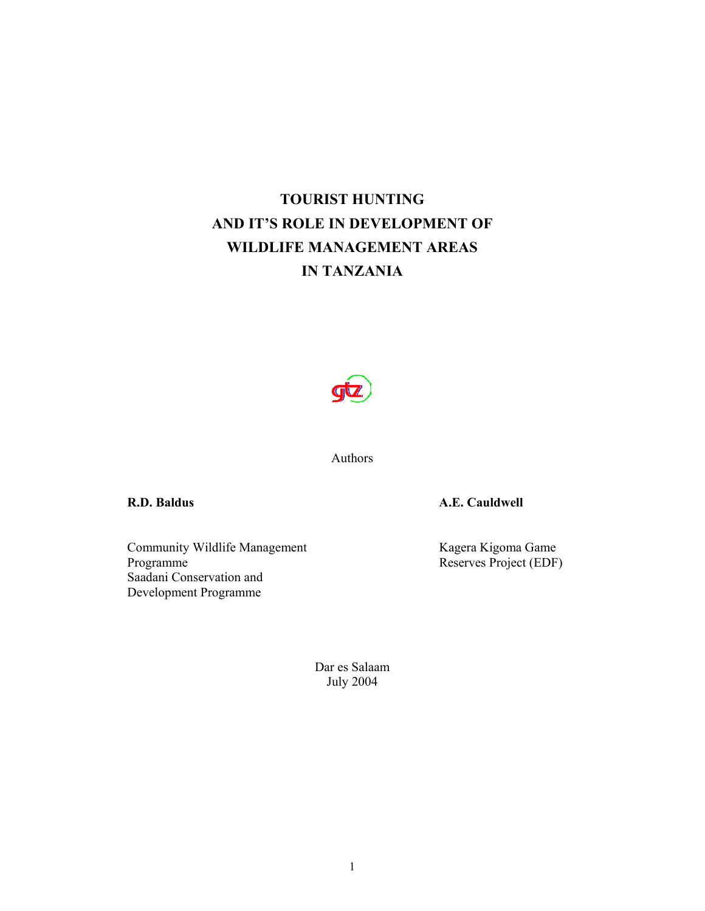# TOURIST HUNTING AND IT'S ROLE IN DEVELOPMENT OF WILDLIFE MANAGEMENT AREAS IN TANZANIA

Authors

**R.D. Baldus**

Community Wildlife Management Programme
Saadani Conservation and Development Programme

**A.E. Cauldwell**

Kagera Kigoma Game Reserves Project (EDF)

Dar es Salaam
July 2004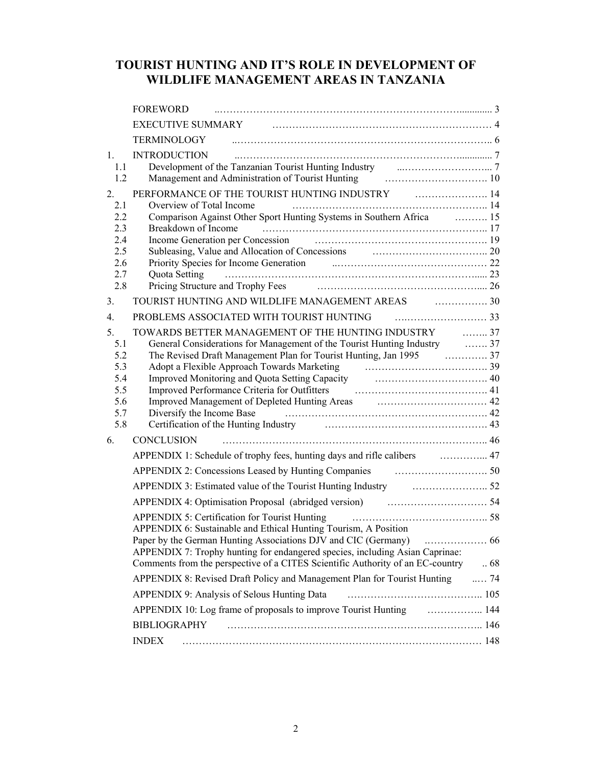# TOURIST HUNTING AND IT'S ROLE IN DEVELOPMENT OF WILDLIFE MANAGEMENT AREAS IN TANZANIA

FOREWORD ..... 3

EXECUTIVE SUMMARY ..... 4

TERMINOLOGY ..... 6

1. INTRODUCTION ..... 7
   - 1.1 Development of the Tanzanian Tourist Hunting Industry ..... 7
   - 1.2 Management and Administration of Tourist Hunting ..... 10
2. PERFORMANCE OF THE TOURIST HUNTING INDUSTRY ..... 14
   - 2.1 Overview of Total Income ..... 14
   - 2.2 Comparison Against Other Sport Hunting Systems in Southern Africa ..... 15
   - 2.3 Breakdown of Income ..... 17
   - 2.4 Income Generation per Concession ..... 19
   - 2.5 Subleasing, Value and Allocation of Concessions ..... 20
   - 2.6 Priority Species for Income Generation ..... 22
   - 2.7 Quota Setting ..... 23
   - 2.8 Pricing Structure and Trophy Fees ..... 26
3. TOURIST HUNTING AND WILDLIFE MANAGEMENT AREAS ..... 30
4. PROBLEMS ASSOCIATED WITH TOURIST HUNTING ..... 33
5. TOWARDS BETTER MANAGEMENT OF THE HUNTING INDUSTRY ..... 37
   - 5.1 General Considerations for Management of the Tourist Hunting Industry ..... 37
   - 5.2 The Revised Draft Management Plan for Tourist Hunting, Jan 1995 ..... 37
   - 5.3 Adopt a Flexible Approach Towards Marketing ..... 39
   - 5.4 Improved Monitoring and Quota Setting Capacity ..... 40
   - 5.5 Improved Performance Criteria for Outfitters ..... 41
   - 5.6 Improved Management of Depleted Hunting Areas ..... 42
   - 5.7 Diversify the Income Base ..... 42
   - 5.8 Certification of the Hunting Industry ..... 43
6. CONCLUSION ..... 46

APPENDIX 1: Schedule of trophy fees, hunting days and rifle calibers ..... 47

APPENDIX 2: Concessions Leased by Hunting Companies ..... 50

APPENDIX 3: Estimated value of the Tourist Hunting Industry ..... 52

APPENDIX 4: Optimisation Proposal (abridged version) ..... 54

APPENDIX 5: Certification for Tourist Hunting ..... 58

APPENDIX 6: Sustainable and Ethical Hunting Tourism, A Position Paper by the German Hunting Associations DJV and CIC (Germany) ..... 66

APPENDIX 7: Trophy hunting for endangered species, including Asian Caprinae: Comments from the perspective of a CITES Scientific Authority of an EC-country ..... 68

APPENDIX 8: Revised Draft Policy and Management Plan for Tourist Hunting ..... 74

APPENDIX 9: Analysis of Selous Hunting Data ..... 105

APPENDIX 10: Log frame of proposals to improve Tourist Hunting ..... 144

BIBLIOGRAPHY ..... 146

INDEX ..... 148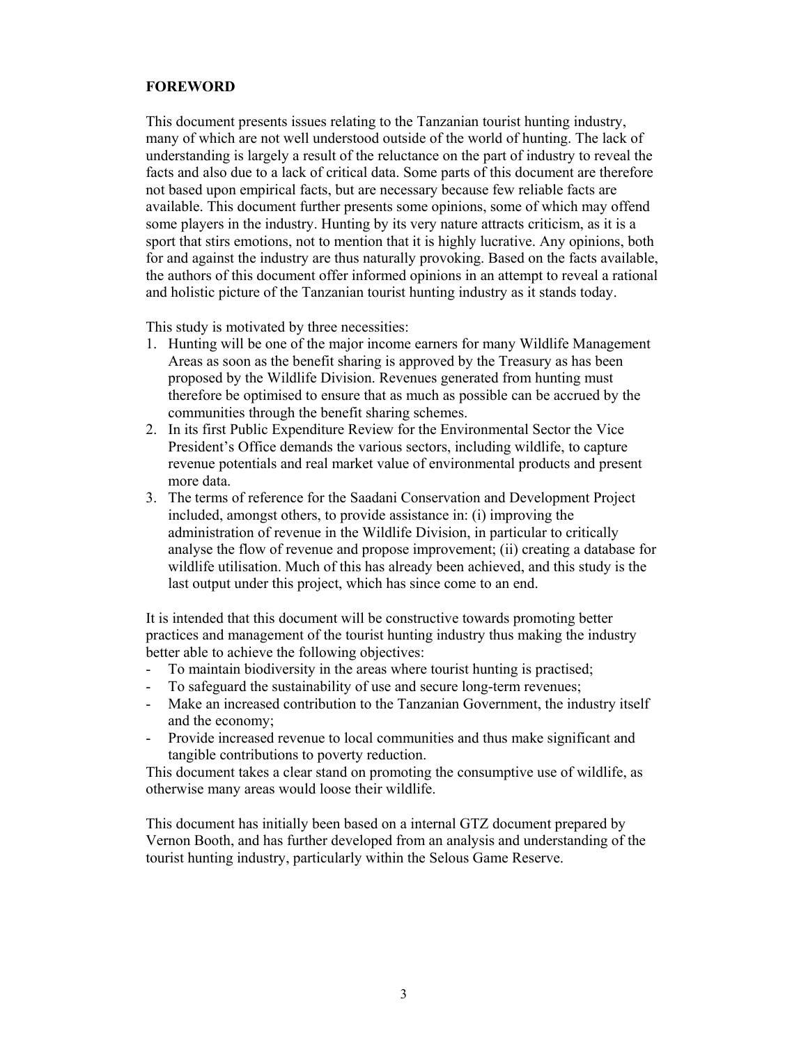## FOREWORD

This document presents issues relating to the Tanzanian tourist hunting industry, many of which are not well understood outside of the world of hunting. The lack of understanding is largely a result of the reluctance on the part of industry to reveal the facts and also due to a lack of critical data. Some parts of this document are therefore not based upon empirical facts, but are necessary because few reliable facts are available. This document further presents some opinions, some of which may offend some players in the industry. Hunting by its very nature attracts criticism, as it is a sport that stirs emotions, not to mention that it is highly lucrative. Any opinions, both for and against the industry are thus naturally provoking. Based on the facts available, the authors of this document offer informed opinions in an attempt to reveal a rational and holistic picture of the Tanzanian tourist hunting industry as it stands today.

This study is motivated by three necessities:

1. Hunting will be one of the major income earners for many Wildlife Management Areas as soon as the benefit sharing is approved by the Treasury as has been proposed by the Wildlife Division. Revenues generated from hunting must therefore be optimised to ensure that as much as possible can be accrued by the communities through the benefit sharing schemes.
2. In its first Public Expenditure Review for the Environmental Sector the Vice President's Office demands the various sectors, including wildlife, to capture revenue potentials and real market value of environmental products and present more data.
3. The terms of reference for the Saadani Conservation and Development Project included, amongst others, to provide assistance in: (i) improving the administration of revenue in the Wildlife Division, in particular to critically analyse the flow of revenue and propose improvement; (ii) creating a database for wildlife utilisation. Much of this has already been achieved, and this study is the last output under this project, which has since come to an end.

It is intended that this document will be constructive towards promoting better practices and management of the tourist hunting industry thus making the industry better able to achieve the following objectives:

- To maintain biodiversity in the areas where tourist hunting is practised;
- To safeguard the sustainability of use and secure long-term revenues;
- Make an increased contribution to the Tanzanian Government, the industry itself and the economy;
- Provide increased revenue to local communities and thus make significant and tangible contributions to poverty reduction.

This document takes a clear stand on promoting the consumptive use of wildlife, as otherwise many areas would loose their wildlife.

This document has initially been based on a internal GTZ document prepared by Vernon Booth, and has further developed from an analysis and understanding of the tourist hunting industry, particularly within the Selous Game Reserve.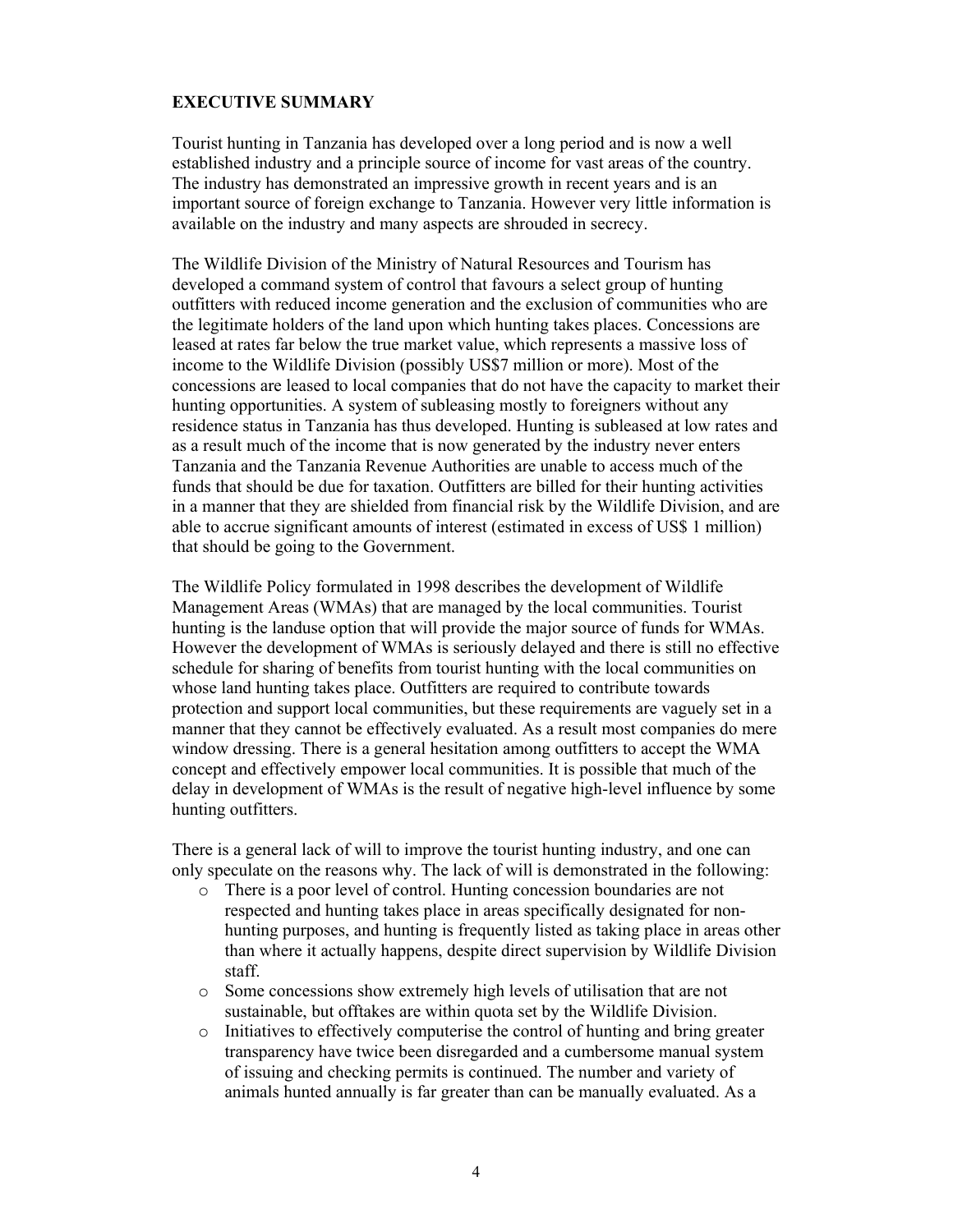## EXECUTIVE SUMMARY

Tourist hunting in Tanzania has developed over a long period and is now a well established industry and a principle source of income for vast areas of the country. The industry has demonstrated an impressive growth in recent years and is an important source of foreign exchange to Tanzania. However very little information is available on the industry and many aspects are shrouded in secrecy.

The Wildlife Division of the Ministry of Natural Resources and Tourism has developed a command system of control that favours a select group of hunting outfitters with reduced income generation and the exclusion of communities who are the legitimate holders of the land upon which hunting takes places. Concessions are leased at rates far below the true market value, which represents a massive loss of income to the Wildlife Division (possibly US$7 million or more). Most of the concessions are leased to local companies that do not have the capacity to market their hunting opportunities. A system of subleasing mostly to foreigners without any residence status in Tanzania has thus developed. Hunting is subleased at low rates and as a result much of the income that is now generated by the industry never enters Tanzania and the Tanzania Revenue Authorities are unable to access much of the funds that should be due for taxation. Outfitters are billed for their hunting activities in a manner that they are shielded from financial risk by the Wildlife Division, and are able to accrue significant amounts of interest (estimated in excess of US$ 1 million) that should be going to the Government.

The Wildlife Policy formulated in 1998 describes the development of Wildlife Management Areas (WMAs) that are managed by the local communities. Tourist hunting is the landuse option that will provide the major source of funds for WMAs. However the development of WMAs is seriously delayed and there is still no effective schedule for sharing of benefits from tourist hunting with the local communities on whose land hunting takes place. Outfitters are required to contribute towards protection and support local communities, but these requirements are vaguely set in a manner that they cannot be effectively evaluated. As a result most companies do mere window dressing. There is a general hesitation among outfitters to accept the WMA concept and effectively empower local communities. It is possible that much of the delay in development of WMAs is the result of negative high-level influence by some hunting outfitters.

There is a general lack of will to improve the tourist hunting industry, and one can only speculate on the reasons why. The lack of will is demonstrated in the following:

- There is a poor level of control. Hunting concession boundaries are not respected and hunting takes place in areas specifically designated for non-hunting purposes, and hunting is frequently listed as taking place in areas other than where it actually happens, despite direct supervision by Wildlife Division staff.
- Some concessions show extremely high levels of utilisation that are not sustainable, but offtakes are within quota set by the Wildlife Division.
- Initiatives to effectively computerise the control of hunting and bring greater transparency have twice been disregarded and a cumbersome manual system of issuing and checking permits is continued. The number and variety of animals hunted annually is far greater than can be manually evaluated. As a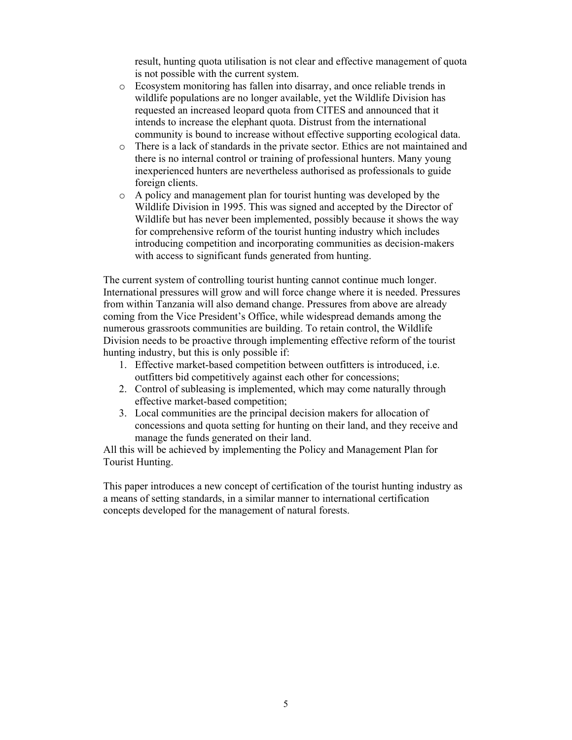result, hunting quota utilisation is not clear and effective management of quota is not possible with the current system.

- Ecosystem monitoring has fallen into disarray, and once reliable trends in wildlife populations are no longer available, yet the Wildlife Division has requested an increased leopard quota from CITES and announced that it intends to increase the elephant quota. Distrust from the international community is bound to increase without effective supporting ecological data.
- There is a lack of standards in the private sector. Ethics are not maintained and there is no internal control or training of professional hunters. Many young inexperienced hunters are nevertheless authorised as professionals to guide foreign clients.
- A policy and management plan for tourist hunting was developed by the Wildlife Division in 1995. This was signed and accepted by the Director of Wildlife but has never been implemented, possibly because it shows the way for comprehensive reform of the tourist hunting industry which includes introducing competition and incorporating communities as decision-makers with access to significant funds generated from hunting.

The current system of controlling tourist hunting cannot continue much longer. International pressures will grow and will force change where it is needed. Pressures from within Tanzania will also demand change. Pressures from above are already coming from the Vice President's Office, while widespread demands among the numerous grassroots communities are building. To retain control, the Wildlife Division needs to be proactive through implementing effective reform of the tourist hunting industry, but this is only possible if:

1. Effective market-based competition between outfitters is introduced, i.e. outfitters bid competitively against each other for concessions;
2. Control of subleasing is implemented, which may come naturally through effective market-based competition;
3. Local communities are the principal decision makers for allocation of concessions and quota setting for hunting on their land, and they receive and manage the funds generated on their land.

All this will be achieved by implementing the Policy and Management Plan for Tourist Hunting.

This paper introduces a new concept of certification of the tourist hunting industry as a means of setting standards, in a similar manner to international certification concepts developed for the management of natural forests.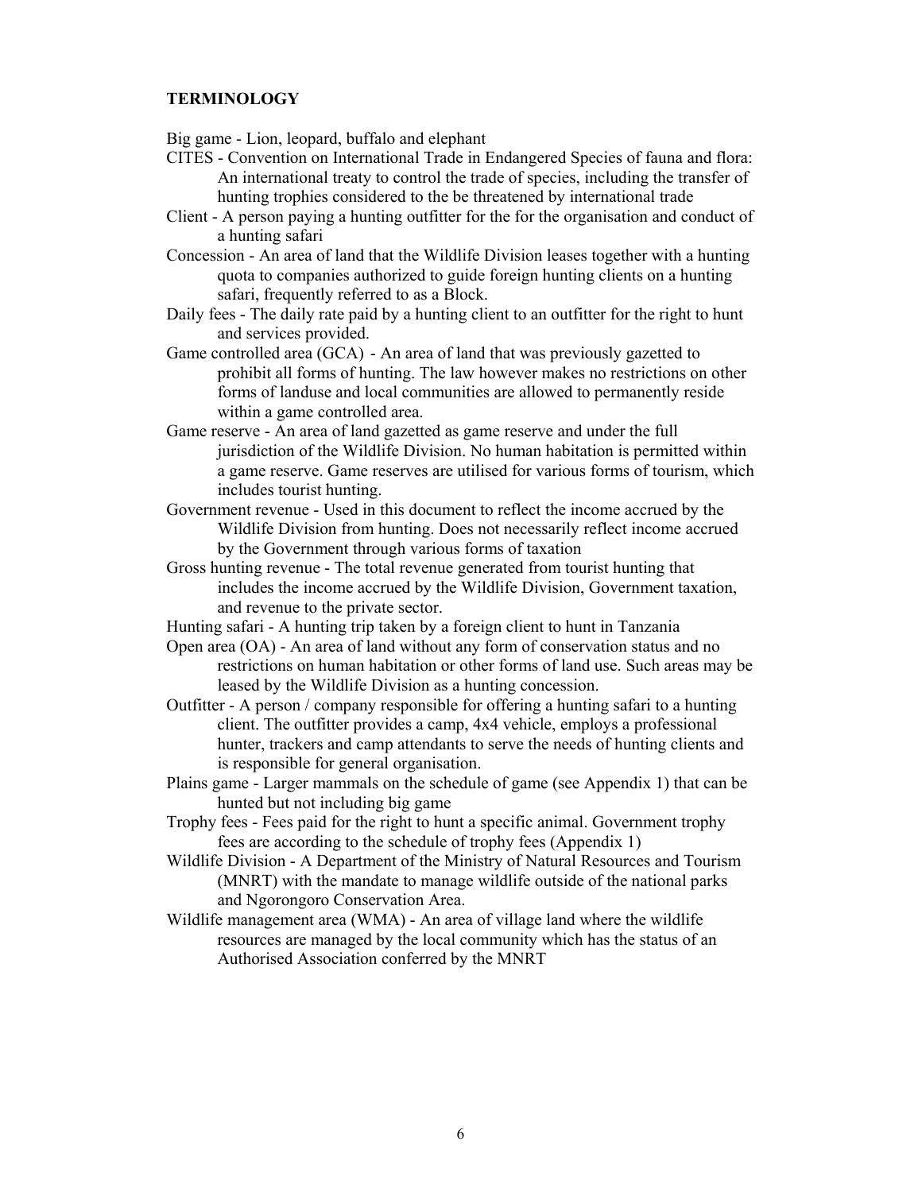**TERMINOLOGY**

Big game - Lion, leopard, buffalo and elephant

CITES - Convention on International Trade in Endangered Species of fauna and flora: An international treaty to control the trade of species, including the transfer of hunting trophies considered to the be threatened by international trade

Client - A person paying a hunting outfitter for the for the organisation and conduct of a hunting safari

Concession - An area of land that the Wildlife Division leases together with a hunting quota to companies authorized to guide foreign hunting clients on a hunting safari, frequently referred to as a Block.

Daily fees - The daily rate paid by a hunting client to an outfitter for the right to hunt and services provided.

Game controlled area (GCA) - An area of land that was previously gazetted to prohibit all forms of hunting. The law however makes no restrictions on other forms of landuse and local communities are allowed to permanently reside within a game controlled area.

Game reserve - An area of land gazetted as game reserve and under the full jurisdiction of the Wildlife Division. No human habitation is permitted within a game reserve. Game reserves are utilised for various forms of tourism, which includes tourist hunting.

Government revenue - Used in this document to reflect the income accrued by the Wildlife Division from hunting. Does not necessarily reflect income accrued by the Government through various forms of taxation

Gross hunting revenue - The total revenue generated from tourist hunting that includes the income accrued by the Wildlife Division, Government taxation, and revenue to the private sector.

Hunting safari - A hunting trip taken by a foreign client to hunt in Tanzania

Open area (OA) - An area of land without any form of conservation status and no restrictions on human habitation or other forms of land use. Such areas may be leased by the Wildlife Division as a hunting concession.

Outfitter - A person / company responsible for offering a hunting safari to a hunting client. The outfitter provides a camp, 4x4 vehicle, employs a professional hunter, trackers and camp attendants to serve the needs of hunting clients and is responsible for general organisation.

Plains game - Larger mammals on the schedule of game (see Appendix 1) that can be hunted but not including big game

Trophy fees - Fees paid for the right to hunt a specific animal. Government trophy fees are according to the schedule of trophy fees (Appendix 1)

Wildlife Division - A Department of the Ministry of Natural Resources and Tourism (MNRT) with the mandate to manage wildlife outside of the national parks and Ngorongoro Conservation Area.

Wildlife management area (WMA) - An area of village land where the wildlife resources are managed by the local community which has the status of an Authorised Association conferred by the MNRT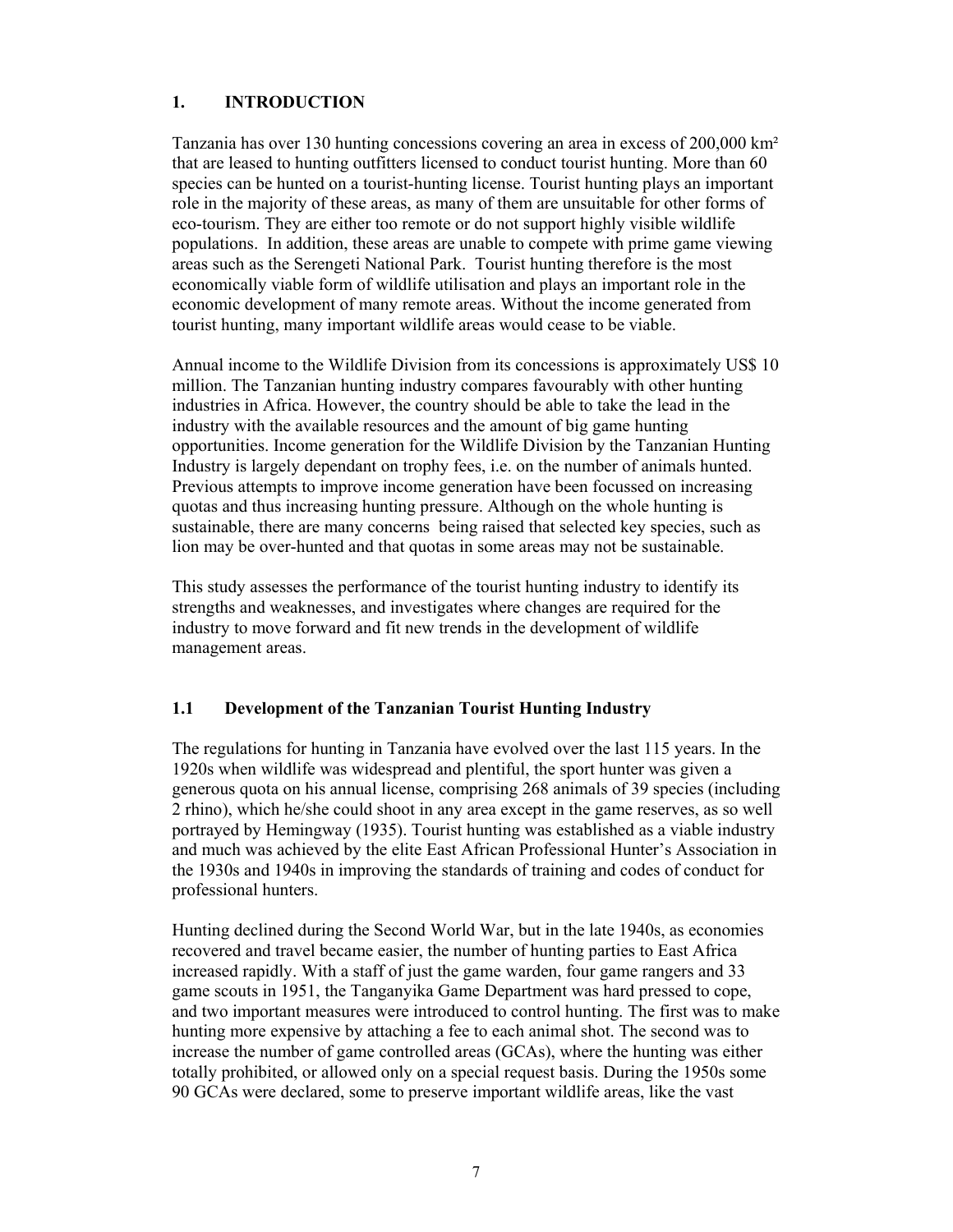## 1. INTRODUCTION

Tanzania has over 130 hunting concessions covering an area in excess of 200,000 km² that are leased to hunting outfitters licensed to conduct tourist hunting. More than 60 species can be hunted on a tourist-hunting license. Tourist hunting plays an important role in the majority of these areas, as many of them are unsuitable for other forms of eco-tourism. They are either too remote or do not support highly visible wildlife populations. In addition, these areas are unable to compete with prime game viewing areas such as the Serengeti National Park. Tourist hunting therefore is the most economically viable form of wildlife utilisation and plays an important role in the economic development of many remote areas. Without the income generated from tourist hunting, many important wildlife areas would cease to be viable.

Annual income to the Wildlife Division from its concessions is approximately US$ 10 million. The Tanzanian hunting industry compares favourably with other hunting industries in Africa. However, the country should be able to take the lead in the industry with the available resources and the amount of big game hunting opportunities. Income generation for the Wildlife Division by the Tanzanian Hunting Industry is largely dependant on trophy fees, i.e. on the number of animals hunted. Previous attempts to improve income generation have been focussed on increasing quotas and thus increasing hunting pressure. Although on the whole hunting is sustainable, there are many concerns being raised that selected key species, such as lion may be over-hunted and that quotas in some areas may not be sustainable.

This study assesses the performance of the tourist hunting industry to identify its strengths and weaknesses, and investigates where changes are required for the industry to move forward and fit new trends in the development of wildlife management areas.

### 1.1 Development of the Tanzanian Tourist Hunting Industry

The regulations for hunting in Tanzania have evolved over the last 115 years. In the 1920s when wildlife was widespread and plentiful, the sport hunter was given a generous quota on his annual license, comprising 268 animals of 39 species (including 2 rhino), which he/she could shoot in any area except in the game reserves, as so well portrayed by Hemingway (1935). Tourist hunting was established as a viable industry and much was achieved by the elite East African Professional Hunter's Association in the 1930s and 1940s in improving the standards of training and codes of conduct for professional hunters.

Hunting declined during the Second World War, but in the late 1940s, as economies recovered and travel became easier, the number of hunting parties to East Africa increased rapidly. With a staff of just the game warden, four game rangers and 33 game scouts in 1951, the Tanganyika Game Department was hard pressed to cope, and two important measures were introduced to control hunting. The first was to make hunting more expensive by attaching a fee to each animal shot. The second was to increase the number of game controlled areas (GCAs), where the hunting was either totally prohibited, or allowed only on a special request basis. During the 1950s some 90 GCAs were declared, some to preserve important wildlife areas, like the vast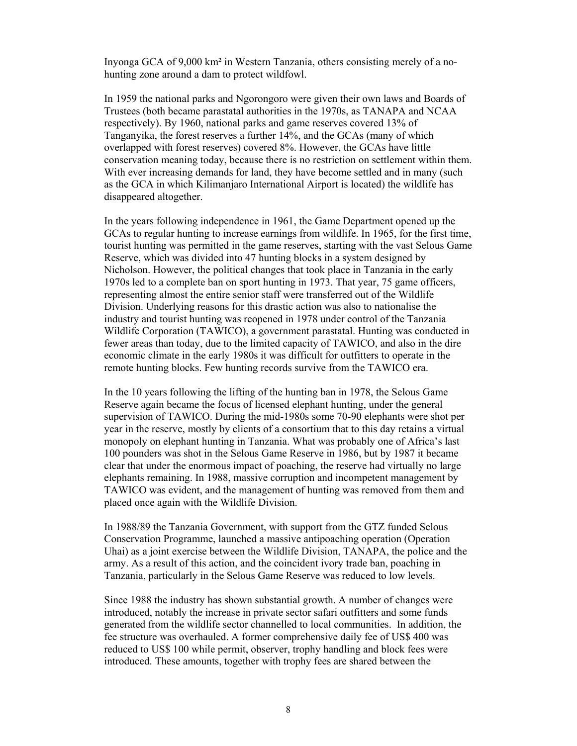Inyonga GCA of 9,000 km² in Western Tanzania, others consisting merely of a no-hunting zone around a dam to protect wildfowl.

In 1959 the national parks and Ngorongoro were given their own laws and Boards of Trustees (both became parastatal authorities in the 1970s, as TANAPA and NCAA respectively). By 1960, national parks and game reserves covered 13% of Tanganyika, the forest reserves a further 14%, and the GCAs (many of which overlapped with forest reserves) covered 8%. However, the GCAs have little conservation meaning today, because there is no restriction on settlement within them. With ever increasing demands for land, they have become settled and in many (such as the GCA in which Kilimanjaro International Airport is located) the wildlife has disappeared altogether.

In the years following independence in 1961, the Game Department opened up the GCAs to regular hunting to increase earnings from wildlife. In 1965, for the first time, tourist hunting was permitted in the game reserves, starting with the vast Selous Game Reserve, which was divided into 47 hunting blocks in a system designed by Nicholson. However, the political changes that took place in Tanzania in the early 1970s led to a complete ban on sport hunting in 1973. That year, 75 game officers, representing almost the entire senior staff were transferred out of the Wildlife Division. Underlying reasons for this drastic action was also to nationalise the industry and tourist hunting was reopened in 1978 under control of the Tanzania Wildlife Corporation (TAWICO), a government parastatal. Hunting was conducted in fewer areas than today, due to the limited capacity of TAWICO, and also in the dire economic climate in the early 1980s it was difficult for outfitters to operate in the remote hunting blocks. Few hunting records survive from the TAWICO era.

In the 10 years following the lifting of the hunting ban in 1978, the Selous Game Reserve again became the focus of licensed elephant hunting, under the general supervision of TAWICO. During the mid-1980s some 70-90 elephants were shot per year in the reserve, mostly by clients of a consortium that to this day retains a virtual monopoly on elephant hunting in Tanzania. What was probably one of Africa's last 100 pounders was shot in the Selous Game Reserve in 1986, but by 1987 it became clear that under the enormous impact of poaching, the reserve had virtually no large elephants remaining. In 1988, massive corruption and incompetent management by TAWICO was evident, and the management of hunting was removed from them and placed once again with the Wildlife Division.

In 1988/89 the Tanzania Government, with support from the GTZ funded Selous Conservation Programme, launched a massive antipoaching operation (Operation Uhai) as a joint exercise between the Wildlife Division, TANAPA, the police and the army. As a result of this action, and the coincident ivory trade ban, poaching in Tanzania, particularly in the Selous Game Reserve was reduced to low levels.

Since 1988 the industry has shown substantial growth. A number of changes were introduced, notably the increase in private sector safari outfitters and some funds generated from the wildlife sector channelled to local communities. In addition, the fee structure was overhauled. A former comprehensive daily fee of US$ 400 was reduced to US$ 100 while permit, observer, trophy handling and block fees were introduced. These amounts, together with trophy fees are shared between the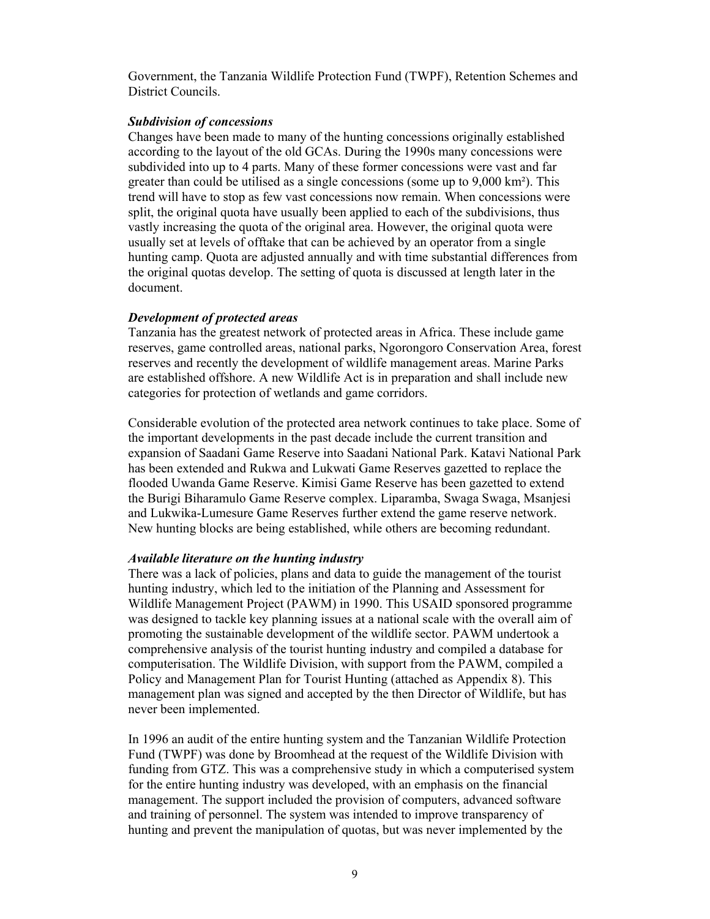Government, the Tanzania Wildlife Protection Fund (TWPF), Retention Schemes and District Councils.

***Subdivision of concessions***

Changes have been made to many of the hunting concessions originally established according to the layout of the old GCAs. During the 1990s many concessions were subdivided into up to 4 parts. Many of these former concessions were vast and far greater than could be utilised as a single concessions (some up to 9,000 km²). This trend will have to stop as few vast concessions now remain. When concessions were split, the original quota have usually been applied to each of the subdivisions, thus vastly increasing the quota of the original area. However, the original quota were usually set at levels of offtake that can be achieved by an operator from a single hunting camp. Quota are adjusted annually and with time substantial differences from the original quotas develop. The setting of quota is discussed at length later in the document.

***Development of protected areas***

Tanzania has the greatest network of protected areas in Africa. These include game reserves, game controlled areas, national parks, Ngorongoro Conservation Area, forest reserves and recently the development of wildlife management areas. Marine Parks are established offshore. A new Wildlife Act is in preparation and shall include new categories for protection of wetlands and game corridors.

Considerable evolution of the protected area network continues to take place. Some of the important developments in the past decade include the current transition and expansion of Saadani Game Reserve into Saadani National Park. Katavi National Park has been extended and Rukwa and Lukwati Game Reserves gazetted to replace the flooded Uwanda Game Reserve. Kimisi Game Reserve has been gazetted to extend the Burigi Biharamulo Game Reserve complex. Liparamba, Swaga Swaga, Msanjesi and Lukwika-Lumesure Game Reserves further extend the game reserve network. New hunting blocks are being established, while others are becoming redundant.

***Available literature on the hunting industry***

There was a lack of policies, plans and data to guide the management of the tourist hunting industry, which led to the initiation of the Planning and Assessment for Wildlife Management Project (PAWM) in 1990. This USAID sponsored programme was designed to tackle key planning issues at a national scale with the overall aim of promoting the sustainable development of the wildlife sector. PAWM undertook a comprehensive analysis of the tourist hunting industry and compiled a database for computerisation. The Wildlife Division, with support from the PAWM, compiled a Policy and Management Plan for Tourist Hunting (attached as Appendix 8). This management plan was signed and accepted by the then Director of Wildlife, but has never been implemented.

In 1996 an audit of the entire hunting system and the Tanzanian Wildlife Protection Fund (TWPF) was done by Broomhead at the request of the Wildlife Division with funding from GTZ. This was a comprehensive study in which a computerised system for the entire hunting industry was developed, with an emphasis on the financial management. The support included the provision of computers, advanced software and training of personnel. The system was intended to improve transparency of hunting and prevent the manipulation of quotas, but was never implemented by the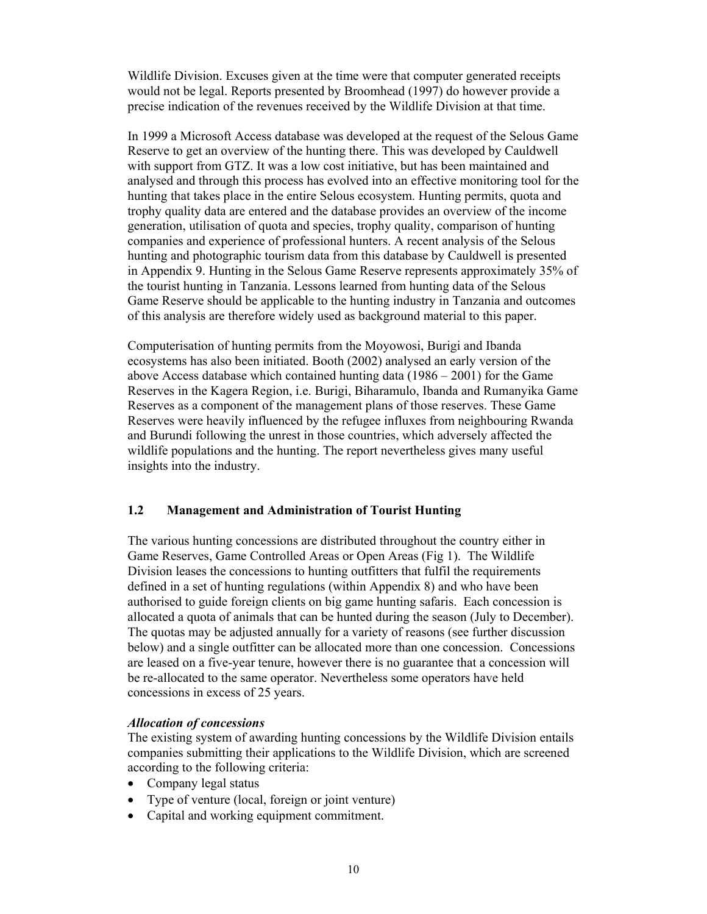Wildlife Division. Excuses given at the time were that computer generated receipts would not be legal. Reports presented by Broomhead (1997) do however provide a precise indication of the revenues received by the Wildlife Division at that time.

In 1999 a Microsoft Access database was developed at the request of the Selous Game Reserve to get an overview of the hunting there. This was developed by Cauldwell with support from GTZ. It was a low cost initiative, but has been maintained and analysed and through this process has evolved into an effective monitoring tool for the hunting that takes place in the entire Selous ecosystem. Hunting permits, quota and trophy quality data are entered and the database provides an overview of the income generation, utilisation of quota and species, trophy quality, comparison of hunting companies and experience of professional hunters. A recent analysis of the Selous hunting and photographic tourism data from this database by Cauldwell is presented in Appendix 9. Hunting in the Selous Game Reserve represents approximately 35% of the tourist hunting in Tanzania. Lessons learned from hunting data of the Selous Game Reserve should be applicable to the hunting industry in Tanzania and outcomes of this analysis are therefore widely used as background material to this paper.

Computerisation of hunting permits from the Moyowosi, Burigi and Ibanda ecosystems has also been initiated. Booth (2002) analysed an early version of the above Access database which contained hunting data (1986 – 2001) for the Game Reserves in the Kagera Region, i.e. Burigi, Biharamulo, Ibanda and Rumanyika Game Reserves as a component of the management plans of those reserves. These Game Reserves were heavily influenced by the refugee influxes from neighbouring Rwanda and Burundi following the unrest in those countries, which adversely affected the wildlife populations and the hunting. The report nevertheless gives many useful insights into the industry.

## 1.2 Management and Administration of Tourist Hunting

The various hunting concessions are distributed throughout the country either in Game Reserves, Game Controlled Areas or Open Areas (Fig 1). The Wildlife Division leases the concessions to hunting outfitters that fulfil the requirements defined in a set of hunting regulations (within Appendix 8) and who have been authorised to guide foreign clients on big game hunting safaris. Each concession is allocated a quota of animals that can be hunted during the season (July to December). The quotas may be adjusted annually for a variety of reasons (see further discussion below) and a single outfitter can be allocated more than one concession. Concessions are leased on a five-year tenure, however there is no guarantee that a concession will be re-allocated to the same operator. Nevertheless some operators have held concessions in excess of 25 years.

***Allocation of concessions***

The existing system of awarding hunting concessions by the Wildlife Division entails companies submitting their applications to the Wildlife Division, which are screened according to the following criteria:

- Company legal status
- Type of venture (local, foreign or joint venture)
- Capital and working equipment commitment.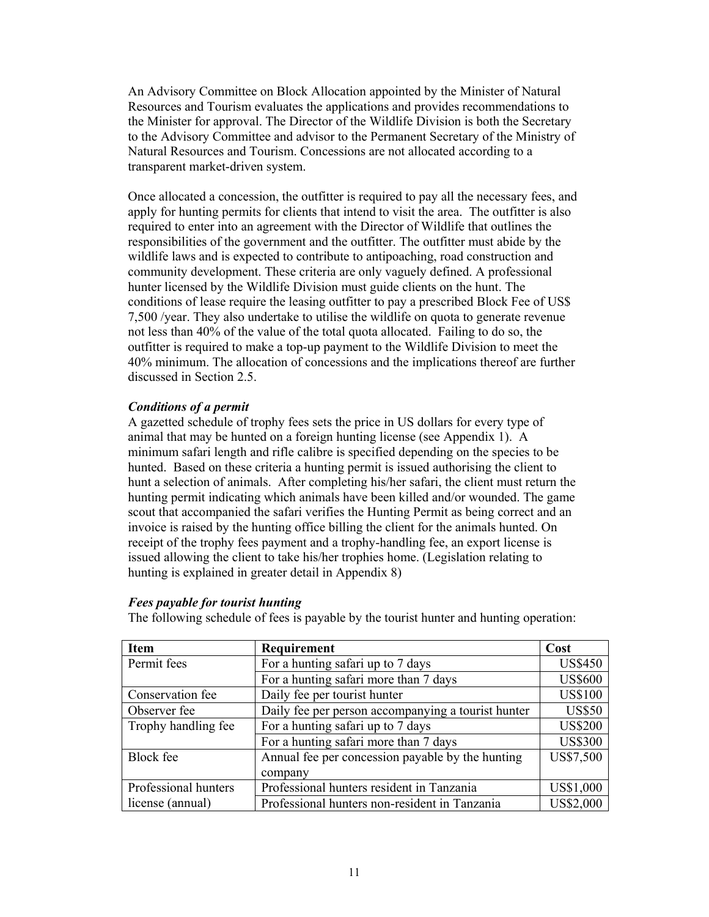An Advisory Committee on Block Allocation appointed by the Minister of Natural Resources and Tourism evaluates the applications and provides recommendations to the Minister for approval. The Director of the Wildlife Division is both the Secretary to the Advisory Committee and advisor to the Permanent Secretary of the Ministry of Natural Resources and Tourism. Concessions are not allocated according to a transparent market-driven system.

Once allocated a concession, the outfitter is required to pay all the necessary fees, and apply for hunting permits for clients that intend to visit the area. The outfitter is also required to enter into an agreement with the Director of Wildlife that outlines the responsibilities of the government and the outfitter. The outfitter must abide by the wildlife laws and is expected to contribute to antipoaching, road construction and community development. These criteria are only vaguely defined. A professional hunter licensed by the Wildlife Division must guide clients on the hunt. The conditions of lease require the leasing outfitter to pay a prescribed Block Fee of US$ 7,500 /year. They also undertake to utilise the wildlife on quota to generate revenue not less than 40% of the value of the total quota allocated. Failing to do so, the outfitter is required to make a top-up payment to the Wildlife Division to meet the 40% minimum. The allocation of concessions and the implications thereof are further discussed in Section 2.5.

***Conditions of a permit***

A gazetted schedule of trophy fees sets the price in US dollars for every type of animal that may be hunted on a foreign hunting license (see Appendix 1). A minimum safari length and rifle calibre is specified depending on the species to be hunted. Based on these criteria a hunting permit is issued authorising the client to hunt a selection of animals. After completing his/her safari, the client must return the hunting permit indicating which animals have been killed and/or wounded. The game scout that accompanied the safari verifies the Hunting Permit as being correct and an invoice is raised by the hunting office billing the client for the animals hunted. On receipt of the trophy fees payment and a trophy-handling fee, an export license is issued allowing the client to take his/her trophies home. (Legislation relating to hunting is explained in greater detail in Appendix 8)

***Fees payable for tourist hunting***

The following schedule of fees is payable by the tourist hunter and hunting operation:

| Item | Requirement | Cost |
|---|---|---|
| Permit fees | For a hunting safari up to 7 days | US$450 |
| | For a hunting safari more than 7 days | US$600 |
| Conservation fee | Daily fee per tourist hunter | US$100 |
| Observer fee | Daily fee per person accompanying a tourist hunter | US$50 |
| Trophy handling fee | For a hunting safari up to 7 days | US$200 |
| | For a hunting safari more than 7 days | US$300 |
| Block fee | Annual fee per concession payable by the hunting company | US$7,500 |
| Professional hunters license (annual) | Professional hunters resident in Tanzania | US$1,000 |
| | Professional hunters non-resident in Tanzania | US$2,000 |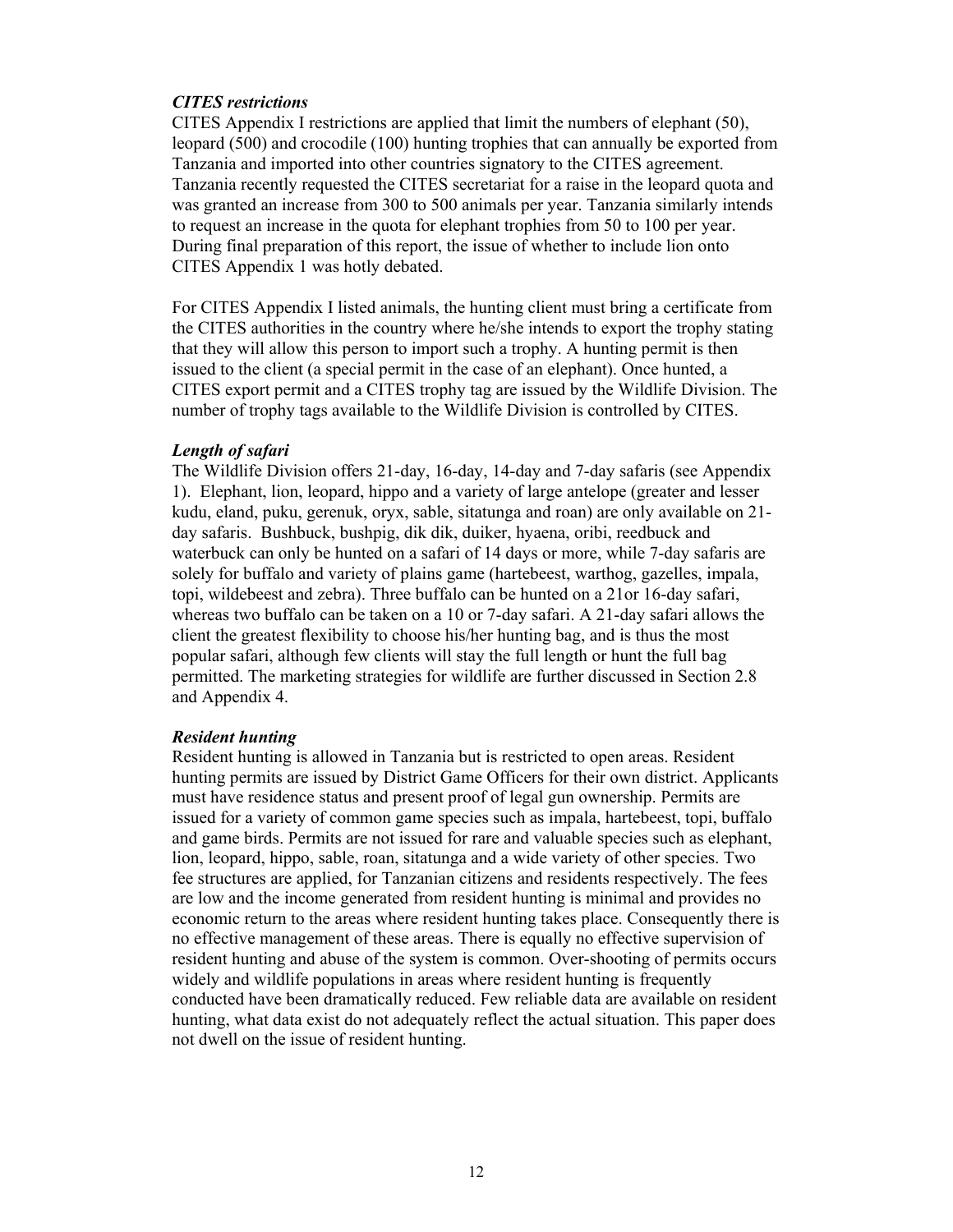### *CITES restrictions*

CITES Appendix I restrictions are applied that limit the numbers of elephant (50), leopard (500) and crocodile (100) hunting trophies that can annually be exported from Tanzania and imported into other countries signatory to the CITES agreement. Tanzania recently requested the CITES secretariat for a raise in the leopard quota and was granted an increase from 300 to 500 animals per year. Tanzania similarly intends to request an increase in the quota for elephant trophies from 50 to 100 per year. During final preparation of this report, the issue of whether to include lion onto CITES Appendix 1 was hotly debated.

For CITES Appendix I listed animals, the hunting client must bring a certificate from the CITES authorities in the country where he/she intends to export the trophy stating that they will allow this person to import such a trophy. A hunting permit is then issued to the client (a special permit in the case of an elephant). Once hunted, a CITES export permit and a CITES trophy tag are issued by the Wildlife Division. The number of trophy tags available to the Wildlife Division is controlled by CITES.

### *Length of safari*

The Wildlife Division offers 21-day, 16-day, 14-day and 7-day safaris (see Appendix 1). Elephant, lion, leopard, hippo and a variety of large antelope (greater and lesser kudu, eland, puku, gerenuk, oryx, sable, sitatunga and roan) are only available on 21-day safaris. Bushbuck, bushpig, dik dik, duiker, hyaena, oribi, reedbuck and waterbuck can only be hunted on a safari of 14 days or more, while 7-day safaris are solely for buffalo and variety of plains game (hartebeest, warthog, gazelles, impala, topi, wildebeest and zebra). Three buffalo can be hunted on a 21or 16-day safari, whereas two buffalo can be taken on a 10 or 7-day safari. A 21-day safari allows the client the greatest flexibility to choose his/her hunting bag, and is thus the most popular safari, although few clients will stay the full length or hunt the full bag permitted. The marketing strategies for wildlife are further discussed in Section 2.8 and Appendix 4.

### *Resident hunting*

Resident hunting is allowed in Tanzania but is restricted to open areas. Resident hunting permits are issued by District Game Officers for their own district. Applicants must have residence status and present proof of legal gun ownership. Permits are issued for a variety of common game species such as impala, hartebeest, topi, buffalo and game birds. Permits are not issued for rare and valuable species such as elephant, lion, leopard, hippo, sable, roan, sitatunga and a wide variety of other species. Two fee structures are applied, for Tanzanian citizens and residents respectively. The fees are low and the income generated from resident hunting is minimal and provides no economic return to the areas where resident hunting takes place. Consequently there is no effective management of these areas. There is equally no effective supervision of resident hunting and abuse of the system is common. Over-shooting of permits occurs widely and wildlife populations in areas where resident hunting is frequently conducted have been dramatically reduced. Few reliable data are available on resident hunting, what data exist do not adequately reflect the actual situation. This paper does not dwell on the issue of resident hunting.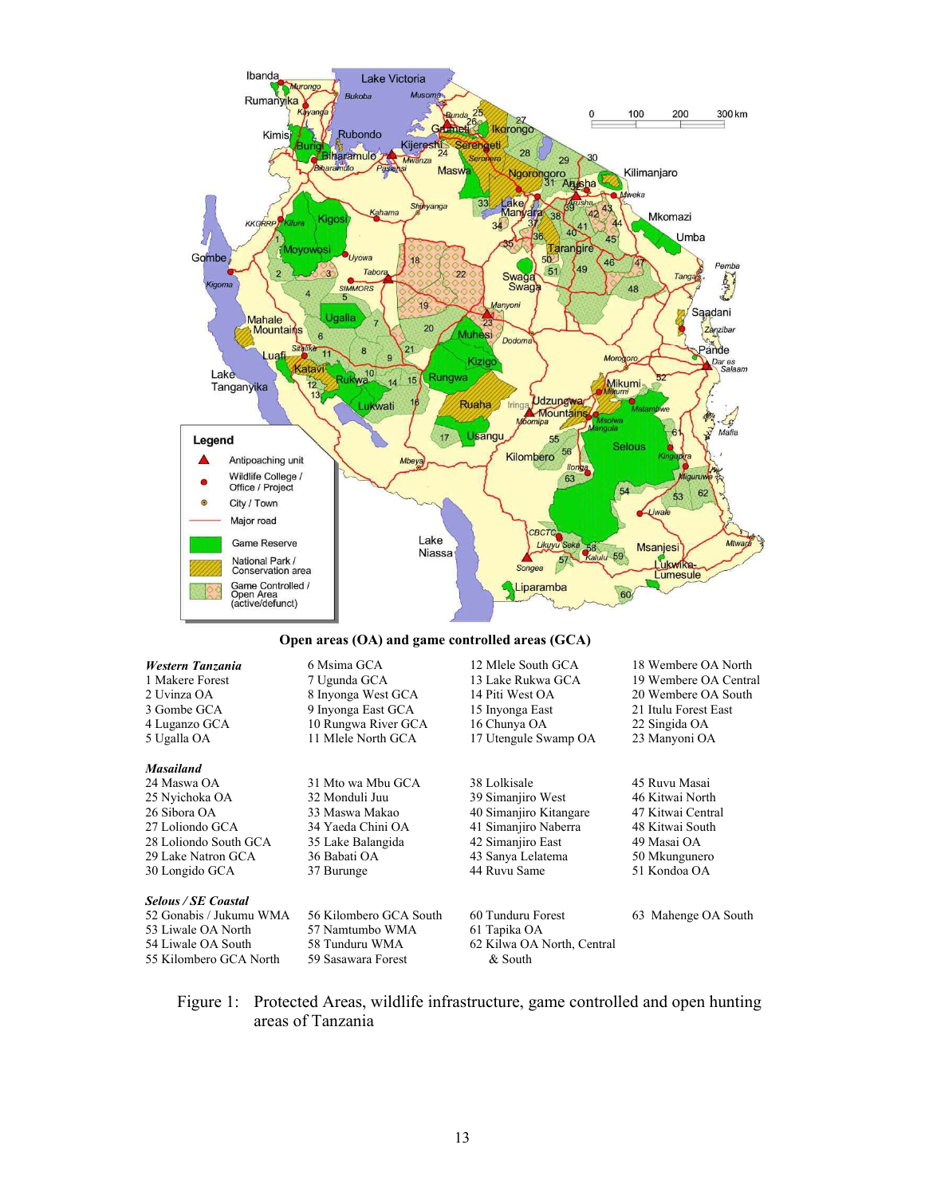**Open areas (OA) and game controlled areas (GCA)**

***Western Tanzania***

1 Makere Forest
2 Uvinza OA
3 Gombe GCA
4 Luganzo GCA
5 Ugalla OA
6 Msima GCA
7 Ugunda GCA
8 Inyonga West GCA
9 Inyonga East GCA
10 Rungwa River GCA
11 Mlele North GCA
12 Mlele South GCA
13 Lake Rukwa GCA
14 Piti West OA
15 Inyonga East
16 Chunya OA
17 Utengule Swamp OA
18 Wembere OA North
19 Wembere OA Central
20 Wembere OA South
21 Itulu Forest East
22 Singida OA
23 Manyoni OA

***Masailand***

24 Maswa OA
25 Nyichoka OA
26 Sibora OA
27 Loliondo GCA
28 Loliondo South GCA
29 Lake Natron GCA
30 Longido GCA
31 Mto wa Mbu GCA
32 Monduli Juu
33 Maswa Makao
34 Yaeda Chini OA
35 Lake Balangida
36 Babati OA
37 Burunge
38 Lolkisale
39 Simanjiro West
40 Simanjiro Kitangare
41 Simanjiro Naberra
42 Simanjiro East
43 Sanya Lelatema
44 Ruvu Same
45 Ruvu Masai
46 Kitwai North
47 Kitwai Central
48 Kitwai South
49 Masai OA
50 Mkungunero
51 Kondoa OA

***Selous / SE Coastal***

52 Gonabis / Jukumu WMA
53 Liwale OA North
54 Liwale OA South
55 Kilombero GCA North
56 Kilombero GCA South
57 Namtumbo WMA
58 Tunduru WMA
59 Sasawara Forest
60 Tunduru Forest
61 Tapika OA
62 Kilwa OA North, Central & South
63 Mahenge OA South

Figure 1: Protected Areas, wildlife infrastructure, game controlled and open hunting areas of Tanzania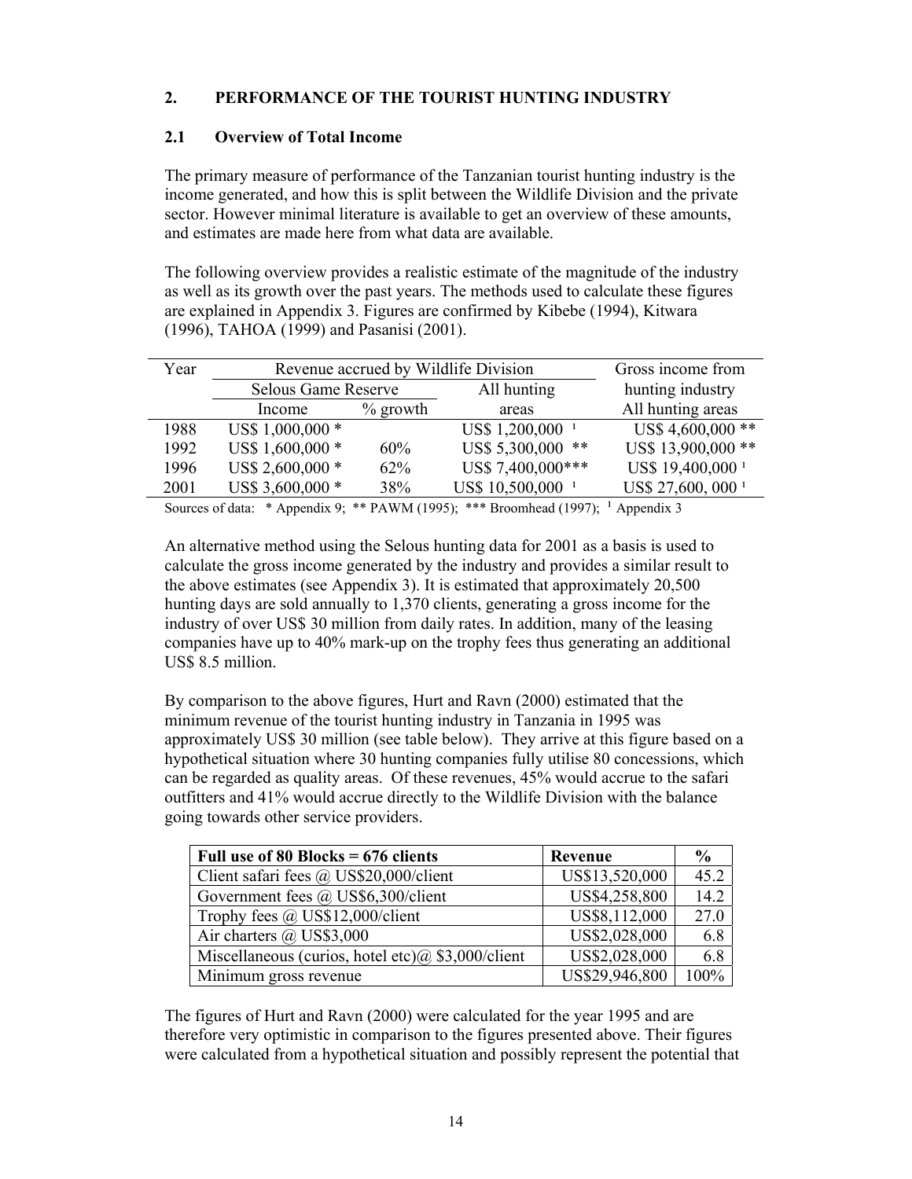## 2. PERFORMANCE OF THE TOURIST HUNTING INDUSTRY

### 2.1 Overview of Total Income

The primary measure of performance of the Tanzanian tourist hunting industry is the income generated, and how this is split between the Wildlife Division and the private sector. However minimal literature is available to get an overview of these amounts, and estimates are made here from what data are available.

The following overview provides a realistic estimate of the magnitude of the industry as well as its growth over the past years. The methods used to calculate these figures are explained in Appendix 3. Figures are confirmed by Kibebe (1994), Kitwara (1996), TAHOA (1999) and Pasanisi (2001).

| Year | Revenue accrued by Wildlife Division | | | Gross income from hunting industry |
|---|---|---|---|---|
| | Selous Game Reserve | | All hunting areas | All hunting areas |
| | Income | % growth | | |
| 1988 | US$ 1,000,000 * | | US$ 1,200,000 [1] | US$ 4,600,000 ** |
| 1992 | US$ 1,600,000 * | 60% | US$ 5,300,000 ** | US$ 13,900,000 ** |
| 1996 | US$ 2,600,000 * | 62% | US$ 7,400,000*** | US$ 19,400,000 [1] |
| 2001 | US$ 3,600,000 * | 38% | US$ 10,500,000 [1] | US$ 27,600, 000 [1] |

Sources of data: * Appendix 9; ** PAWM (1995); *** Broomhead (1997); [1] Appendix 3

An alternative method using the Selous hunting data for 2001 as a basis is used to calculate the gross income generated by the industry and provides a similar result to the above estimates (see Appendix 3). It is estimated that approximately 20,500 hunting days are sold annually to 1,370 clients, generating a gross income for the industry of over US$ 30 million from daily rates. In addition, many of the leasing companies have up to 40% mark-up on the trophy fees thus generating an additional US$ 8.5 million.

By comparison to the above figures, Hurt and Ravn (2000) estimated that the minimum revenue of the tourist hunting industry in Tanzania in 1995 was approximately US$ 30 million (see table below). They arrive at this figure based on a hypothetical situation where 30 hunting companies fully utilise 80 concessions, which can be regarded as quality areas. Of these revenues, 45% would accrue to the safari outfitters and 41% would accrue directly to the Wildlife Division with the balance going towards other service providers.

| Full use of 80 Blocks = 676 clients | Revenue | % |
|---|---|---|
| Client safari fees @ US$20,000/client | US$13,520,000 | 45.2 |
| Government fees @ US$6,300/client | US$4,258,800 | 14.2 |
| Trophy fees @ US$12,000/client | US$8,112,000 | 27.0 |
| Air charters @ US$3,000 | US$2,028,000 | 6.8 |
| Miscellaneous (curios, hotel etc)@ $3,000/client | US$2,028,000 | 6.8 |
| Minimum gross revenue | US$29,946,800 | 100% |

The figures of Hurt and Ravn (2000) were calculated for the year 1995 and are therefore very optimistic in comparison to the figures presented above. Their figures were calculated from a hypothetical situation and possibly represent the potential that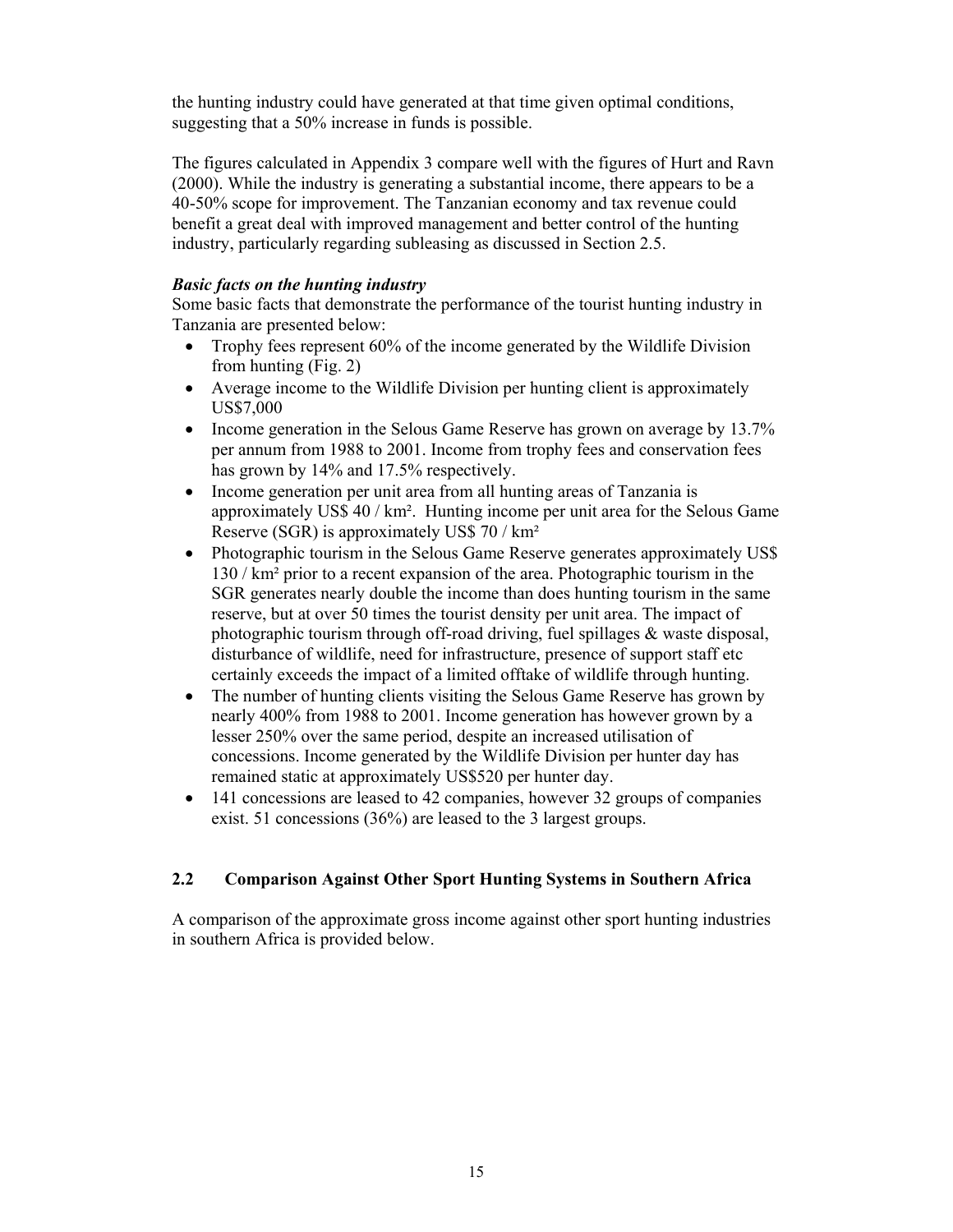the hunting industry could have generated at that time given optimal conditions, suggesting that a 50% increase in funds is possible.

The figures calculated in Appendix 3 compare well with the figures of Hurt and Ravn (2000). While the industry is generating a substantial income, there appears to be a 40-50% scope for improvement. The Tanzanian economy and tax revenue could benefit a great deal with improved management and better control of the hunting industry, particularly regarding subleasing as discussed in Section 2.5.

***Basic facts on the hunting industry***

Some basic facts that demonstrate the performance of the tourist hunting industry in Tanzania are presented below:

- Trophy fees represent 60% of the income generated by the Wildlife Division from hunting (Fig. 2)
- Average income to the Wildlife Division per hunting client is approximately US$7,000
- Income generation in the Selous Game Reserve has grown on average by 13.7% per annum from 1988 to 2001. Income from trophy fees and conservation fees has grown by 14% and 17.5% respectively.
- Income generation per unit area from all hunting areas of Tanzania is approximately US$ 40 / km². Hunting income per unit area for the Selous Game Reserve (SGR) is approximately US$ 70 / km²
- Photographic tourism in the Selous Game Reserve generates approximately US$ 130 / km² prior to a recent expansion of the area. Photographic tourism in the SGR generates nearly double the income than does hunting tourism in the same reserve, but at over 50 times the tourist density per unit area. The impact of photographic tourism through off-road driving, fuel spillages & waste disposal, disturbance of wildlife, need for infrastructure, presence of support staff etc certainly exceeds the impact of a limited offtake of wildlife through hunting.
- The number of hunting clients visiting the Selous Game Reserve has grown by nearly 400% from 1988 to 2001. Income generation has however grown by a lesser 250% over the same period, despite an increased utilisation of concessions. Income generated by the Wildlife Division per hunter day has remained static at approximately US$520 per hunter day.
- 141 concessions are leased to 42 companies, however 32 groups of companies exist. 51 concessions (36%) are leased to the 3 largest groups.

## 2.2 Comparison Against Other Sport Hunting Systems in Southern Africa

A comparison of the approximate gross income against other sport hunting industries in southern Africa is provided below.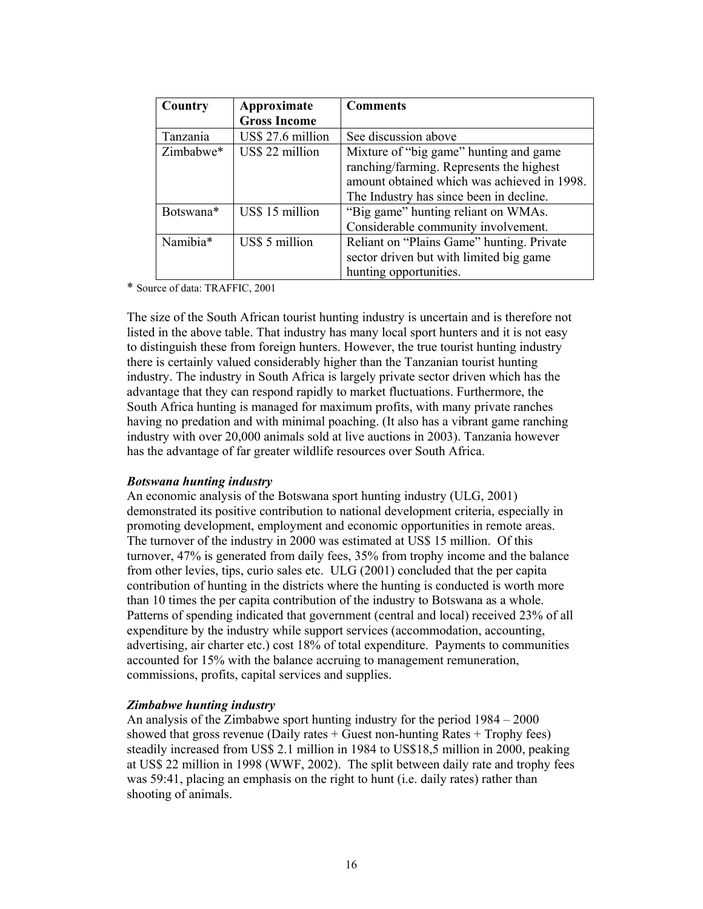| Country | Approximate Gross Income | Comments |
|---|---|---|
| Tanzania | US$ 27.6 million | See discussion above |
| Zimbabwe* | US$ 22 million | Mixture of "big game" hunting and game ranching/farming. Represents the highest amount obtained which was achieved in 1998. The Industry has since been in decline. |
| Botswana* | US$ 15 million | "Big game" hunting reliant on WMAs. Considerable community involvement. |
| Namibia* | US$ 5 million | Reliant on "Plains Game" hunting. Private sector driven but with limited big game hunting opportunities. |

\* Source of data: TRAFFIC, 2001

The size of the South African tourist hunting industry is uncertain and is therefore not listed in the above table. That industry has many local sport hunters and it is not easy to distinguish these from foreign hunters. However, the true tourist hunting industry there is certainly valued considerably higher than the Tanzanian tourist hunting industry. The industry in South Africa is largely private sector driven which has the advantage that they can respond rapidly to market fluctuations. Furthermore, the South Africa hunting is managed for maximum profits, with many private ranches having no predation and with minimal poaching. (It also has a vibrant game ranching industry with over 20,000 animals sold at live auctions in 2003). Tanzania however has the advantage of far greater wildlife resources over South Africa.

***Botswana hunting industry***

An economic analysis of the Botswana sport hunting industry (ULG, 2001) demonstrated its positive contribution to national development criteria, especially in promoting development, employment and economic opportunities in remote areas. The turnover of the industry in 2000 was estimated at US$ 15 million. Of this turnover, 47% is generated from daily fees, 35% from trophy income and the balance from other levies, tips, curio sales etc. ULG (2001) concluded that the per capita contribution of hunting in the districts where the hunting is conducted is worth more than 10 times the per capita contribution of the industry to Botswana as a whole. Patterns of spending indicated that government (central and local) received 23% of all expenditure by the industry while support services (accommodation, accounting, advertising, air charter etc.) cost 18% of total expenditure. Payments to communities accounted for 15% with the balance accruing to management remuneration, commissions, profits, capital services and supplies.

***Zimbabwe hunting industry***

An analysis of the Zimbabwe sport hunting industry for the period 1984 – 2000 showed that gross revenue (Daily rates + Guest non-hunting Rates + Trophy fees) steadily increased from US$ 2.1 million in 1984 to US$18,5 million in 2000, peaking at US$ 22 million in 1998 (WWF, 2002). The split between daily rate and trophy fees was 59:41, placing an emphasis on the right to hunt (i.e. daily rates) rather than shooting of animals.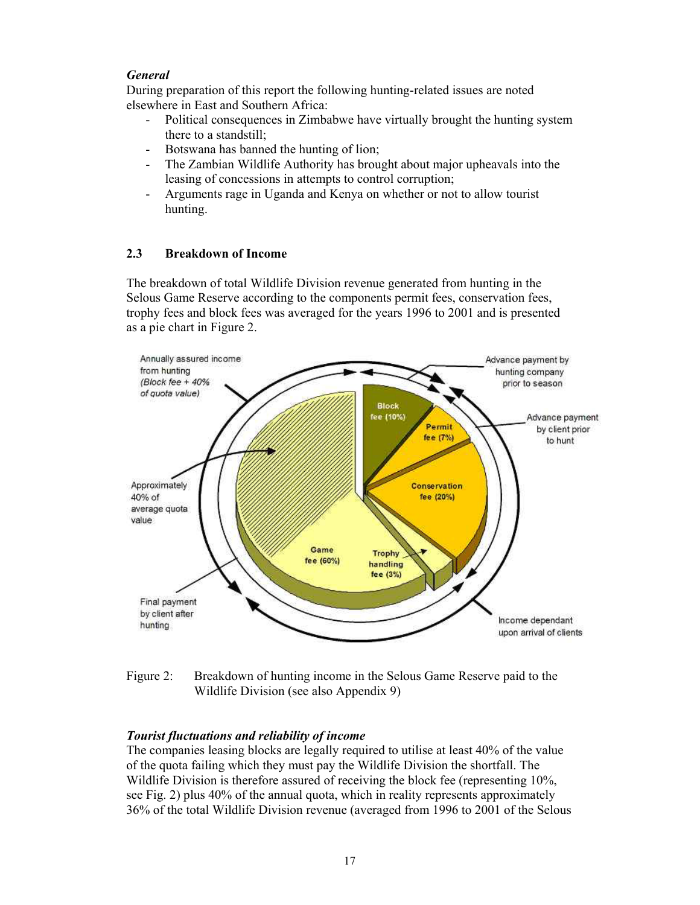***General***

During preparation of this report the following hunting-related issues are noted elsewhere in East and Southern Africa:

- Political consequences in Zimbabwe have virtually brought the hunting system there to a standstill;
- Botswana has banned the hunting of lion;
- The Zambian Wildlife Authority has brought about major upheavals into the leasing of concessions in attempts to control corruption;
- Arguments rage in Uganda and Kenya on whether or not to allow tourist hunting.

## 2.3 Breakdown of Income

The breakdown of total Wildlife Division revenue generated from hunting in the Selous Game Reserve according to the components permit fees, conservation fees, trophy fees and block fees was averaged for the years 1996 to 2001 and is presented as a pie chart in Figure 2.

Figure 2: Breakdown of hunting income in the Selous Game Reserve paid to the Wildlife Division (see also Appendix 9)

***Tourist fluctuations and reliability of income***

The companies leasing blocks are legally required to utilise at least 40% of the value of the quota failing which they must pay the Wildlife Division the shortfall. The Wildlife Division is therefore assured of receiving the block fee (representing 10%, see Fig. 2) plus 40% of the annual quota, which in reality represents approximately 36% of the total Wildlife Division revenue (averaged from 1996 to 2001 of the Selous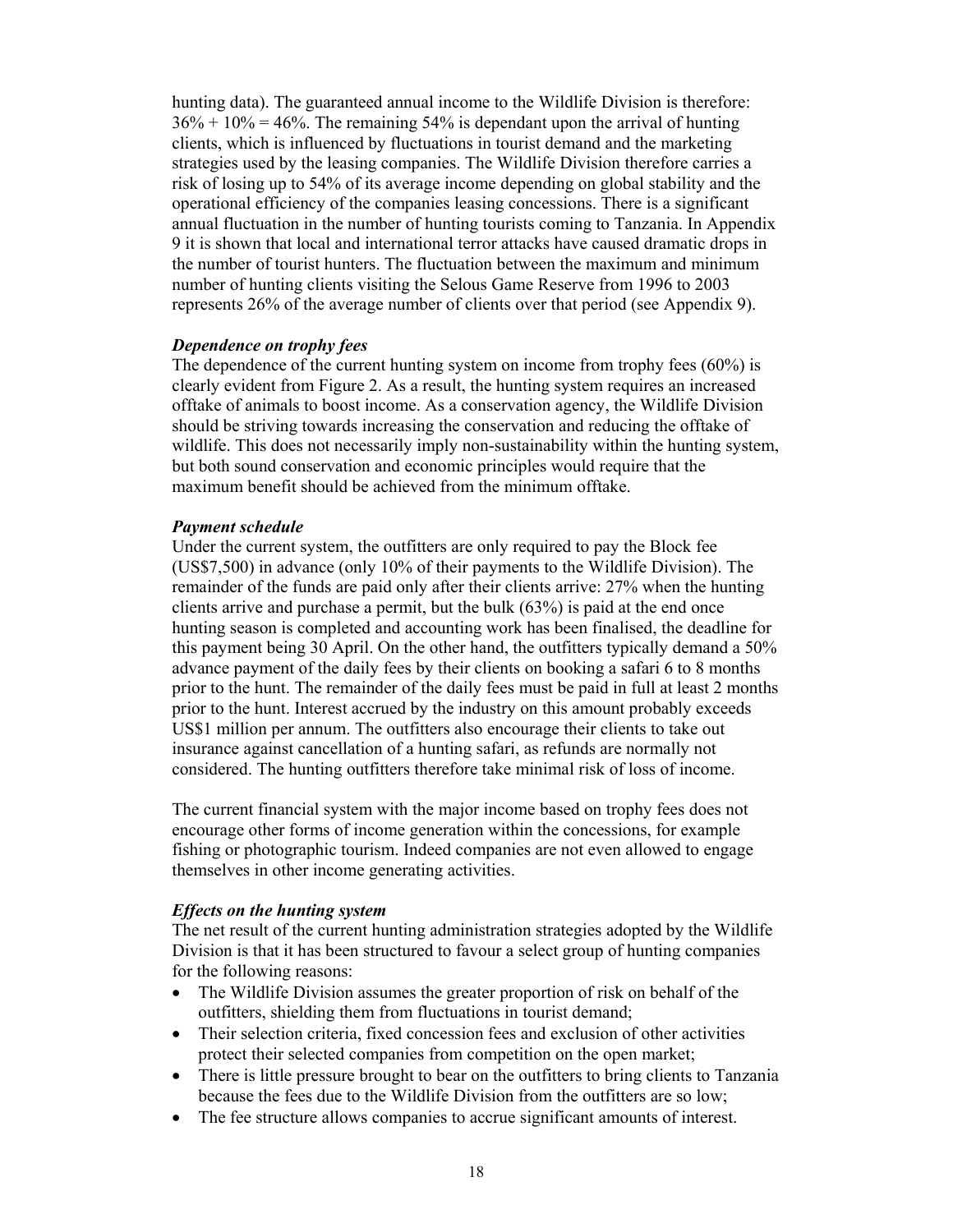hunting data). The guaranteed annual income to the Wildlife Division is therefore: 36% + 10% = 46%. The remaining 54% is dependant upon the arrival of hunting clients, which is influenced by fluctuations in tourist demand and the marketing strategies used by the leasing companies. The Wildlife Division therefore carries a risk of losing up to 54% of its average income depending on global stability and the operational efficiency of the companies leasing concessions. There is a significant annual fluctuation in the number of hunting tourists coming to Tanzania. In Appendix 9 it is shown that local and international terror attacks have caused dramatic drops in the number of tourist hunters. The fluctuation between the maximum and minimum number of hunting clients visiting the Selous Game Reserve from 1996 to 2003 represents 26% of the average number of clients over that period (see Appendix 9).

***Dependence on trophy fees***

The dependence of the current hunting system on income from trophy fees (60%) is clearly evident from Figure 2. As a result, the hunting system requires an increased offtake of animals to boost income. As a conservation agency, the Wildlife Division should be striving towards increasing the conservation and reducing the offtake of wildlife. This does not necessarily imply non-sustainability within the hunting system, but both sound conservation and economic principles would require that the maximum benefit should be achieved from the minimum offtake.

***Payment schedule***

Under the current system, the outfitters are only required to pay the Block fee (US$7,500) in advance (only 10% of their payments to the Wildlife Division). The remainder of the funds are paid only after their clients arrive: 27% when the hunting clients arrive and purchase a permit, but the bulk (63%) is paid at the end once hunting season is completed and accounting work has been finalised, the deadline for this payment being 30 April. On the other hand, the outfitters typically demand a 50% advance payment of the daily fees by their clients on booking a safari 6 to 8 months prior to the hunt. The remainder of the daily fees must be paid in full at least 2 months prior to the hunt. Interest accrued by the industry on this amount probably exceeds US$1 million per annum. The outfitters also encourage their clients to take out insurance against cancellation of a hunting safari, as refunds are normally not considered. The hunting outfitters therefore take minimal risk of loss of income.

The current financial system with the major income based on trophy fees does not encourage other forms of income generation within the concessions, for example fishing or photographic tourism. Indeed companies are not even allowed to engage themselves in other income generating activities.

***Effects on the hunting system***

The net result of the current hunting administration strategies adopted by the Wildlife Division is that it has been structured to favour a select group of hunting companies for the following reasons:

- The Wildlife Division assumes the greater proportion of risk on behalf of the outfitters, shielding them from fluctuations in tourist demand;
- Their selection criteria, fixed concession fees and exclusion of other activities protect their selected companies from competition on the open market;
- There is little pressure brought to bear on the outfitters to bring clients to Tanzania because the fees due to the Wildlife Division from the outfitters are so low;
- The fee structure allows companies to accrue significant amounts of interest.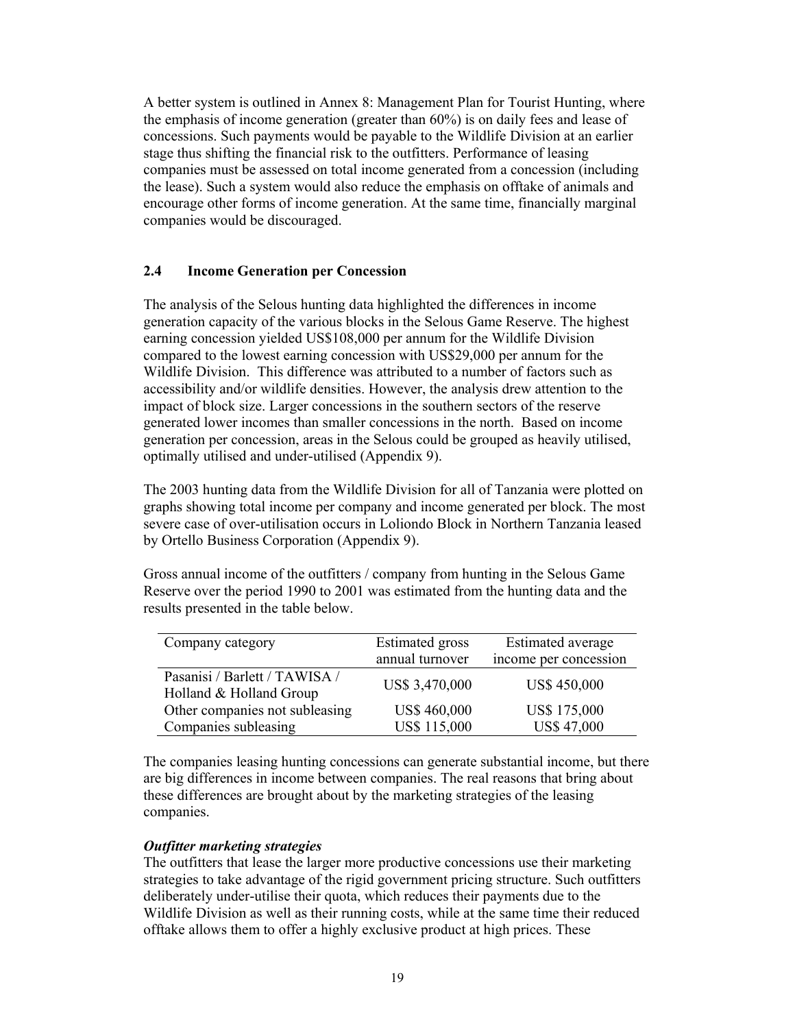A better system is outlined in Annex 8: Management Plan for Tourist Hunting, where the emphasis of income generation (greater than 60%) is on daily fees and lease of concessions. Such payments would be payable to the Wildlife Division at an earlier stage thus shifting the financial risk to the outfitters. Performance of leasing companies must be assessed on total income generated from a concession (including the lease). Such a system would also reduce the emphasis on offtake of animals and encourage other forms of income generation. At the same time, financially marginal companies would be discouraged.

## 2.4 Income Generation per Concession

The analysis of the Selous hunting data highlighted the differences in income generation capacity of the various blocks in the Selous Game Reserve. The highest earning concession yielded US$108,000 per annum for the Wildlife Division compared to the lowest earning concession with US$29,000 per annum for the Wildlife Division. This difference was attributed to a number of factors such as accessibility and/or wildlife densities. However, the analysis drew attention to the impact of block size. Larger concessions in the southern sectors of the reserve generated lower incomes than smaller concessions in the north. Based on income generation per concession, areas in the Selous could be grouped as heavily utilised, optimally utilised and under-utilised (Appendix 9).

The 2003 hunting data from the Wildlife Division for all of Tanzania were plotted on graphs showing total income per company and income generated per block. The most severe case of over-utilisation occurs in Loliondo Block in Northern Tanzania leased by Ortello Business Corporation (Appendix 9).

Gross annual income of the outfitters / company from hunting in the Selous Game Reserve over the period 1990 to 2001 was estimated from the hunting data and the results presented in the table below.

| Company category | Estimated gross annual turnover | Estimated average income per concession |
|---|---|---|
| Pasanisi / Barlett / TAWISA / Holland & Holland Group | US$ 3,470,000 | US$ 450,000 |
| Other companies not subleasing | US$ 460,000 | US$ 175,000 |
| Companies subleasing | US$ 115,000 | US$ 47,000 |

The companies leasing hunting concessions can generate substantial income, but there are big differences in income between companies. The real reasons that bring about these differences are brought about by the marketing strategies of the leasing companies.

***Outfitter marketing strategies***

The outfitters that lease the larger more productive concessions use their marketing strategies to take advantage of the rigid government pricing structure. Such outfitters deliberately under-utilise their quota, which reduces their payments due to the Wildlife Division as well as their running costs, while at the same time their reduced offtake allows them to offer a highly exclusive product at high prices. These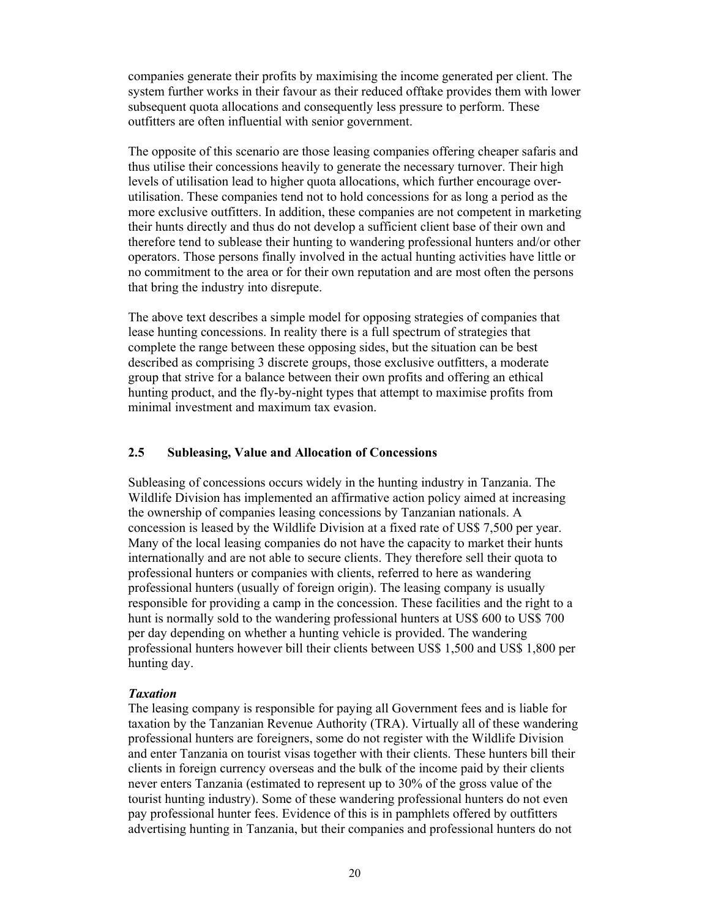companies generate their profits by maximising the income generated per client. The system further works in their favour as their reduced offtake provides them with lower subsequent quota allocations and consequently less pressure to perform. These outfitters are often influential with senior government.

The opposite of this scenario are those leasing companies offering cheaper safaris and thus utilise their concessions heavily to generate the necessary turnover. Their high levels of utilisation lead to higher quota allocations, which further encourage over-utilisation. These companies tend not to hold concessions for as long a period as the more exclusive outfitters. In addition, these companies are not competent in marketing their hunts directly and thus do not develop a sufficient client base of their own and therefore tend to sublease their hunting to wandering professional hunters and/or other operators. Those persons finally involved in the actual hunting activities have little or no commitment to the area or for their own reputation and are most often the persons that bring the industry into disrepute.

The above text describes a simple model for opposing strategies of companies that lease hunting concessions. In reality there is a full spectrum of strategies that complete the range between these opposing sides, but the situation can be best described as comprising 3 discrete groups, those exclusive outfitters, a moderate group that strive for a balance between their own profits and offering an ethical hunting product, and the fly-by-night types that attempt to maximise profits from minimal investment and maximum tax evasion.

## 2.5 Subleasing, Value and Allocation of Concessions

Subleasing of concessions occurs widely in the hunting industry in Tanzania. The Wildlife Division has implemented an affirmative action policy aimed at increasing the ownership of companies leasing concessions by Tanzanian nationals. A concession is leased by the Wildlife Division at a fixed rate of US$ 7,500 per year. Many of the local leasing companies do not have the capacity to market their hunts internationally and are not able to secure clients. They therefore sell their quota to professional hunters or companies with clients, referred to here as wandering professional hunters (usually of foreign origin). The leasing company is usually responsible for providing a camp in the concession. These facilities and the right to a hunt is normally sold to the wandering professional hunters at US$ 600 to US$ 700 per day depending on whether a hunting vehicle is provided. The wandering professional hunters however bill their clients between US$ 1,500 and US$ 1,800 per hunting day.

***Taxation***

The leasing company is responsible for paying all Government fees and is liable for taxation by the Tanzanian Revenue Authority (TRA). Virtually all of these wandering professional hunters are foreigners, some do not register with the Wildlife Division and enter Tanzania on tourist visas together with their clients. These hunters bill their clients in foreign currency overseas and the bulk of the income paid by their clients never enters Tanzania (estimated to represent up to 30% of the gross value of the tourist hunting industry). Some of these wandering professional hunters do not even pay professional hunter fees. Evidence of this is in pamphlets offered by outfitters advertising hunting in Tanzania, but their companies and professional hunters do not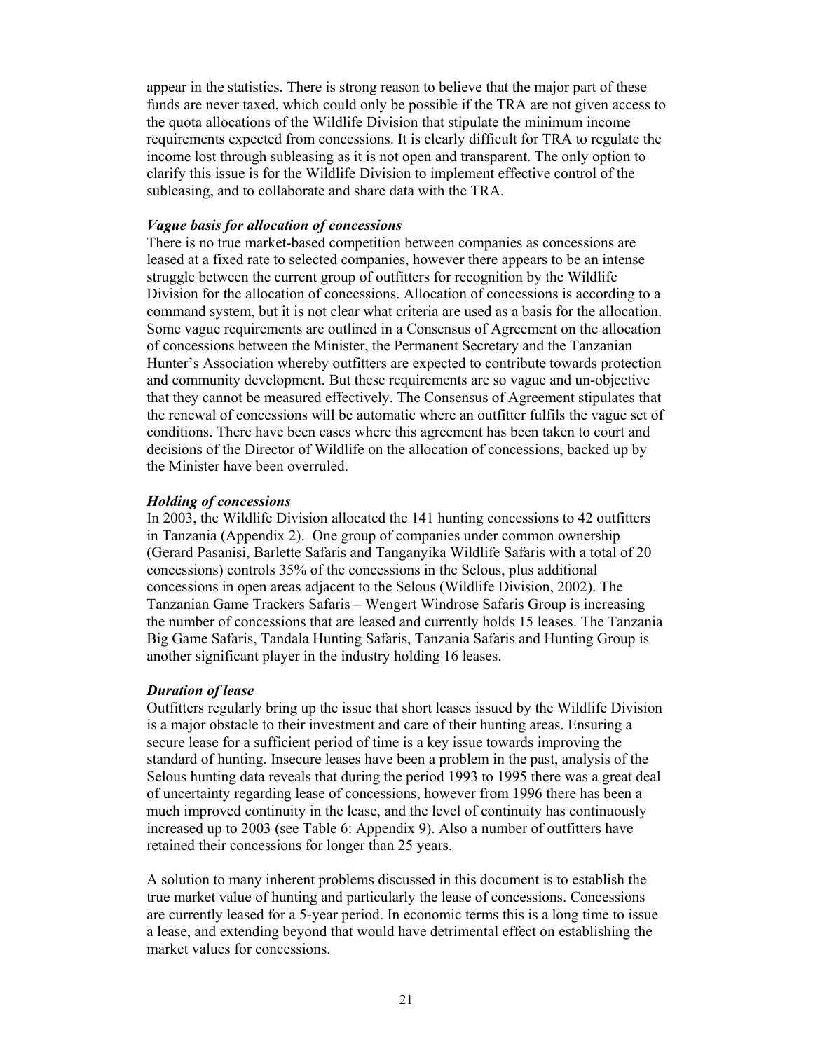appear in the statistics. There is strong reason to believe that the major part of these funds are never taxed, which could only be possible if the TRA are not given access to the quota allocations of the Wildlife Division that stipulate the minimum income requirements expected from concessions. It is clearly difficult for TRA to regulate the income lost through subleasing as it is not open and transparent. The only option to clarify this issue is for the Wildlife Division to implement effective control of the subleasing, and to collaborate and share data with the TRA.

***Vague basis for allocation of concessions***

There is no true market-based competition between companies as concessions are leased at a fixed rate to selected companies, however there appears to be an intense struggle between the current group of outfitters for recognition by the Wildlife Division for the allocation of concessions. Allocation of concessions is according to a command system, but it is not clear what criteria are used as a basis for the allocation. Some vague requirements are outlined in a Consensus of Agreement on the allocation of concessions between the Minister, the Permanent Secretary and the Tanzanian Hunter's Association whereby outfitters are expected to contribute towards protection and community development. But these requirements are so vague and un-objective that they cannot be measured effectively. The Consensus of Agreement stipulates that the renewal of concessions will be automatic where an outfitter fulfils the vague set of conditions. There have been cases where this agreement has been taken to court and decisions of the Director of Wildlife on the allocation of concessions, backed up by the Minister have been overruled.

***Holding of concessions***

In 2003, the Wildlife Division allocated the 141 hunting concessions to 42 outfitters in Tanzania (Appendix 2). One group of companies under common ownership (Gerard Pasanisi, Barlette Safaris and Tanganyika Wildlife Safaris with a total of 20 concessions) controls 35% of the concessions in the Selous, plus additional concessions in open areas adjacent to the Selous (Wildlife Division, 2002). The Tanzanian Game Trackers Safaris – Wengert Windrose Safaris Group is increasing the number of concessions that are leased and currently holds 15 leases. The Tanzania Big Game Safaris, Tandala Hunting Safaris, Tanzania Safaris and Hunting Group is another significant player in the industry holding 16 leases.

***Duration of lease***

Outfitters regularly bring up the issue that short leases issued by the Wildlife Division is a major obstacle to their investment and care of their hunting areas. Ensuring a secure lease for a sufficient period of time is a key issue towards improving the standard of hunting. Insecure leases have been a problem in the past, analysis of the Selous hunting data reveals that during the period 1993 to 1995 there was a great deal of uncertainty regarding lease of concessions, however from 1996 there has been a much improved continuity in the lease, and the level of continuity has continuously increased up to 2003 (see Table 6: Appendix 9). Also a number of outfitters have retained their concessions for longer than 25 years.

A solution to many inherent problems discussed in this document is to establish the true market value of hunting and particularly the lease of concessions. Concessions are currently leased for a 5-year period. In economic terms this is a long time to issue a lease, and extending beyond that would have detrimental effect on establishing the market values for concessions.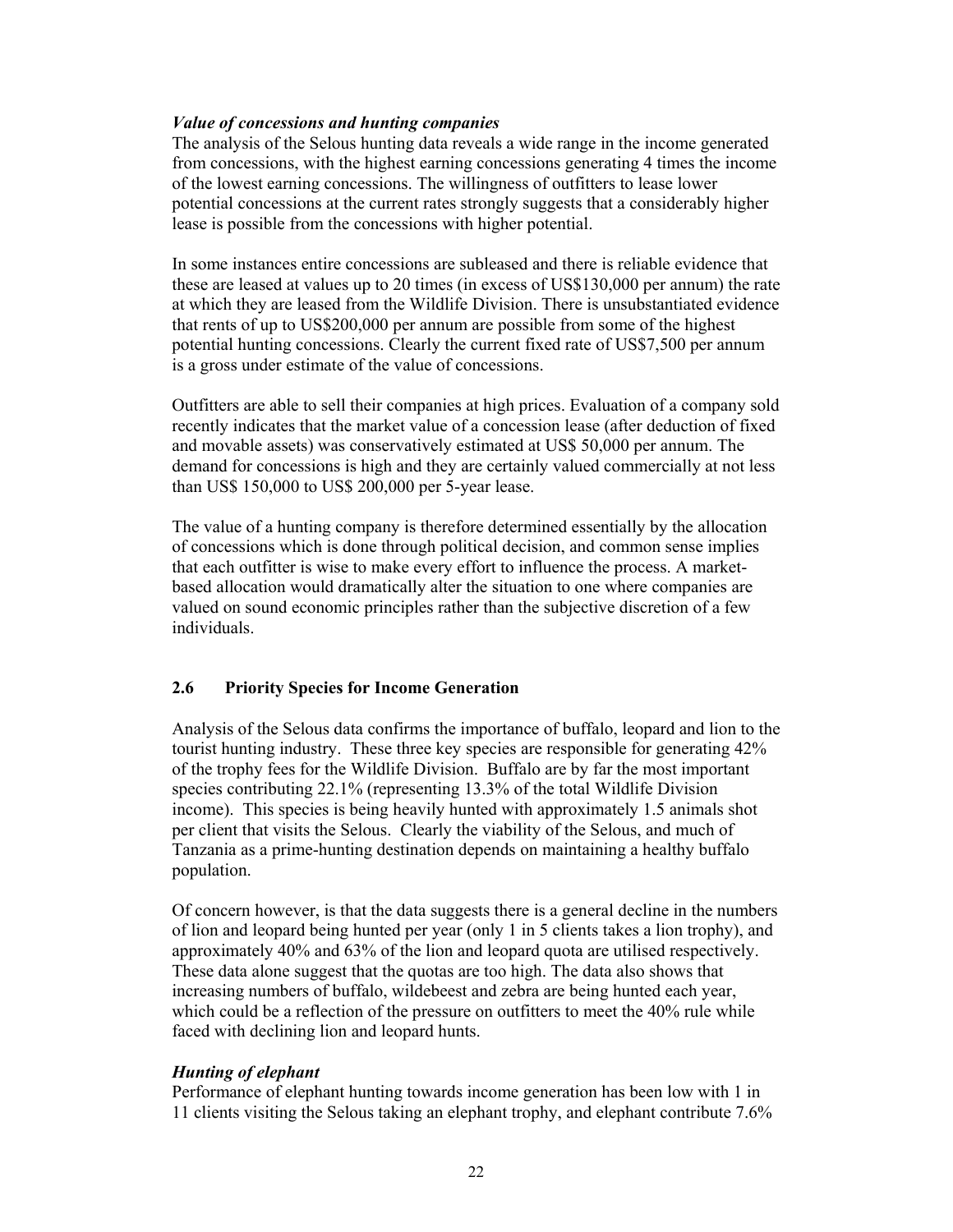### *Value of concessions and hunting companies*

The analysis of the Selous hunting data reveals a wide range in the income generated from concessions, with the highest earning concessions generating 4 times the income of the lowest earning concessions. The willingness of outfitters to lease lower potential concessions at the current rates strongly suggests that a considerably higher lease is possible from the concessions with higher potential.

In some instances entire concessions are subleased and there is reliable evidence that these are leased at values up to 20 times (in excess of US$130,000 per annum) the rate at which they are leased from the Wildlife Division. There is unsubstantiated evidence that rents of up to US$200,000 per annum are possible from some of the highest potential hunting concessions. Clearly the current fixed rate of US$7,500 per annum is a gross under estimate of the value of concessions.

Outfitters are able to sell their companies at high prices. Evaluation of a company sold recently indicates that the market value of a concession lease (after deduction of fixed and movable assets) was conservatively estimated at US$ 50,000 per annum. The demand for concessions is high and they are certainly valued commercially at not less than US$ 150,000 to US$ 200,000 per 5-year lease.

The value of a hunting company is therefore determined essentially by the allocation of concessions which is done through political decision, and common sense implies that each outfitter is wise to make every effort to influence the process. A market-based allocation would dramatically alter the situation to one where companies are valued on sound economic principles rather than the subjective discretion of a few individuals.

## 2.6 Priority Species for Income Generation

Analysis of the Selous data confirms the importance of buffalo, leopard and lion to the tourist hunting industry. These three key species are responsible for generating 42% of the trophy fees for the Wildlife Division. Buffalo are by far the most important species contributing 22.1% (representing 13.3% of the total Wildlife Division income). This species is being heavily hunted with approximately 1.5 animals shot per client that visits the Selous. Clearly the viability of the Selous, and much of Tanzania as a prime-hunting destination depends on maintaining a healthy buffalo population.

Of concern however, is that the data suggests there is a general decline in the numbers of lion and leopard being hunted per year (only 1 in 5 clients takes a lion trophy), and approximately 40% and 63% of the lion and leopard quota are utilised respectively. These data alone suggest that the quotas are too high. The data also shows that increasing numbers of buffalo, wildebeest and zebra are being hunted each year, which could be a reflection of the pressure on outfitters to meet the 40% rule while faced with declining lion and leopard hunts.

### *Hunting of elephant*

Performance of elephant hunting towards income generation has been low with 1 in 11 clients visiting the Selous taking an elephant trophy, and elephant contribute 7.6%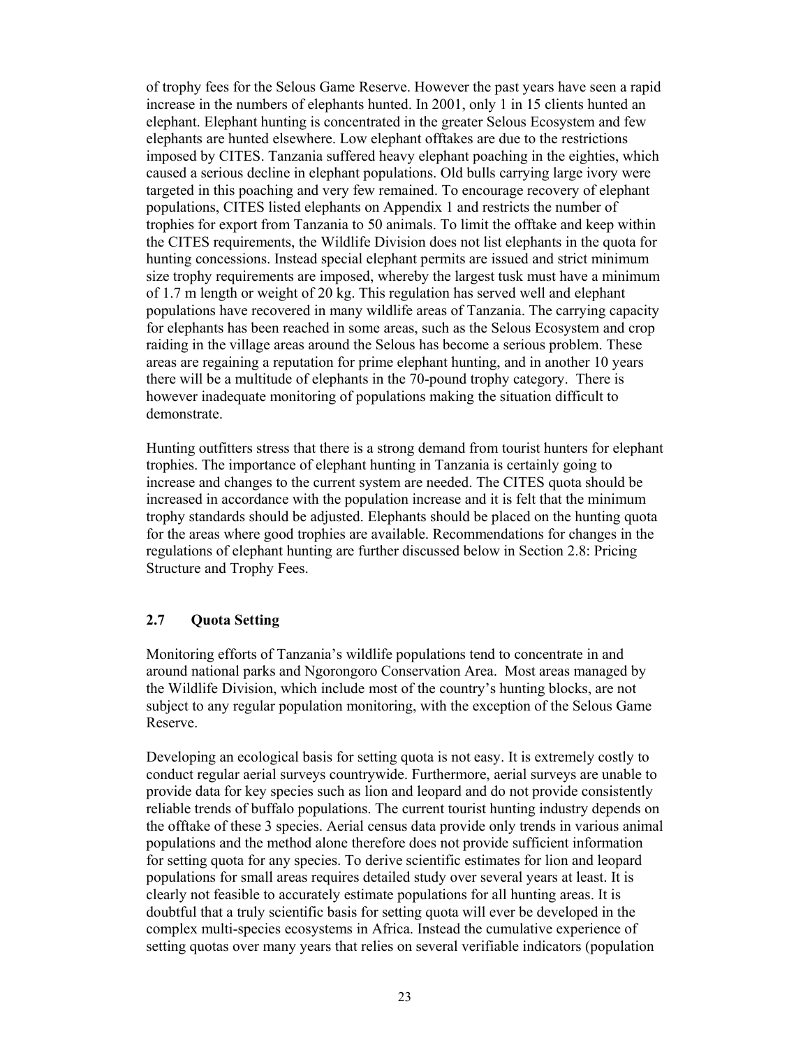of trophy fees for the Selous Game Reserve. However the past years have seen a rapid increase in the numbers of elephants hunted. In 2001, only 1 in 15 clients hunted an elephant. Elephant hunting is concentrated in the greater Selous Ecosystem and few elephants are hunted elsewhere. Low elephant offtakes are due to the restrictions imposed by CITES. Tanzania suffered heavy elephant poaching in the eighties, which caused a serious decline in elephant populations. Old bulls carrying large ivory were targeted in this poaching and very few remained. To encourage recovery of elephant populations, CITES listed elephants on Appendix 1 and restricts the number of trophies for export from Tanzania to 50 animals. To limit the offtake and keep within the CITES requirements, the Wildlife Division does not list elephants in the quota for hunting concessions. Instead special elephant permits are issued and strict minimum size trophy requirements are imposed, whereby the largest tusk must have a minimum of 1.7 m length or weight of 20 kg. This regulation has served well and elephant populations have recovered in many wildlife areas of Tanzania. The carrying capacity for elephants has been reached in some areas, such as the Selous Ecosystem and crop raiding in the village areas around the Selous has become a serious problem. These areas are regaining a reputation for prime elephant hunting, and in another 10 years there will be a multitude of elephants in the 70-pound trophy category. There is however inadequate monitoring of populations making the situation difficult to demonstrate.

Hunting outfitters stress that there is a strong demand from tourist hunters for elephant trophies. The importance of elephant hunting in Tanzania is certainly going to increase and changes to the current system are needed. The CITES quota should be increased in accordance with the population increase and it is felt that the minimum trophy standards should be adjusted. Elephants should be placed on the hunting quota for the areas where good trophies are available. Recommendations for changes in the regulations of elephant hunting are further discussed below in Section 2.8: Pricing Structure and Trophy Fees.

## 2.7 Quota Setting

Monitoring efforts of Tanzania's wildlife populations tend to concentrate in and around national parks and Ngorongoro Conservation Area. Most areas managed by the Wildlife Division, which include most of the country's hunting blocks, are not subject to any regular population monitoring, with the exception of the Selous Game Reserve.

Developing an ecological basis for setting quota is not easy. It is extremely costly to conduct regular aerial surveys countrywide. Furthermore, aerial surveys are unable to provide data for key species such as lion and leopard and do not provide consistently reliable trends of buffalo populations. The current tourist hunting industry depends on the offtake of these 3 species. Aerial census data provide only trends in various animal populations and the method alone therefore does not provide sufficient information for setting quota for any species. To derive scientific estimates for lion and leopard populations for small areas requires detailed study over several years at least. It is clearly not feasible to accurately estimate populations for all hunting areas. It is doubtful that a truly scientific basis for setting quota will ever be developed in the complex multi-species ecosystems in Africa. Instead the cumulative experience of setting quotas over many years that relies on several verifiable indicators (population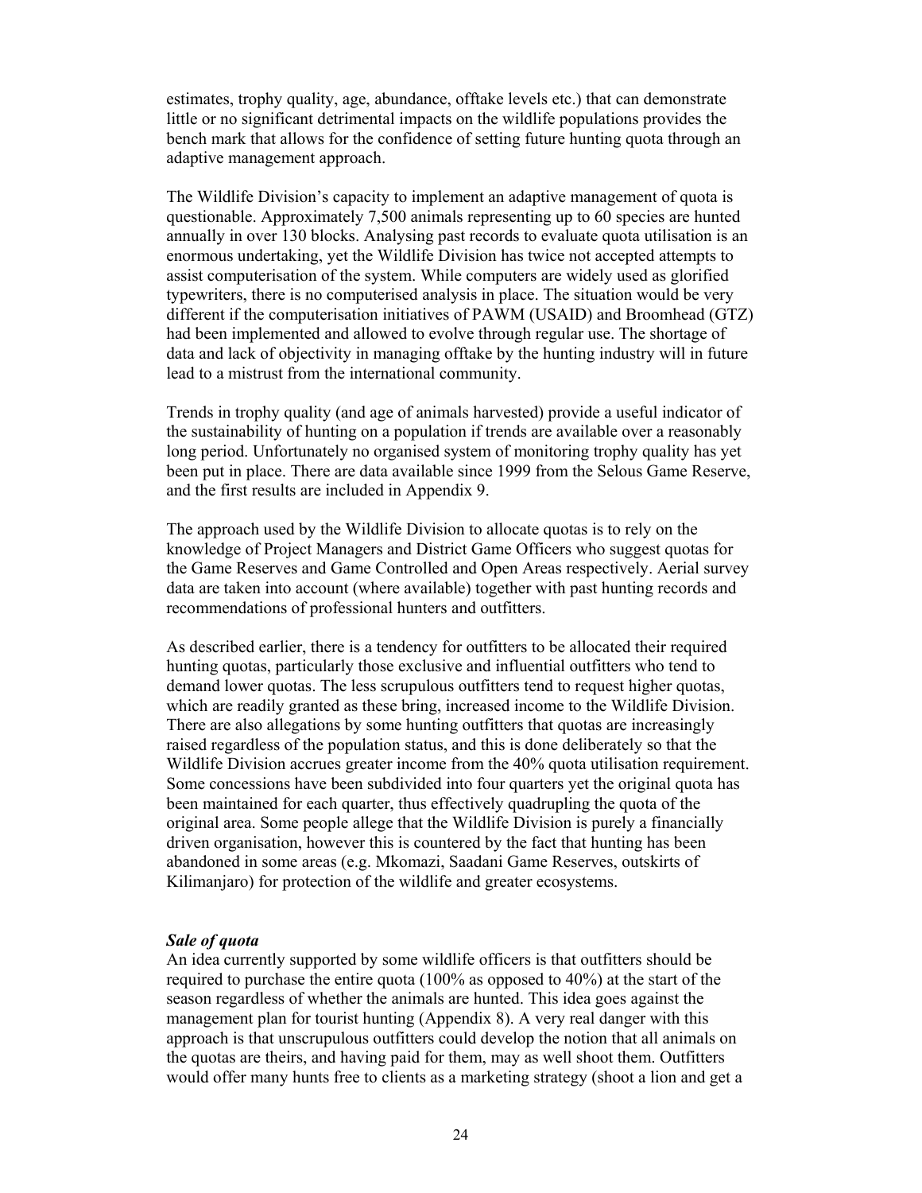estimates, trophy quality, age, abundance, offtake levels etc.) that can demonstrate little or no significant detrimental impacts on the wildlife populations provides the bench mark that allows for the confidence of setting future hunting quota through an adaptive management approach.

The Wildlife Division's capacity to implement an adaptive management of quota is questionable. Approximately 7,500 animals representing up to 60 species are hunted annually in over 130 blocks. Analysing past records to evaluate quota utilisation is an enormous undertaking, yet the Wildlife Division has twice not accepted attempts to assist computerisation of the system. While computers are widely used as glorified typewriters, there is no computerised analysis in place. The situation would be very different if the computerisation initiatives of PAWM (USAID) and Broomhead (GTZ) had been implemented and allowed to evolve through regular use. The shortage of data and lack of objectivity in managing offtake by the hunting industry will in future lead to a mistrust from the international community.

Trends in trophy quality (and age of animals harvested) provide a useful indicator of the sustainability of hunting on a population if trends are available over a reasonably long period. Unfortunately no organised system of monitoring trophy quality has yet been put in place. There are data available since 1999 from the Selous Game Reserve, and the first results are included in Appendix 9.

The approach used by the Wildlife Division to allocate quotas is to rely on the knowledge of Project Managers and District Game Officers who suggest quotas for the Game Reserves and Game Controlled and Open Areas respectively. Aerial survey data are taken into account (where available) together with past hunting records and recommendations of professional hunters and outfitters.

As described earlier, there is a tendency for outfitters to be allocated their required hunting quotas, particularly those exclusive and influential outfitters who tend to demand lower quotas. The less scrupulous outfitters tend to request higher quotas, which are readily granted as these bring, increased income to the Wildlife Division. There are also allegations by some hunting outfitters that quotas are increasingly raised regardless of the population status, and this is done deliberately so that the Wildlife Division accrues greater income from the 40% quota utilisation requirement. Some concessions have been subdivided into four quarters yet the original quota has been maintained for each quarter, thus effectively quadrupling the quota of the original area. Some people allege that the Wildlife Division is purely a financially driven organisation, however this is countered by the fact that hunting has been abandoned in some areas (e.g. Mkomazi, Saadani Game Reserves, outskirts of Kilimanjaro) for protection of the wildlife and greater ecosystems.

***Sale of quota***

An idea currently supported by some wildlife officers is that outfitters should be required to purchase the entire quota (100% as opposed to 40%) at the start of the season regardless of whether the animals are hunted. This idea goes against the management plan for tourist hunting (Appendix 8). A very real danger with this approach is that unscrupulous outfitters could develop the notion that all animals on the quotas are theirs, and having paid for them, may as well shoot them. Outfitters would offer many hunts free to clients as a marketing strategy (shoot a lion and get a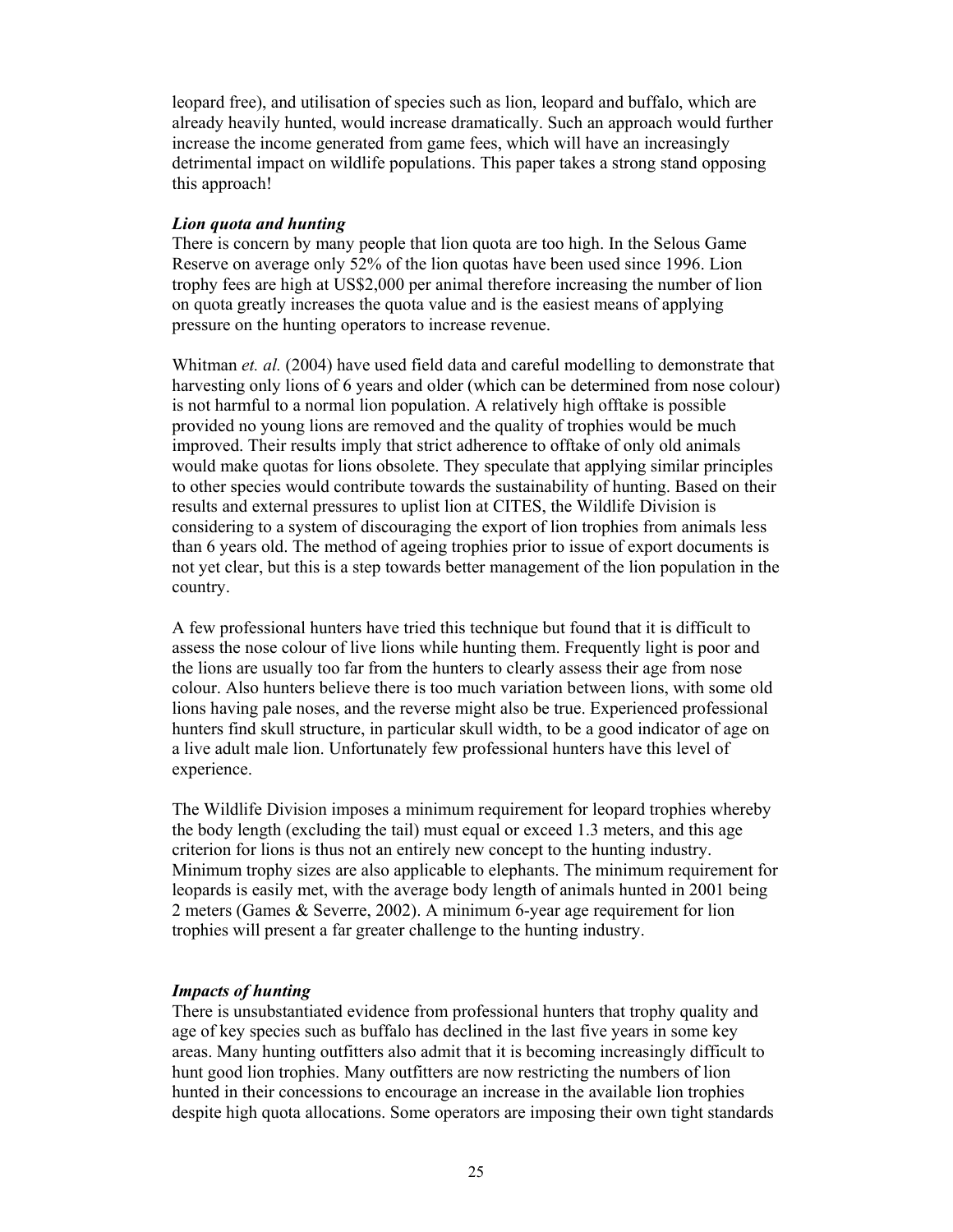leopard free), and utilisation of species such as lion, leopard and buffalo, which are already heavily hunted, would increase dramatically. Such an approach would further increase the income generated from game fees, which will have an increasingly detrimental impact on wildlife populations. This paper takes a strong stand opposing this approach!

### *Lion quota and hunting*

There is concern by many people that lion quota are too high. In the Selous Game Reserve on average only 52% of the lion quotas have been used since 1996. Lion trophy fees are high at US$2,000 per animal therefore increasing the number of lion on quota greatly increases the quota value and is the easiest means of applying pressure on the hunting operators to increase revenue.

Whitman *et. al.* (2004) have used field data and careful modelling to demonstrate that harvesting only lions of 6 years and older (which can be determined from nose colour) is not harmful to a normal lion population. A relatively high offtake is possible provided no young lions are removed and the quality of trophies would be much improved. Their results imply that strict adherence to offtake of only old animals would make quotas for lions obsolete. They speculate that applying similar principles to other species would contribute towards the sustainability of hunting. Based on their results and external pressures to uplist lion at CITES, the Wildlife Division is considering to a system of discouraging the export of lion trophies from animals less than 6 years old. The method of ageing trophies prior to issue of export documents is not yet clear, but this is a step towards better management of the lion population in the country.

A few professional hunters have tried this technique but found that it is difficult to assess the nose colour of live lions while hunting them. Frequently light is poor and the lions are usually too far from the hunters to clearly assess their age from nose colour. Also hunters believe there is too much variation between lions, with some old lions having pale noses, and the reverse might also be true. Experienced professional hunters find skull structure, in particular skull width, to be a good indicator of age on a live adult male lion. Unfortunately few professional hunters have this level of experience.

The Wildlife Division imposes a minimum requirement for leopard trophies whereby the body length (excluding the tail) must equal or exceed 1.3 meters, and this age criterion for lions is thus not an entirely new concept to the hunting industry. Minimum trophy sizes are also applicable to elephants. The minimum requirement for leopards is easily met, with the average body length of animals hunted in 2001 being 2 meters (Games & Severre, 2002). A minimum 6-year age requirement for lion trophies will present a far greater challenge to the hunting industry.

### *Impacts of hunting*

There is unsubstantiated evidence from professional hunters that trophy quality and age of key species such as buffalo has declined in the last five years in some key areas. Many hunting outfitters also admit that it is becoming increasingly difficult to hunt good lion trophies. Many outfitters are now restricting the numbers of lion hunted in their concessions to encourage an increase in the available lion trophies despite high quota allocations. Some operators are imposing their own tight standards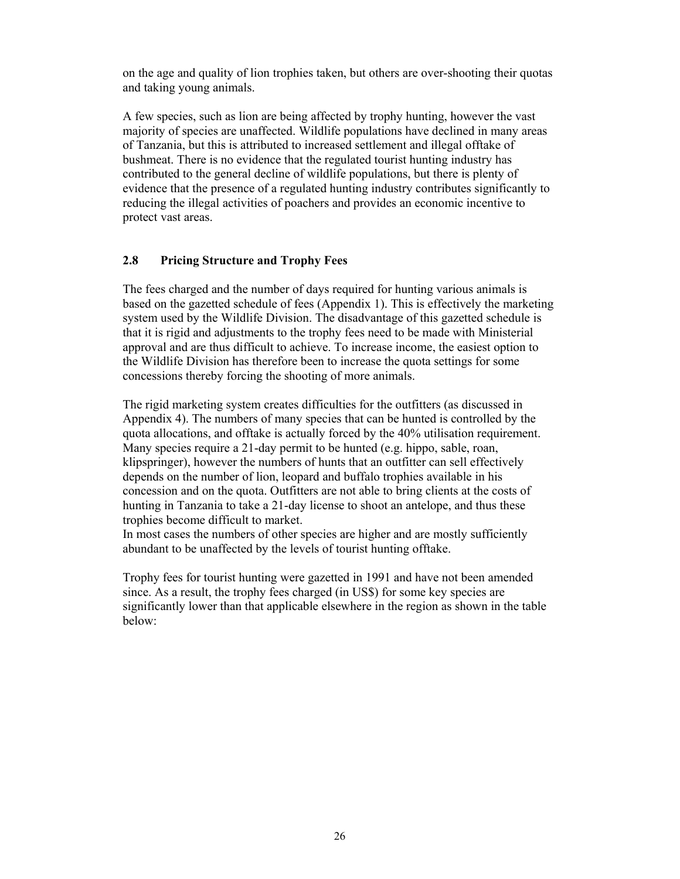on the age and quality of lion trophies taken, but others are over-shooting their quotas and taking young animals.

A few species, such as lion are being affected by trophy hunting, however the vast majority of species are unaffected. Wildlife populations have declined in many areas of Tanzania, but this is attributed to increased settlement and illegal offtake of bushmeat. There is no evidence that the regulated tourist hunting industry has contributed to the general decline of wildlife populations, but there is plenty of evidence that the presence of a regulated hunting industry contributes significantly to reducing the illegal activities of poachers and provides an economic incentive to protect vast areas.

## 2.8 Pricing Structure and Trophy Fees

The fees charged and the number of days required for hunting various animals is based on the gazetted schedule of fees (Appendix 1). This is effectively the marketing system used by the Wildlife Division. The disadvantage of this gazetted schedule is that it is rigid and adjustments to the trophy fees need to be made with Ministerial approval and are thus difficult to achieve. To increase income, the easiest option to the Wildlife Division has therefore been to increase the quota settings for some concessions thereby forcing the shooting of more animals.

The rigid marketing system creates difficulties for the outfitters (as discussed in Appendix 4). The numbers of many species that can be hunted is controlled by the quota allocations, and offtake is actually forced by the 40% utilisation requirement. Many species require a 21-day permit to be hunted (e.g. hippo, sable, roan, klipspringer), however the numbers of hunts that an outfitter can sell effectively depends on the number of lion, leopard and buffalo trophies available in his concession and on the quota. Outfitters are not able to bring clients at the costs of hunting in Tanzania to take a 21-day license to shoot an antelope, and thus these trophies become difficult to market.
In most cases the numbers of other species are higher and are mostly sufficiently abundant to be unaffected by the levels of tourist hunting offtake.

Trophy fees for tourist hunting were gazetted in 1991 and have not been amended since. As a result, the trophy fees charged (in US$) for some key species are significantly lower than that applicable elsewhere in the region as shown in the table below: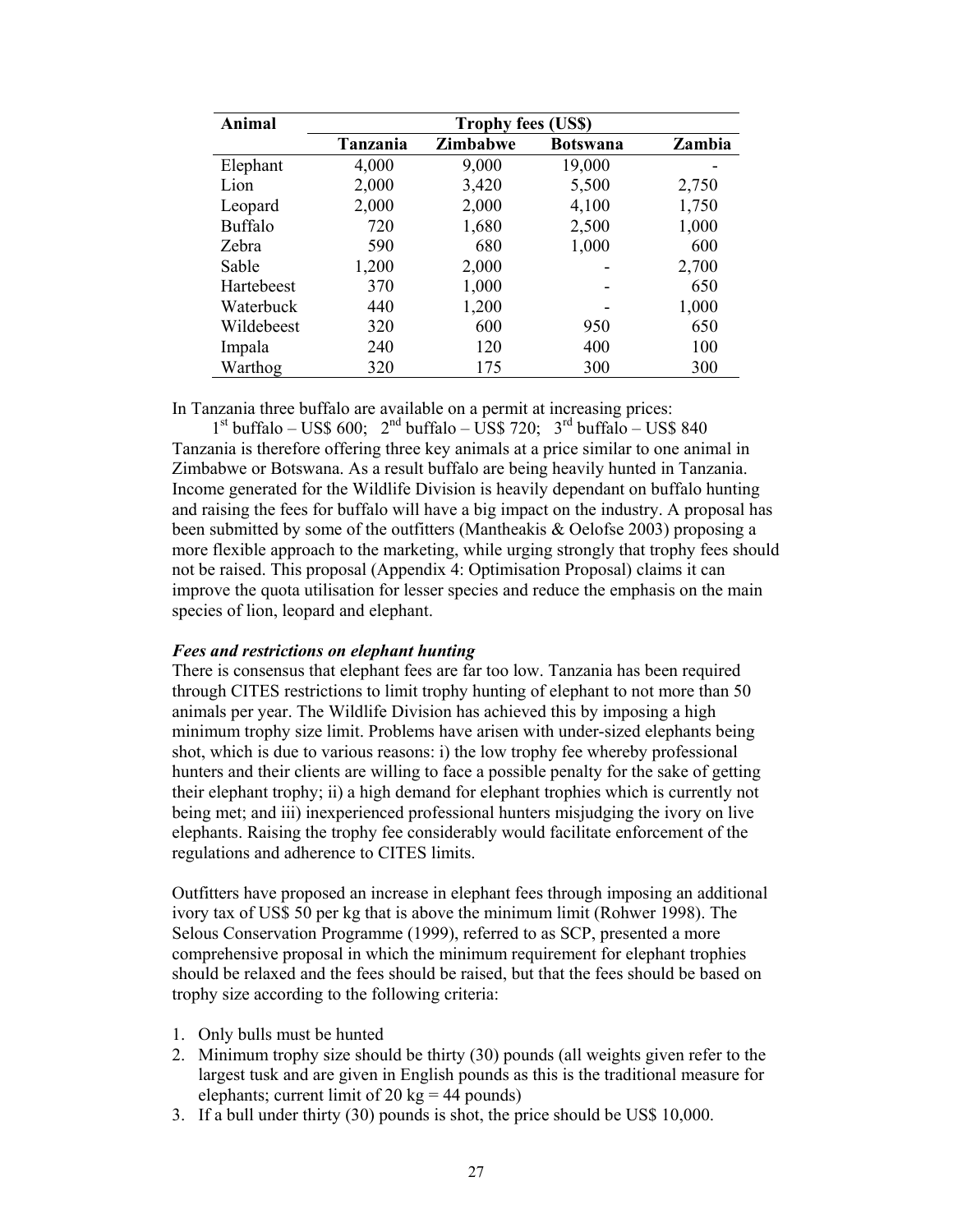| Animal | Trophy fees (US$) | | | |
|---|---|---|---|---|
| | Tanzania | Zimbabwe | Botswana | Zambia |
| Elephant | 4,000 | 9,000 | 19,000 | - |
| Lion | 2,000 | 3,420 | 5,500 | 2,750 |
| Leopard | 2,000 | 2,000 | 4,100 | 1,750 |
| Buffalo | 720 | 1,680 | 2,500 | 1,000 |
| Zebra | 590 | 680 | 1,000 | 600 |
| Sable | 1,200 | 2,000 | - | 2,700 |
| Hartebeest | 370 | 1,000 | - | 650 |
| Waterbuck | 440 | 1,200 | - | 1,000 |
| Wildebeest | 320 | 600 | 950 | 650 |
| Impala | 240 | 120 | 400 | 100 |
| Warthog | 320 | 175 | 300 | 300 |

In Tanzania three buffalo are available on a permit at increasing prices:

1st buffalo – US$ 600; 2nd buffalo – US$ 720; 3rd buffalo – US$ 840

Tanzania is therefore offering three key animals at a price similar to one animal in Zimbabwe or Botswana. As a result buffalo are being heavily hunted in Tanzania. Income generated for the Wildlife Division is heavily dependant on buffalo hunting and raising the fees for buffalo will have a big impact on the industry. A proposal has been submitted by some of the outfitters (Mantheakis & Oelofse 2003) proposing a more flexible approach to the marketing, while urging strongly that trophy fees should not be raised. This proposal (Appendix 4: Optimisation Proposal) claims it can improve the quota utilisation for lesser species and reduce the emphasis on the main species of lion, leopard and elephant.

***Fees and restrictions on elephant hunting***

There is consensus that elephant fees are far too low. Tanzania has been required through CITES restrictions to limit trophy hunting of elephant to not more than 50 animals per year. The Wildlife Division has achieved this by imposing a high minimum trophy size limit. Problems have arisen with under-sized elephants being shot, which is due to various reasons: i) the low trophy fee whereby professional hunters and their clients are willing to face a possible penalty for the sake of getting their elephant trophy; ii) a high demand for elephant trophies which is currently not being met; and iii) inexperienced professional hunters misjudging the ivory on live elephants. Raising the trophy fee considerably would facilitate enforcement of the regulations and adherence to CITES limits.

Outfitters have proposed an increase in elephant fees through imposing an additional ivory tax of US$ 50 per kg that is above the minimum limit (Rohwer 1998). The Selous Conservation Programme (1999), referred to as SCP, presented a more comprehensive proposal in which the minimum requirement for elephant trophies should be relaxed and the fees should be raised, but that the fees should be based on trophy size according to the following criteria:

1. Only bulls must be hunted
2. Minimum trophy size should be thirty (30) pounds (all weights given refer to the largest tusk and are given in English pounds as this is the traditional measure for elephants; current limit of 20 kg = 44 pounds)
3. If a bull under thirty (30) pounds is shot, the price should be US$ 10,000.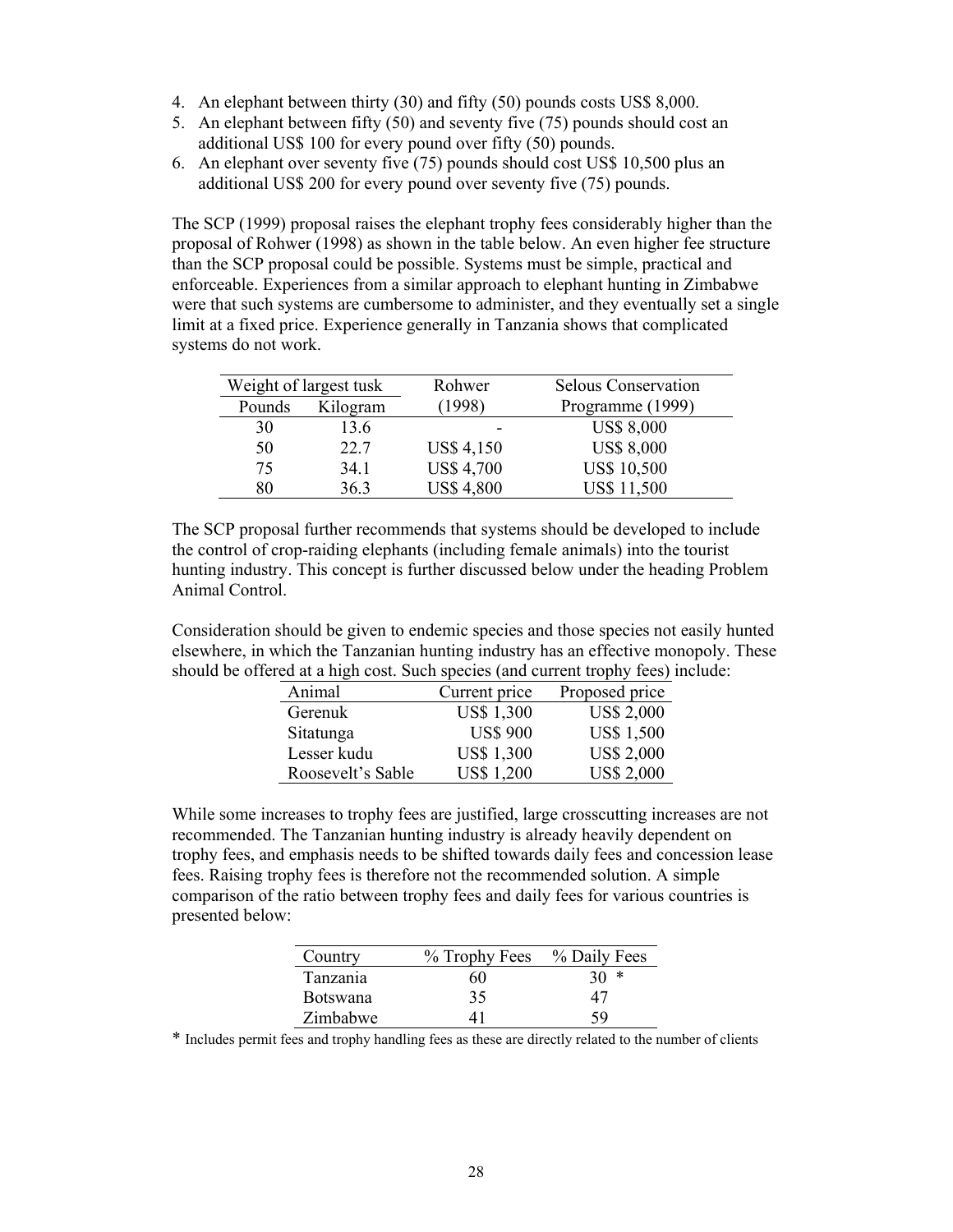4. An elephant between thirty (30) and fifty (50) pounds costs US$ 8,000.
5. An elephant between fifty (50) and seventy five (75) pounds should cost an additional US$ 100 for every pound over fifty (50) pounds.
6. An elephant over seventy five (75) pounds should cost US$ 10,500 plus an additional US$ 200 for every pound over seventy five (75) pounds.

The SCP (1999) proposal raises the elephant trophy fees considerably higher than the proposal of Rohwer (1998) as shown in the table below. An even higher fee structure than the SCP proposal could be possible. Systems must be simple, practical and enforceable. Experiences from a similar approach to elephant hunting in Zimbabwe were that such systems are cumbersome to administer, and they eventually set a single limit at a fixed price. Experience generally in Tanzania shows that complicated systems do not work.

| Weight of largest tusk | | Rohwer | Selous Conservation |
|---|---|---|---|
| Pounds | Kilogram | (1998) | Programme (1999) |
| 30 | 13.6 | - | US$ 8,000 |
| 50 | 22.7 | US$ 4,150 | US$ 8,000 |
| 75 | 34.1 | US$ 4,700 | US$ 10,500 |
| 80 | 36.3 | US$ 4,800 | US$ 11,500 |

The SCP proposal further recommends that systems should be developed to include the control of crop-raiding elephants (including female animals) into the tourist hunting industry. This concept is further discussed below under the heading Problem Animal Control.

Consideration should be given to endemic species and those species not easily hunted elsewhere, in which the Tanzanian hunting industry has an effective monopoly. These should be offered at a high cost. Such species (and current trophy fees) include:

| Animal | Current price | Proposed price |
|---|---|---|
| Gerenuk | US$ 1,300 | US$ 2,000 |
| Sitatunga | US$ 900 | US$ 1,500 |
| Lesser kudu | US$ 1,300 | US$ 2,000 |
| Roosevelt's Sable | US$ 1,200 | US$ 2,000 |

While some increases to trophy fees are justified, large crosscutting increases are not recommended. The Tanzanian hunting industry is already heavily dependent on trophy fees, and emphasis needs to be shifted towards daily fees and concession lease fees. Raising trophy fees is therefore not the recommended solution. A simple comparison of the ratio between trophy fees and daily fees for various countries is presented below:

| Country | % Trophy Fees | % Daily Fees |
|---|---|---|
| Tanzania | 60 | 30 * |
| Botswana | 35 | 47 |
| Zimbabwe | 41 | 59 |

* Includes permit fees and trophy handling fees as these are directly related to the number of clients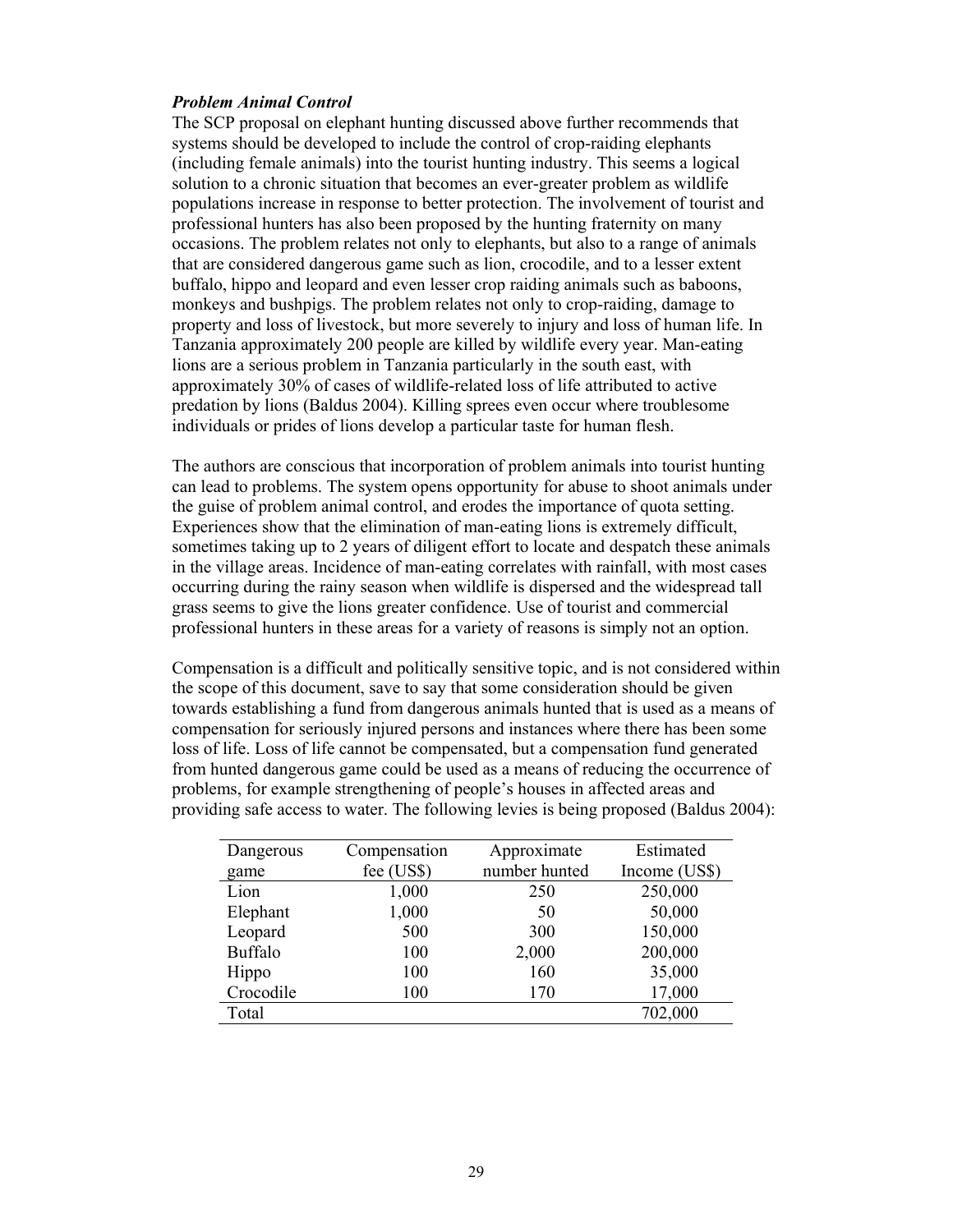***Problem Animal Control***

The SCP proposal on elephant hunting discussed above further recommends that systems should be developed to include the control of crop-raiding elephants (including female animals) into the tourist hunting industry. This seems a logical solution to a chronic situation that becomes an ever-greater problem as wildlife populations increase in response to better protection. The involvement of tourist and professional hunters has also been proposed by the hunting fraternity on many occasions. The problem relates not only to elephants, but also to a range of animals that are considered dangerous game such as lion, crocodile, and to a lesser extent buffalo, hippo and leopard and even lesser crop raiding animals such as baboons, monkeys and bushpigs. The problem relates not only to crop-raiding, damage to property and loss of livestock, but more severely to injury and loss of human life. In Tanzania approximately 200 people are killed by wildlife every year. Man-eating lions are a serious problem in Tanzania particularly in the south east, with approximately 30% of cases of wildlife-related loss of life attributed to active predation by lions (Baldus 2004). Killing sprees even occur where troublesome individuals or prides of lions develop a particular taste for human flesh.

The authors are conscious that incorporation of problem animals into tourist hunting can lead to problems. The system opens opportunity for abuse to shoot animals under the guise of problem animal control, and erodes the importance of quota setting. Experiences show that the elimination of man-eating lions is extremely difficult, sometimes taking up to 2 years of diligent effort to locate and despatch these animals in the village areas. Incidence of man-eating correlates with rainfall, with most cases occurring during the rainy season when wildlife is dispersed and the widespread tall grass seems to give the lions greater confidence. Use of tourist and commercial professional hunters in these areas for a variety of reasons is simply not an option.

Compensation is a difficult and politically sensitive topic, and is not considered within the scope of this document, save to say that some consideration should be given towards establishing a fund from dangerous animals hunted that is used as a means of compensation for seriously injured persons and instances where there has been some loss of life. Loss of life cannot be compensated, but a compensation fund generated from hunted dangerous game could be used as a means of reducing the occurrence of problems, for example strengthening of people's houses in affected areas and providing safe access to water. The following levies is being proposed (Baldus 2004):

| Dangerous game | Compensation fee (US$) | Approximate number hunted | Estimated Income (US$) |
|---|---|---|---|
| Lion | 1,000 | 250 | 250,000 |
| Elephant | 1,000 | 50 | 50,000 |
| Leopard | 500 | 300 | 150,000 |
| Buffalo | 100 | 2,000 | 200,000 |
| Hippo | 100 | 160 | 35,000 |
| Crocodile | 100 | 170 | 17,000 |
| Total | | | 702,000 |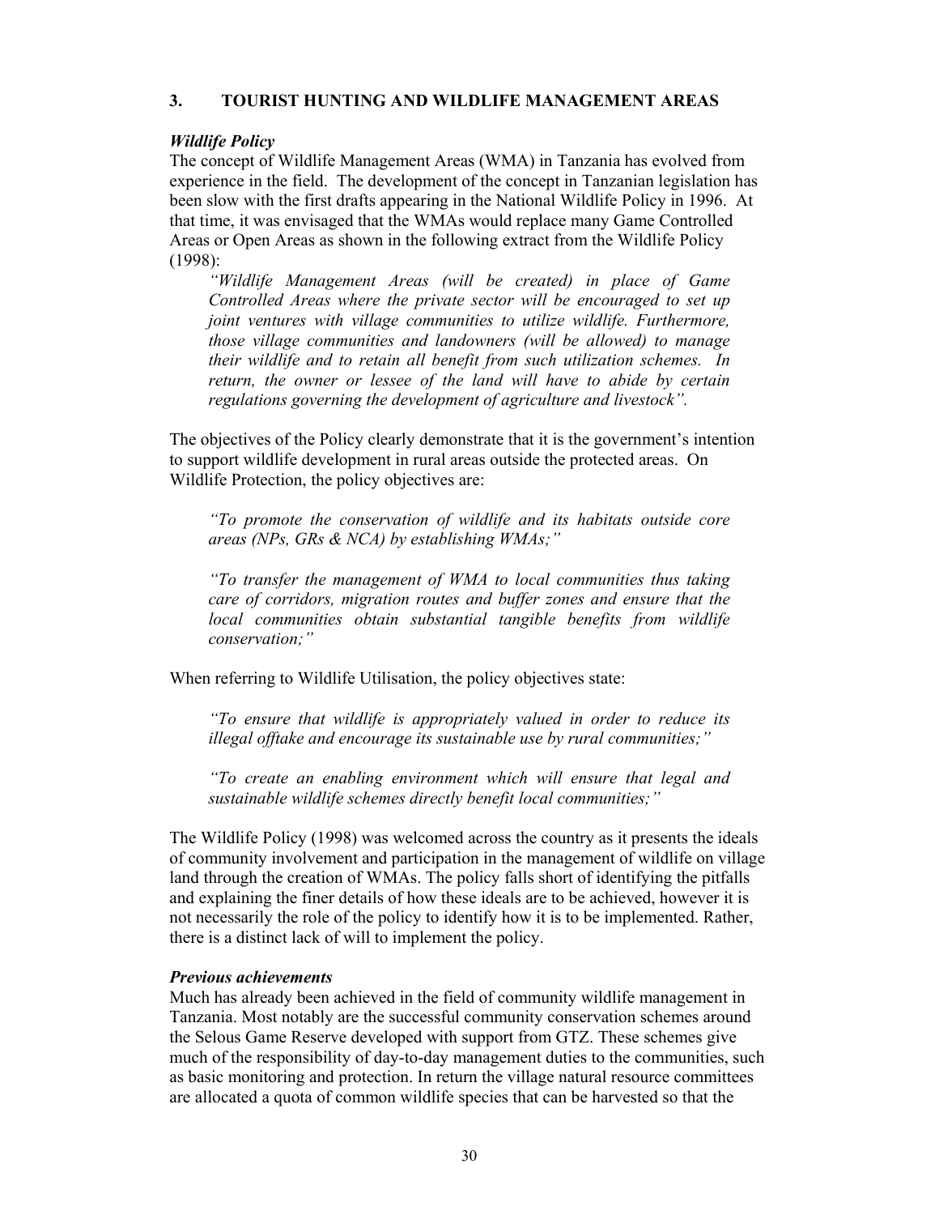## 3. TOURIST HUNTING AND WILDLIFE MANAGEMENT AREAS

### *Wildlife Policy*

The concept of Wildlife Management Areas (WMA) in Tanzania has evolved from experience in the field. The development of the concept in Tanzanian legislation has been slow with the first drafts appearing in the National Wildlife Policy in 1996. At that time, it was envisaged that the WMAs would replace many Game Controlled Areas or Open Areas as shown in the following extract from the Wildlife Policy (1998):

> *"Wildlife Management Areas (will be created) in place of Game Controlled Areas where the private sector will be encouraged to set up joint ventures with village communities to utilize wildlife. Furthermore, those village communities and landowners (will be allowed) to manage their wildlife and to retain all benefit from such utilization schemes. In return, the owner or lessee of the land will have to abide by certain regulations governing the development of agriculture and livestock".*

The objectives of the Policy clearly demonstrate that it is the government's intention to support wildlife development in rural areas outside the protected areas. On Wildlife Protection, the policy objectives are:

> *"To promote the conservation of wildlife and its habitats outside core areas (NPs, GRs & NCA) by establishing WMAs;"*
>
> *"To transfer the management of WMA to local communities thus taking care of corridors, migration routes and buffer zones and ensure that the local communities obtain substantial tangible benefits from wildlife conservation;"*

When referring to Wildlife Utilisation, the policy objectives state:

> *"To ensure that wildlife is appropriately valued in order to reduce its illegal offtake and encourage its sustainable use by rural communities;"*
>
> *"To create an enabling environment which will ensure that legal and sustainable wildlife schemes directly benefit local communities;"*

The Wildlife Policy (1998) was welcomed across the country as it presents the ideals of community involvement and participation in the management of wildlife on village land through the creation of WMAs. The policy falls short of identifying the pitfalls and explaining the finer details of how these ideals are to be achieved, however it is not necessarily the role of the policy to identify how it is to be implemented. Rather, there is a distinct lack of will to implement the policy.

### *Previous achievements*

Much has already been achieved in the field of community wildlife management in Tanzania. Most notably are the successful community conservation schemes around the Selous Game Reserve developed with support from GTZ. These schemes give much of the responsibility of day-to-day management duties to the communities, such as basic monitoring and protection. In return the village natural resource committees are allocated a quota of common wildlife species that can be harvested so that the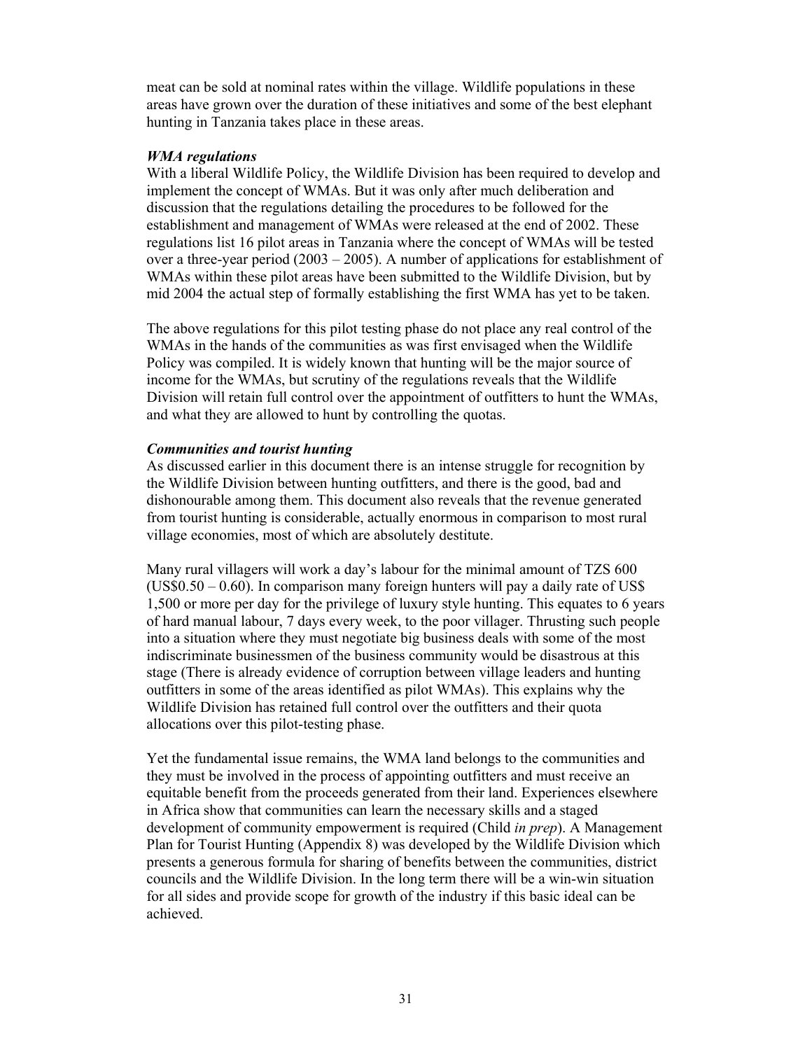meat can be sold at nominal rates within the village. Wildlife populations in these areas have grown over the duration of these initiatives and some of the best elephant hunting in Tanzania takes place in these areas.

### *WMA regulations*

With a liberal Wildlife Policy, the Wildlife Division has been required to develop and implement the concept of WMAs. But it was only after much deliberation and discussion that the regulations detailing the procedures to be followed for the establishment and management of WMAs were released at the end of 2002. These regulations list 16 pilot areas in Tanzania where the concept of WMAs will be tested over a three-year period (2003 – 2005). A number of applications for establishment of WMAs within these pilot areas have been submitted to the Wildlife Division, but by mid 2004 the actual step of formally establishing the first WMA has yet to be taken.

The above regulations for this pilot testing phase do not place any real control of the WMAs in the hands of the communities as was first envisaged when the Wildlife Policy was compiled. It is widely known that hunting will be the major source of income for the WMAs, but scrutiny of the regulations reveals that the Wildlife Division will retain full control over the appointment of outfitters to hunt the WMAs, and what they are allowed to hunt by controlling the quotas.

### *Communities and tourist hunting*

As discussed earlier in this document there is an intense struggle for recognition by the Wildlife Division between hunting outfitters, and there is the good, bad and dishonourable among them. This document also reveals that the revenue generated from tourist hunting is considerable, actually enormous in comparison to most rural village economies, most of which are absolutely destitute.

Many rural villagers will work a day's labour for the minimal amount of TZS 600 (US$0.50 – 0.60). In comparison many foreign hunters will pay a daily rate of US$ 1,500 or more per day for the privilege of luxury style hunting. This equates to 6 years of hard manual labour, 7 days every week, to the poor villager. Thrusting such people into a situation where they must negotiate big business deals with some of the most indiscriminate businessmen of the business community would be disastrous at this stage (There is already evidence of corruption between village leaders and hunting outfitters in some of the areas identified as pilot WMAs). This explains why the Wildlife Division has retained full control over the outfitters and their quota allocations over this pilot-testing phase.

Yet the fundamental issue remains, the WMA land belongs to the communities and they must be involved in the process of appointing outfitters and must receive an equitable benefit from the proceeds generated from their land. Experiences elsewhere in Africa show that communities can learn the necessary skills and a staged development of community empowerment is required (Child *in prep*). A Management Plan for Tourist Hunting (Appendix 8) was developed by the Wildlife Division which presents a generous formula for sharing of benefits between the communities, district councils and the Wildlife Division. In the long term there will be a win-win situation for all sides and provide scope for growth of the industry if this basic ideal can be achieved.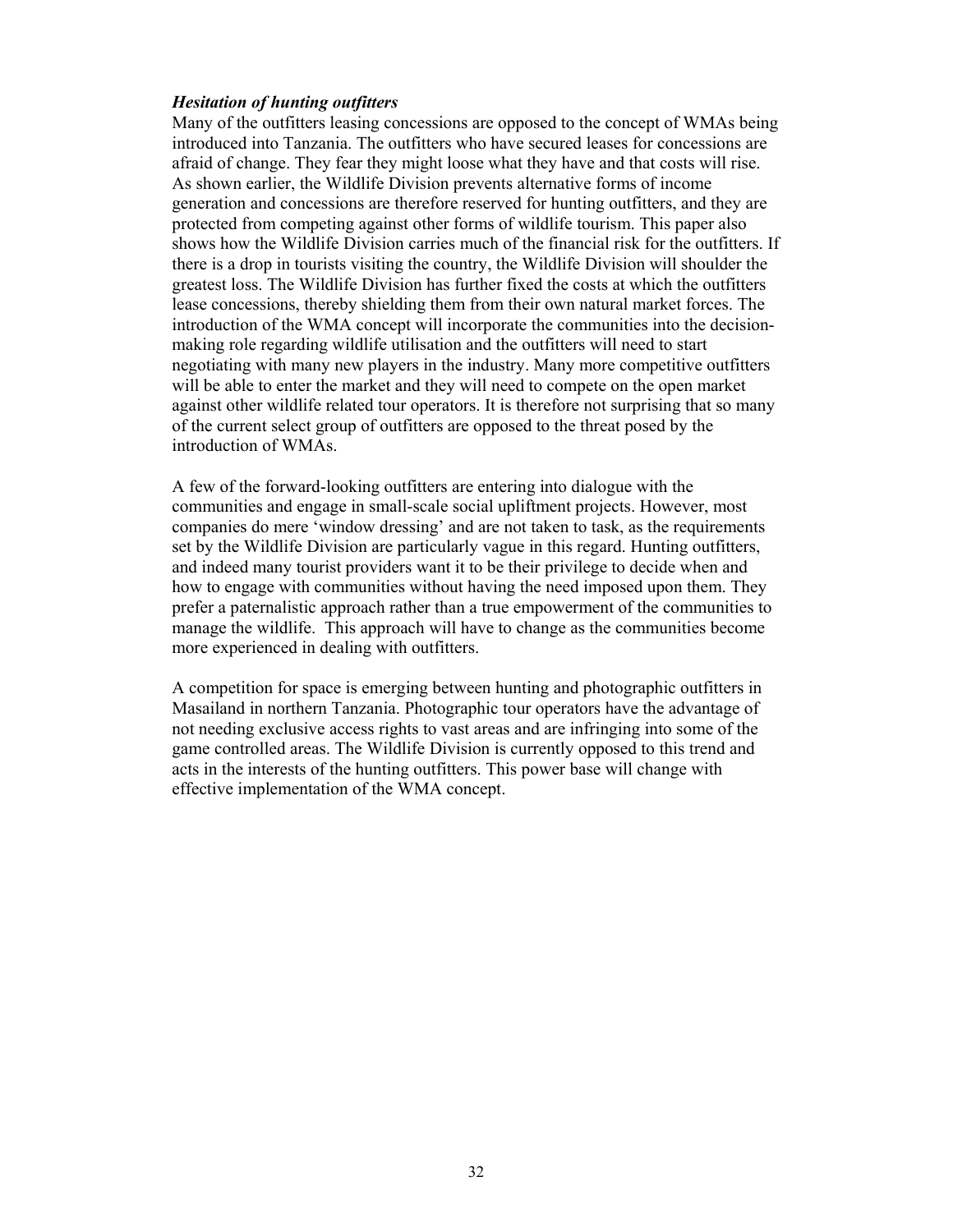***Hesitation of hunting outfitters***

Many of the outfitters leasing concessions are opposed to the concept of WMAs being introduced into Tanzania. The outfitters who have secured leases for concessions are afraid of change. They fear they might loose what they have and that costs will rise. As shown earlier, the Wildlife Division prevents alternative forms of income generation and concessions are therefore reserved for hunting outfitters, and they are protected from competing against other forms of wildlife tourism. This paper also shows how the Wildlife Division carries much of the financial risk for the outfitters. If there is a drop in tourists visiting the country, the Wildlife Division will shoulder the greatest loss. The Wildlife Division has further fixed the costs at which the outfitters lease concessions, thereby shielding them from their own natural market forces. The introduction of the WMA concept will incorporate the communities into the decision-making role regarding wildlife utilisation and the outfitters will need to start negotiating with many new players in the industry. Many more competitive outfitters will be able to enter the market and they will need to compete on the open market against other wildlife related tour operators. It is therefore not surprising that so many of the current select group of outfitters are opposed to the threat posed by the introduction of WMAs.

A few of the forward-looking outfitters are entering into dialogue with the communities and engage in small-scale social upliftment projects. However, most companies do mere 'window dressing' and are not taken to task, as the requirements set by the Wildlife Division are particularly vague in this regard. Hunting outfitters, and indeed many tourist providers want it to be their privilege to decide when and how to engage with communities without having the need imposed upon them. They prefer a paternalistic approach rather than a true empowerment of the communities to manage the wildlife. This approach will have to change as the communities become more experienced in dealing with outfitters.

A competition for space is emerging between hunting and photographic outfitters in Masailand in northern Tanzania. Photographic tour operators have the advantage of not needing exclusive access rights to vast areas and are infringing into some of the game controlled areas. The Wildlife Division is currently opposed to this trend and acts in the interests of the hunting outfitters. This power base will change with effective implementation of the WMA concept.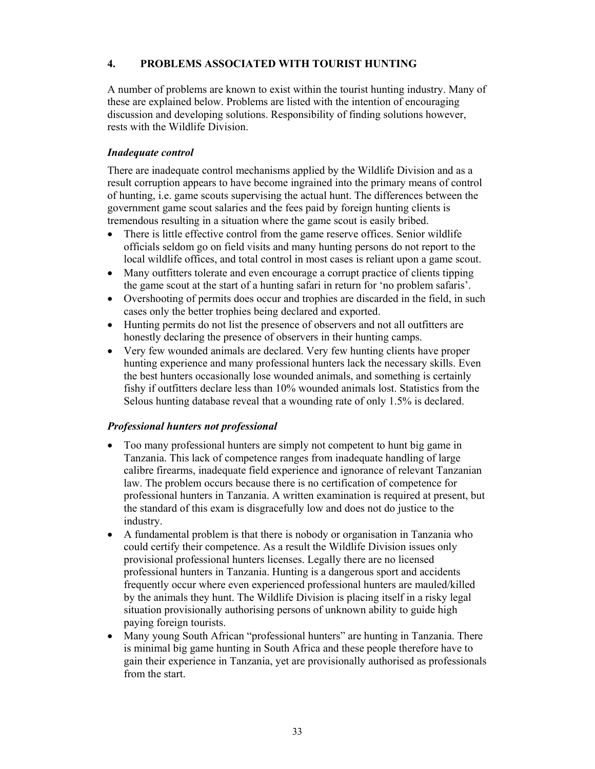## 4. PROBLEMS ASSOCIATED WITH TOURIST HUNTING

A number of problems are known to exist within the tourist hunting industry. Many of these are explained below. Problems are listed with the intention of encouraging discussion and developing solutions. Responsibility of finding solutions however, rests with the Wildlife Division.

### *Inadequate control*

There are inadequate control mechanisms applied by the Wildlife Division and as a result corruption appears to have become ingrained into the primary means of control of hunting, i.e. game scouts supervising the actual hunt. The differences between the government game scout salaries and the fees paid by foreign hunting clients is tremendous resulting in a situation where the game scout is easily bribed.

- There is little effective control from the game reserve offices. Senior wildlife officials seldom go on field visits and many hunting persons do not report to the local wildlife offices, and total control in most cases is reliant upon a game scout.
- Many outfitters tolerate and even encourage a corrupt practice of clients tipping the game scout at the start of a hunting safari in return for 'no problem safaris'.
- Overshooting of permits does occur and trophies are discarded in the field, in such cases only the better trophies being declared and exported.
- Hunting permits do not list the presence of observers and not all outfitters are honestly declaring the presence of observers in their hunting camps.
- Very few wounded animals are declared. Very few hunting clients have proper hunting experience and many professional hunters lack the necessary skills. Even the best hunters occasionally lose wounded animals, and something is certainly fishy if outfitters declare less than 10% wounded animals lost. Statistics from the Selous hunting database reveal that a wounding rate of only 1.5% is declared.

### *Professional hunters not professional*

- Too many professional hunters are simply not competent to hunt big game in Tanzania. This lack of competence ranges from inadequate handling of large calibre firearms, inadequate field experience and ignorance of relevant Tanzanian law. The problem occurs because there is no certification of competence for professional hunters in Tanzania. A written examination is required at present, but the standard of this exam is disgracefully low and does not do justice to the industry.
- A fundamental problem is that there is nobody or organisation in Tanzania who could certify their competence. As a result the Wildlife Division issues only provisional professional hunters licenses. Legally there are no licensed professional hunters in Tanzania. Hunting is a dangerous sport and accidents frequently occur where even experienced professional hunters are mauled/killed by the animals they hunt. The Wildlife Division is placing itself in a risky legal situation provisionally authorising persons of unknown ability to guide high paying foreign tourists.
- Many young South African "professional hunters" are hunting in Tanzania. There is minimal big game hunting in South Africa and these people therefore have to gain their experience in Tanzania, yet are provisionally authorised as professionals from the start.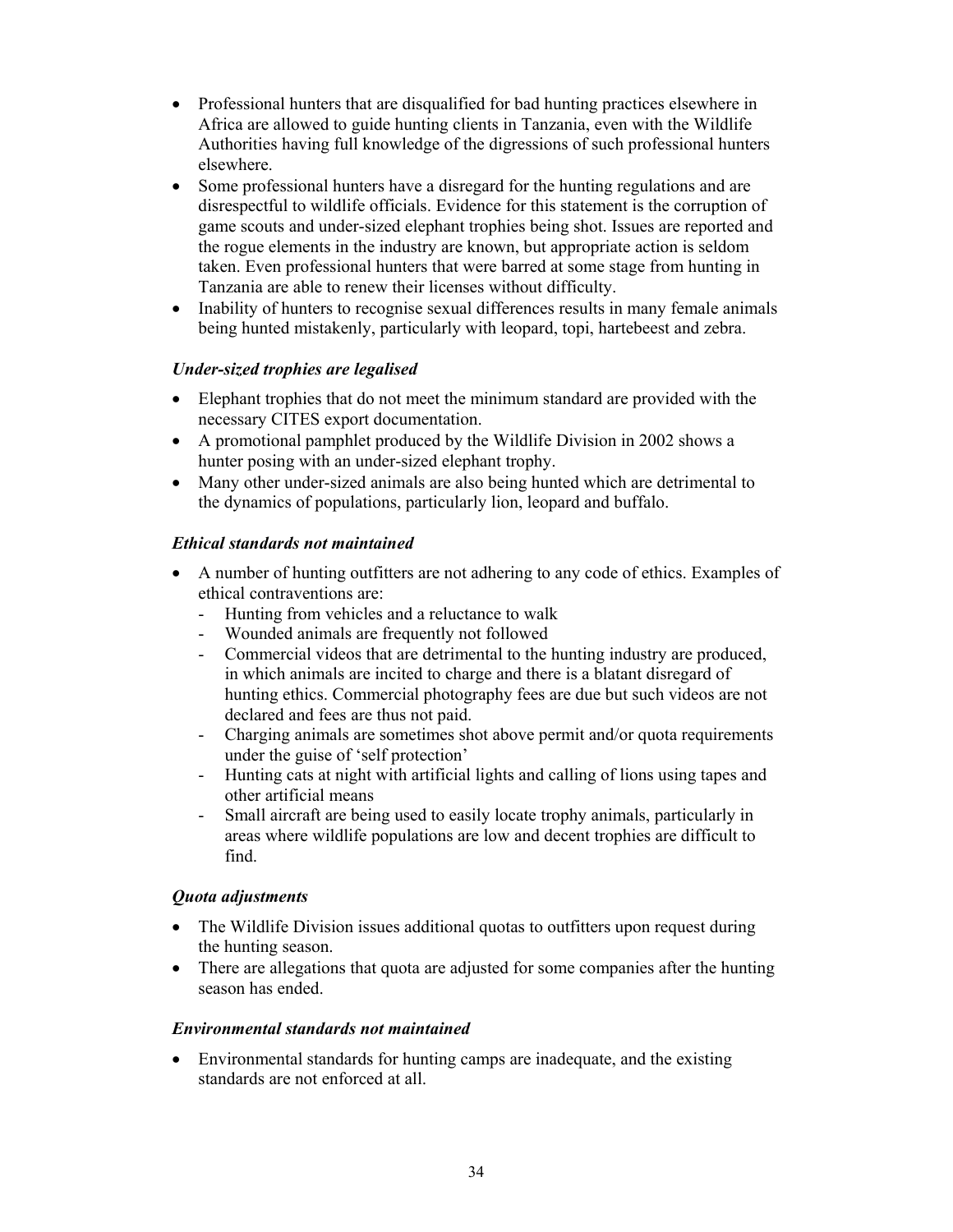- Professional hunters that are disqualified for bad hunting practices elsewhere in Africa are allowed to guide hunting clients in Tanzania, even with the Wildlife Authorities having full knowledge of the digressions of such professional hunters elsewhere.
- Some professional hunters have a disregard for the hunting regulations and are disrespectful to wildlife officials. Evidence for this statement is the corruption of game scouts and under-sized elephant trophies being shot. Issues are reported and the rogue elements in the industry are known, but appropriate action is seldom taken. Even professional hunters that were barred at some stage from hunting in Tanzania are able to renew their licenses without difficulty.
- Inability of hunters to recognise sexual differences results in many female animals being hunted mistakenly, particularly with leopard, topi, hartebeest and zebra.

### *Under-sized trophies are legalised*

- Elephant trophies that do not meet the minimum standard are provided with the necessary CITES export documentation.
- A promotional pamphlet produced by the Wildlife Division in 2002 shows a hunter posing with an under-sized elephant trophy.
- Many other under-sized animals are also being hunted which are detrimental to the dynamics of populations, particularly lion, leopard and buffalo.

### *Ethical standards not maintained*

- A number of hunting outfitters are not adhering to any code of ethics. Examples of ethical contraventions are:
  - Hunting from vehicles and a reluctance to walk
  - Wounded animals are frequently not followed
  - Commercial videos that are detrimental to the hunting industry are produced, in which animals are incited to charge and there is a blatant disregard of hunting ethics. Commercial photography fees are due but such videos are not declared and fees are thus not paid.
  - Charging animals are sometimes shot above permit and/or quota requirements under the guise of 'self protection'
  - Hunting cats at night with artificial lights and calling of lions using tapes and other artificial means
  - Small aircraft are being used to easily locate trophy animals, particularly in areas where wildlife populations are low and decent trophies are difficult to find.

### *Quota adjustments*

- The Wildlife Division issues additional quotas to outfitters upon request during the hunting season.
- There are allegations that quota are adjusted for some companies after the hunting season has ended.

### *Environmental standards not maintained*

- Environmental standards for hunting camps are inadequate, and the existing standards are not enforced at all.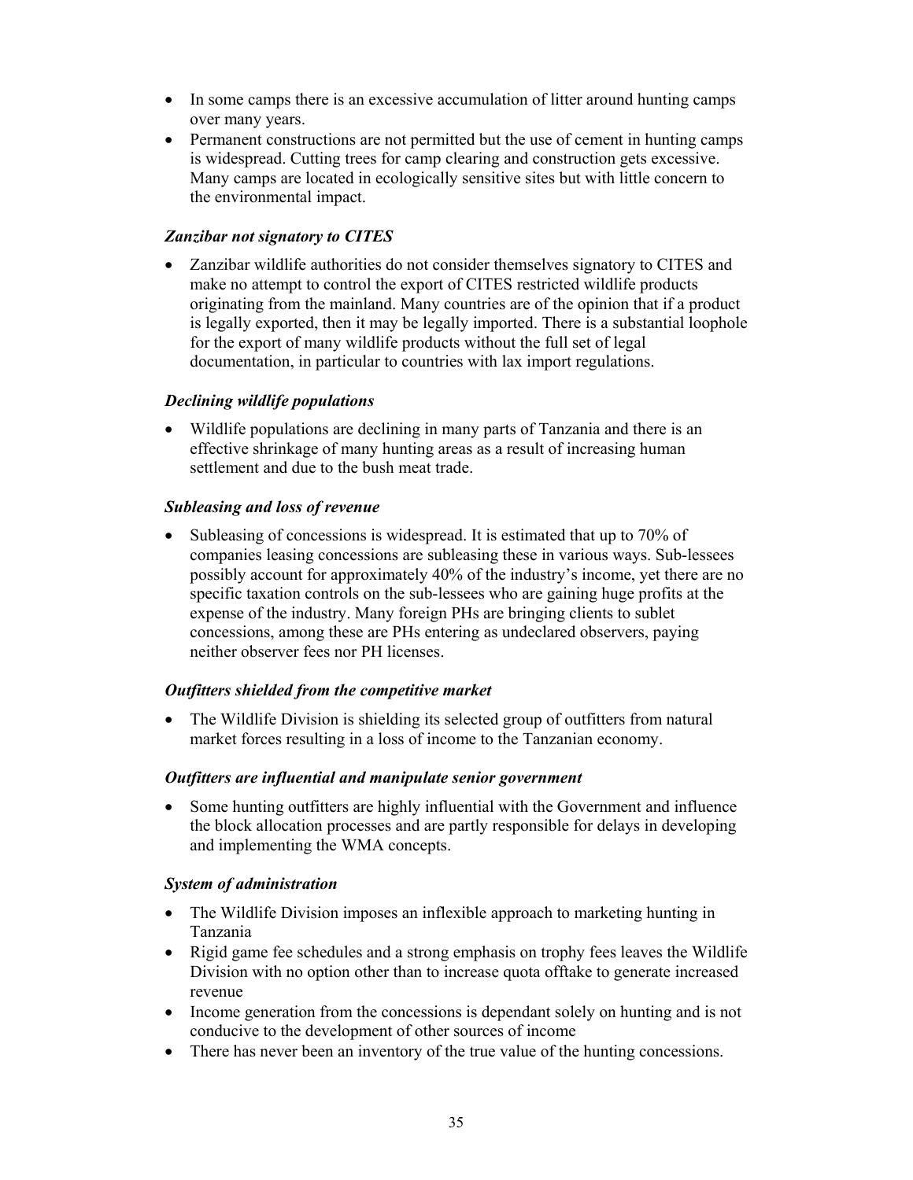- In some camps there is an excessive accumulation of litter around hunting camps over many years.
- Permanent constructions are not permitted but the use of cement in hunting camps is widespread. Cutting trees for camp clearing and construction gets excessive. Many camps are located in ecologically sensitive sites but with little concern to the environmental impact.

***Zanzibar not signatory to CITES***

- Zanzibar wildlife authorities do not consider themselves signatory to CITES and make no attempt to control the export of CITES restricted wildlife products originating from the mainland. Many countries are of the opinion that if a product is legally exported, then it may be legally imported. There is a substantial loophole for the export of many wildlife products without the full set of legal documentation, in particular to countries with lax import regulations.

***Declining wildlife populations***

- Wildlife populations are declining in many parts of Tanzania and there is an effective shrinkage of many hunting areas as a result of increasing human settlement and due to the bush meat trade.

***Subleasing and loss of revenue***

- Subleasing of concessions is widespread. It is estimated that up to 70% of companies leasing concessions are subleasing these in various ways. Sub-lessees possibly account for approximately 40% of the industry's income, yet there are no specific taxation controls on the sub-lessees who are gaining huge profits at the expense of the industry. Many foreign PHs are bringing clients to sublet concessions, among these are PHs entering as undeclared observers, paying neither observer fees nor PH licenses.

***Outfitters shielded from the competitive market***

- The Wildlife Division is shielding its selected group of outfitters from natural market forces resulting in a loss of income to the Tanzanian economy.

***Outfitters are influential and manipulate senior government***

- Some hunting outfitters are highly influential with the Government and influence the block allocation processes and are partly responsible for delays in developing and implementing the WMA concepts.

***System of administration***

- The Wildlife Division imposes an inflexible approach to marketing hunting in Tanzania
- Rigid game fee schedules and a strong emphasis on trophy fees leaves the Wildlife Division with no option other than to increase quota offtake to generate increased revenue
- Income generation from the concessions is dependant solely on hunting and is not conducive to the development of other sources of income
- There has never been an inventory of the true value of the hunting concessions.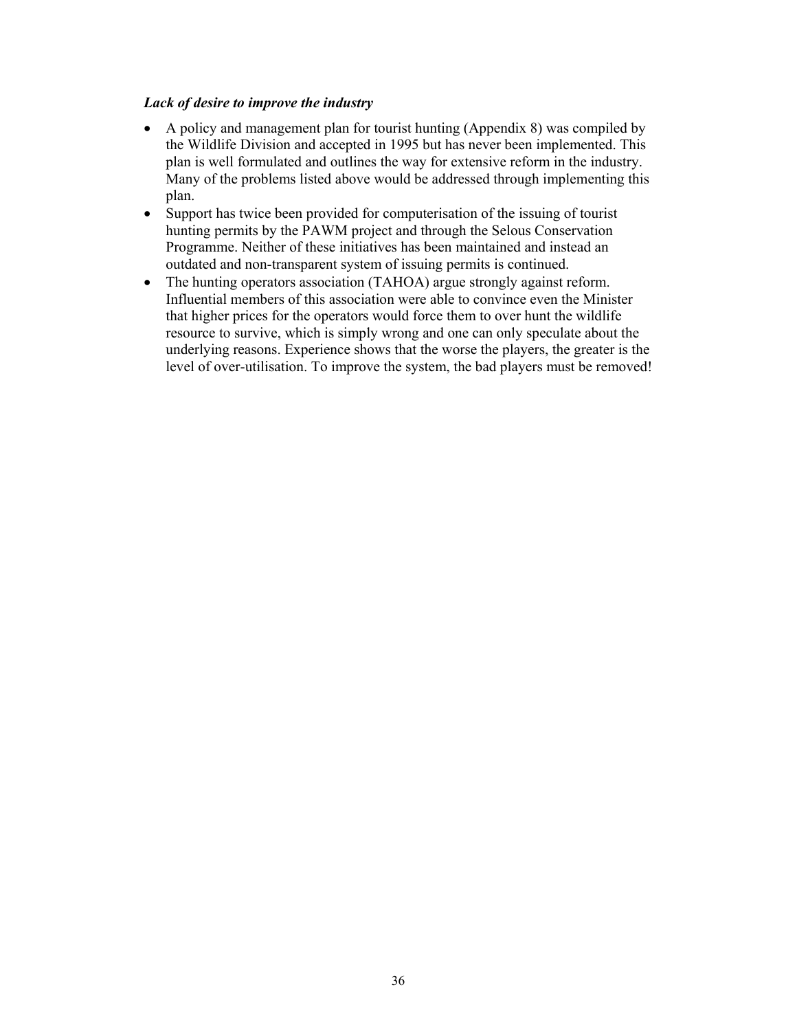***Lack of desire to improve the industry***

- A policy and management plan for tourist hunting (Appendix 8) was compiled by the Wildlife Division and accepted in 1995 but has never been implemented. This plan is well formulated and outlines the way for extensive reform in the industry. Many of the problems listed above would be addressed through implementing this plan.
- Support has twice been provided for computerisation of the issuing of tourist hunting permits by the PAWM project and through the Selous Conservation Programme. Neither of these initiatives has been maintained and instead an outdated and non-transparent system of issuing permits is continued.
- The hunting operators association (TAHOA) argue strongly against reform. Influential members of this association were able to convince even the Minister that higher prices for the operators would force them to over hunt the wildlife resource to survive, which is simply wrong and one can only speculate about the underlying reasons. Experience shows that the worse the players, the greater is the level of over-utilisation. To improve the system, the bad players must be removed!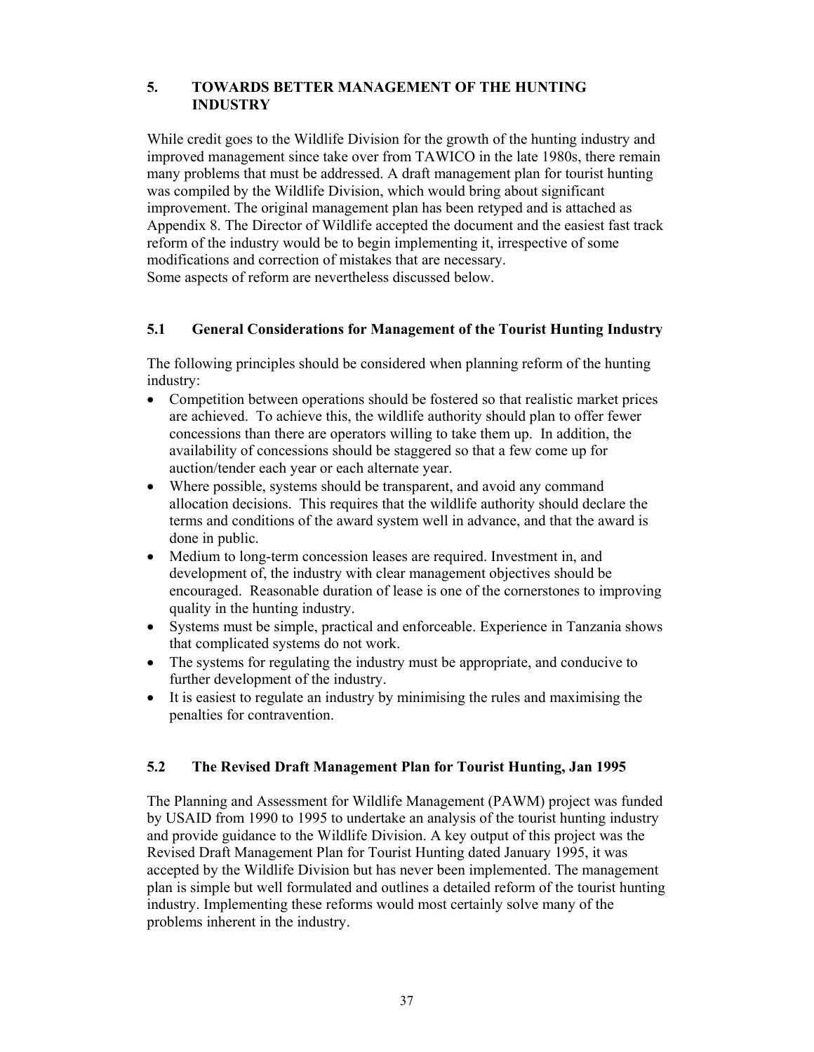## 5. TOWARDS BETTER MANAGEMENT OF THE HUNTING INDUSTRY

While credit goes to the Wildlife Division for the growth of the hunting industry and improved management since take over from TAWICO in the late 1980s, there remain many problems that must be addressed. A draft management plan for tourist hunting was compiled by the Wildlife Division, which would bring about significant improvement. The original management plan has been retyped and is attached as Appendix 8. The Director of Wildlife accepted the document and the easiest fast track reform of the industry would be to begin implementing it, irrespective of some modifications and correction of mistakes that are necessary.
Some aspects of reform are nevertheless discussed below.

### 5.1 General Considerations for Management of the Tourist Hunting Industry

The following principles should be considered when planning reform of the hunting industry:

- Competition between operations should be fostered so that realistic market prices are achieved. To achieve this, the wildlife authority should plan to offer fewer concessions than there are operators willing to take them up. In addition, the availability of concessions should be staggered so that a few come up for auction/tender each year or each alternate year.
- Where possible, systems should be transparent, and avoid any command allocation decisions. This requires that the wildlife authority should declare the terms and conditions of the award system well in advance, and that the award is done in public.
- Medium to long-term concession leases are required. Investment in, and development of, the industry with clear management objectives should be encouraged. Reasonable duration of lease is one of the cornerstones to improving quality in the hunting industry.
- Systems must be simple, practical and enforceable. Experience in Tanzania shows that complicated systems do not work.
- The systems for regulating the industry must be appropriate, and conducive to further development of the industry.
- It is easiest to regulate an industry by minimising the rules and maximising the penalties for contravention.

### 5.2 The Revised Draft Management Plan for Tourist Hunting, Jan 1995

The Planning and Assessment for Wildlife Management (PAWM) project was funded by USAID from 1990 to 1995 to undertake an analysis of the tourist hunting industry and provide guidance to the Wildlife Division. A key output of this project was the Revised Draft Management Plan for Tourist Hunting dated January 1995, it was accepted by the Wildlife Division but has never been implemented. The management plan is simple but well formulated and outlines a detailed reform of the tourist hunting industry. Implementing these reforms would most certainly solve many of the problems inherent in the industry.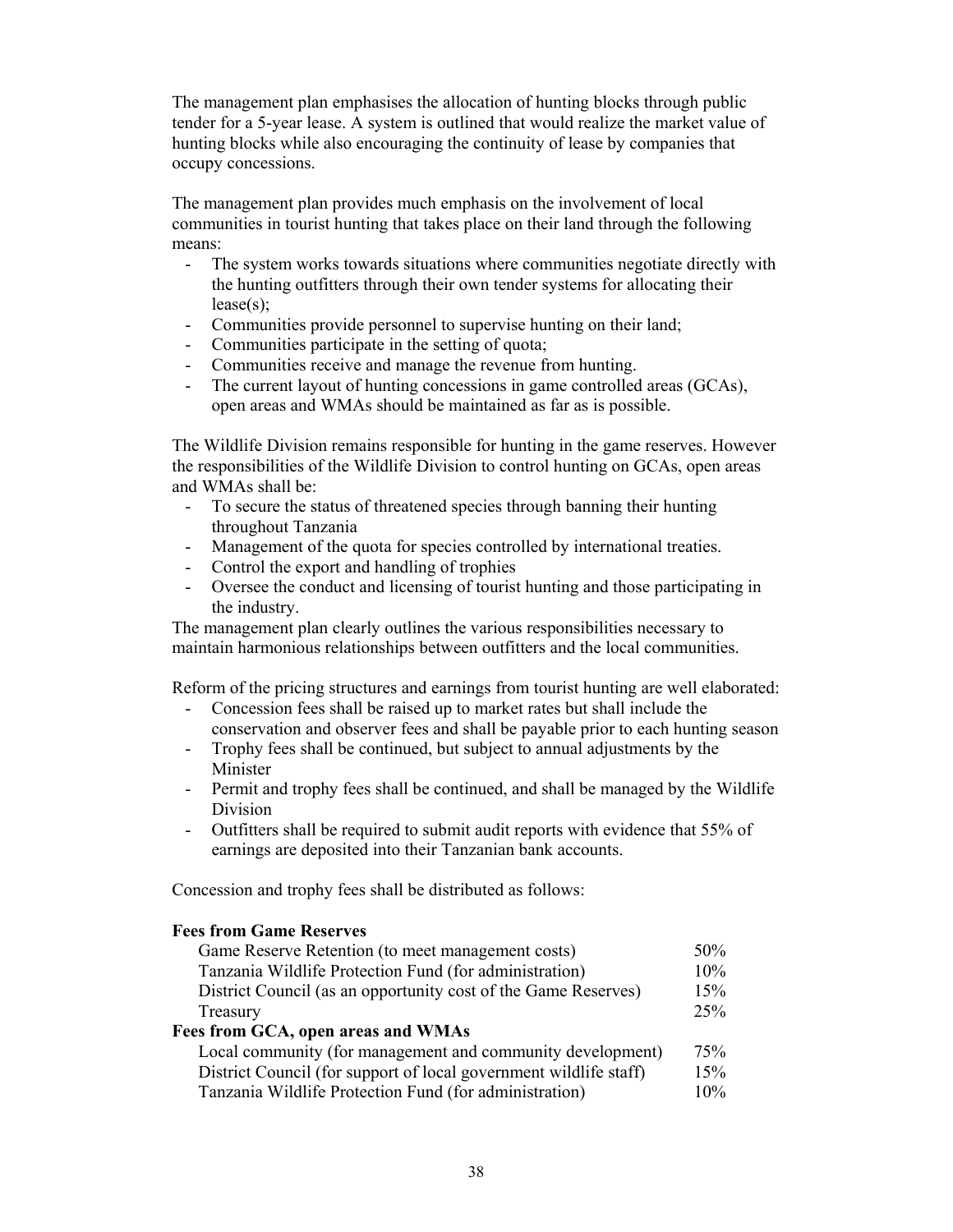The management plan emphasises the allocation of hunting blocks through public tender for a 5-year lease. A system is outlined that would realize the market value of hunting blocks while also encouraging the continuity of lease by companies that occupy concessions.

The management plan provides much emphasis on the involvement of local communities in tourist hunting that takes place on their land through the following means:

- The system works towards situations where communities negotiate directly with the hunting outfitters through their own tender systems for allocating their lease(s);
- Communities provide personnel to supervise hunting on their land;
- Communities participate in the setting of quota;
- Communities receive and manage the revenue from hunting.
- The current layout of hunting concessions in game controlled areas (GCAs), open areas and WMAs should be maintained as far as is possible.

The Wildlife Division remains responsible for hunting in the game reserves. However the responsibilities of the Wildlife Division to control hunting on GCAs, open areas and WMAs shall be:

- To secure the status of threatened species through banning their hunting throughout Tanzania
- Management of the quota for species controlled by international treaties.
- Control the export and handling of trophies
- Oversee the conduct and licensing of tourist hunting and those participating in the industry.

The management plan clearly outlines the various responsibilities necessary to maintain harmonious relationships between outfitters and the local communities.

Reform of the pricing structures and earnings from tourist hunting are well elaborated:

- Concession fees shall be raised up to market rates but shall include the conservation and observer fees and shall be payable prior to each hunting season
- Trophy fees shall be continued, but subject to annual adjustments by the Minister
- Permit and trophy fees shall be continued, and shall be managed by the Wildlife Division
- Outfitters shall be required to submit audit reports with evidence that 55% of earnings are deposited into their Tanzanian bank accounts.

Concession and trophy fees shall be distributed as follows:

| **Fees from Game Reserves** | |
|---|---|
| Game Reserve Retention (to meet management costs) | 50% |
| Tanzania Wildlife Protection Fund (for administration) | 10% |
| District Council (as an opportunity cost of the Game Reserves) | 15% |
| Treasury | 25% |
| **Fees from GCA, open areas and WMAs** | |
| Local community (for management and community development) | 75% |
| District Council (for support of local government wildlife staff) | 15% |
| Tanzania Wildlife Protection Fund (for administration) | 10% |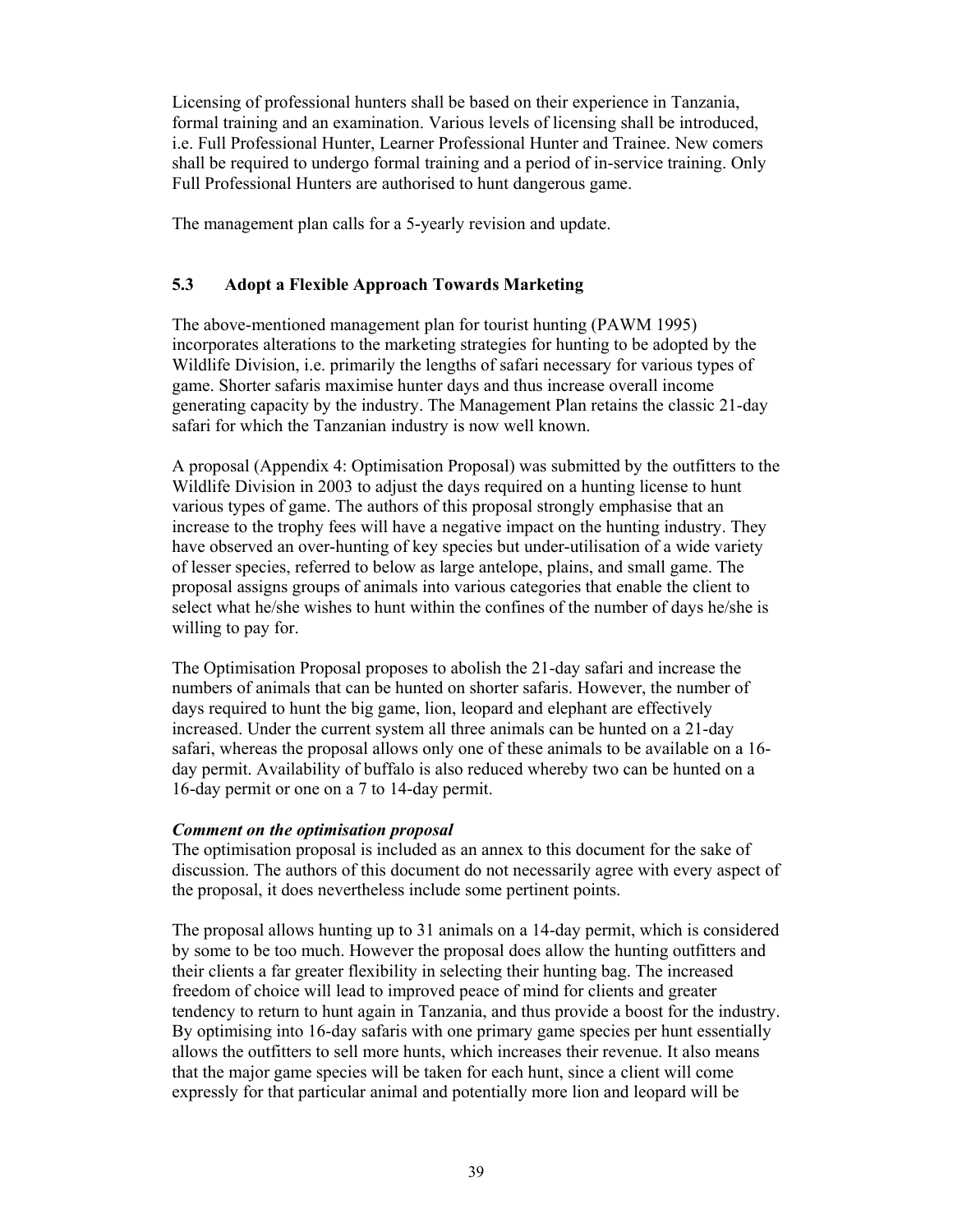Licensing of professional hunters shall be based on their experience in Tanzania, formal training and an examination. Various levels of licensing shall be introduced, i.e. Full Professional Hunter, Learner Professional Hunter and Trainee. New comers shall be required to undergo formal training and a period of in-service training. Only Full Professional Hunters are authorised to hunt dangerous game.

The management plan calls for a 5-yearly revision and update.

## 5.3 Adopt a Flexible Approach Towards Marketing

The above-mentioned management plan for tourist hunting (PAWM 1995) incorporates alterations to the marketing strategies for hunting to be adopted by the Wildlife Division, i.e. primarily the lengths of safari necessary for various types of game. Shorter safaris maximise hunter days and thus increase overall income generating capacity by the industry. The Management Plan retains the classic 21-day safari for which the Tanzanian industry is now well known.

A proposal (Appendix 4: Optimisation Proposal) was submitted by the outfitters to the Wildlife Division in 2003 to adjust the days required on a hunting license to hunt various types of game. The authors of this proposal strongly emphasise that an increase to the trophy fees will have a negative impact on the hunting industry. They have observed an over-hunting of key species but under-utilisation of a wide variety of lesser species, referred to below as large antelope, plains, and small game. The proposal assigns groups of animals into various categories that enable the client to select what he/she wishes to hunt within the confines of the number of days he/she is willing to pay for.

The Optimisation Proposal proposes to abolish the 21-day safari and increase the numbers of animals that can be hunted on shorter safaris. However, the number of days required to hunt the big game, lion, leopard and elephant are effectively increased. Under the current system all three animals can be hunted on a 21-day safari, whereas the proposal allows only one of these animals to be available on a 16-day permit. Availability of buffalo is also reduced whereby two can be hunted on a 16-day permit or one on a 7 to 14-day permit.

***Comment on the optimisation proposal***

The optimisation proposal is included as an annex to this document for the sake of discussion. The authors of this document do not necessarily agree with every aspect of the proposal, it does nevertheless include some pertinent points.

The proposal allows hunting up to 31 animals on a 14-day permit, which is considered by some to be too much. However the proposal does allow the hunting outfitters and their clients a far greater flexibility in selecting their hunting bag. The increased freedom of choice will lead to improved peace of mind for clients and greater tendency to return to hunt again in Tanzania, and thus provide a boost for the industry. By optimising into 16-day safaris with one primary game species per hunt essentially allows the outfitters to sell more hunts, which increases their revenue. It also means that the major game species will be taken for each hunt, since a client will come expressly for that particular animal and potentially more lion and leopard will be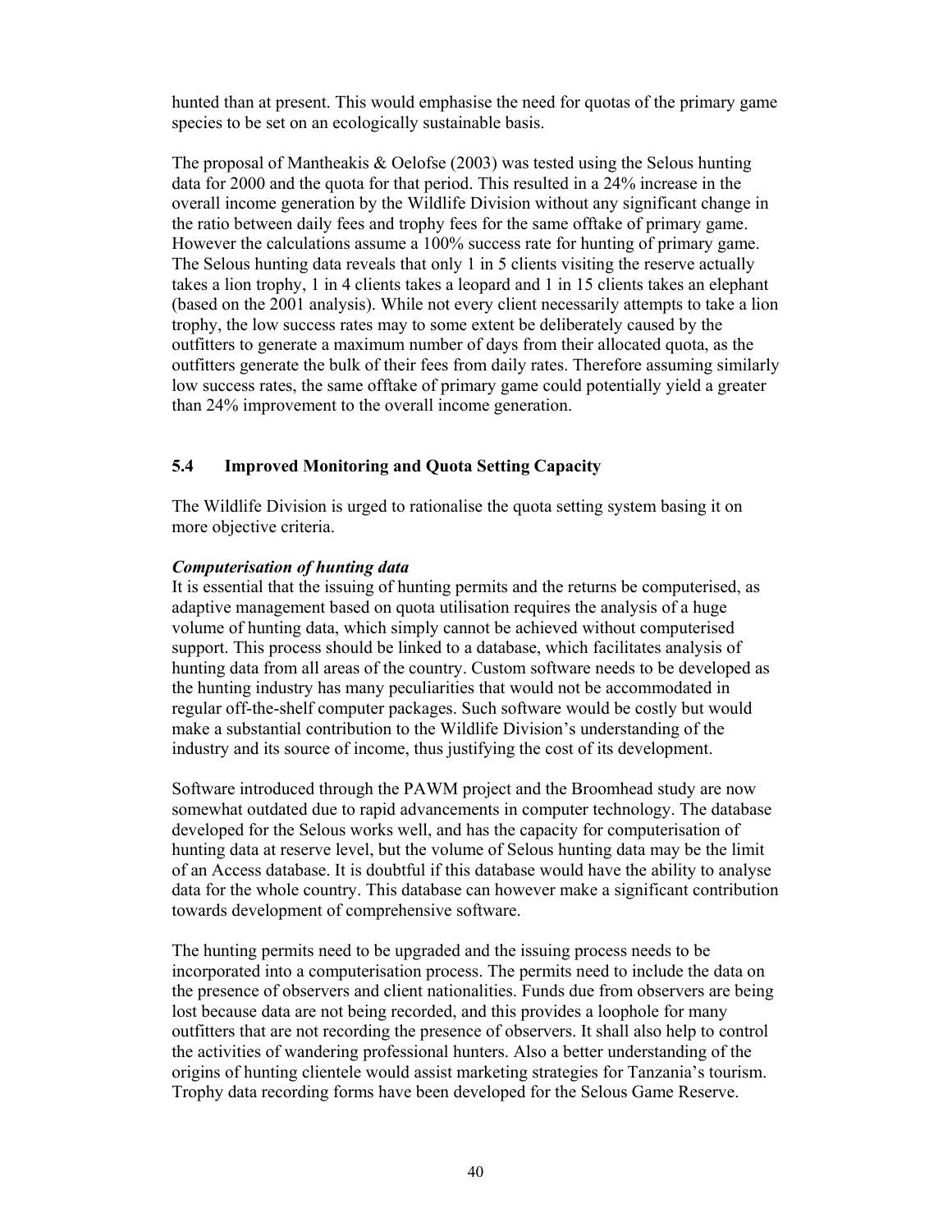hunted than at present. This would emphasise the need for quotas of the primary game species to be set on an ecologically sustainable basis.

The proposal of Mantheakis & Oelofse (2003) was tested using the Selous hunting data for 2000 and the quota for that period. This resulted in a 24% increase in the overall income generation by the Wildlife Division without any significant change in the ratio between daily fees and trophy fees for the same offtake of primary game. However the calculations assume a 100% success rate for hunting of primary game. The Selous hunting data reveals that only 1 in 5 clients visiting the reserve actually takes a lion trophy, 1 in 4 clients takes a leopard and 1 in 15 clients takes an elephant (based on the 2001 analysis). While not every client necessarily attempts to take a lion trophy, the low success rates may to some extent be deliberately caused by the outfitters to generate a maximum number of days from their allocated quota, as the outfitters generate the bulk of their fees from daily rates. Therefore assuming similarly low success rates, the same offtake of primary game could potentially yield a greater than 24% improvement to the overall income generation.

## 5.4 Improved Monitoring and Quota Setting Capacity

The Wildlife Division is urged to rationalise the quota setting system basing it on more objective criteria.

***Computerisation of hunting data***

It is essential that the issuing of hunting permits and the returns be computerised, as adaptive management based on quota utilisation requires the analysis of a huge volume of hunting data, which simply cannot be achieved without computerised support. This process should be linked to a database, which facilitates analysis of hunting data from all areas of the country. Custom software needs to be developed as the hunting industry has many peculiarities that would not be accommodated in regular off-the-shelf computer packages. Such software would be costly but would make a substantial contribution to the Wildlife Division's understanding of the industry and its source of income, thus justifying the cost of its development.

Software introduced through the PAWM project and the Broomhead study are now somewhat outdated due to rapid advancements in computer technology. The database developed for the Selous works well, and has the capacity for computerisation of hunting data at reserve level, but the volume of Selous hunting data may be the limit of an Access database. It is doubtful if this database would have the ability to analyse data for the whole country. This database can however make a significant contribution towards development of comprehensive software.

The hunting permits need to be upgraded and the issuing process needs to be incorporated into a computerisation process. The permits need to include the data on the presence of observers and client nationalities. Funds due from observers are being lost because data are not being recorded, and this provides a loophole for many outfitters that are not recording the presence of observers. It shall also help to control the activities of wandering professional hunters. Also a better understanding of the origins of hunting clientele would assist marketing strategies for Tanzania's tourism. Trophy data recording forms have been developed for the Selous Game Reserve.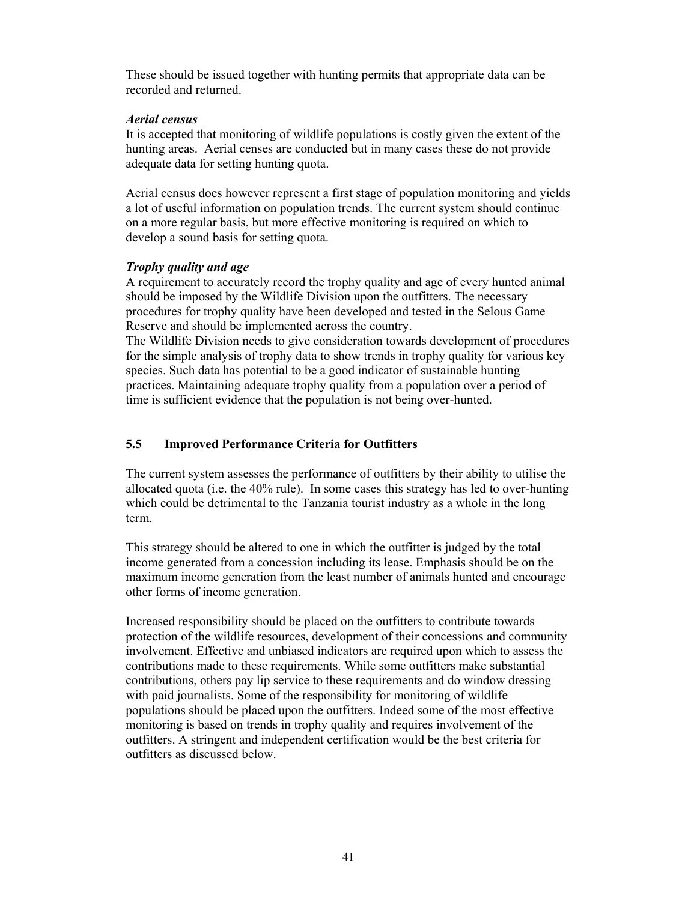These should be issued together with hunting permits that appropriate data can be recorded and returned.

***Aerial census***

It is accepted that monitoring of wildlife populations is costly given the extent of the hunting areas. Aerial censes are conducted but in many cases these do not provide adequate data for setting hunting quota.

Aerial census does however represent a first stage of population monitoring and yields a lot of useful information on population trends. The current system should continue on a more regular basis, but more effective monitoring is required on which to develop a sound basis for setting quota.

***Trophy quality and age***

A requirement to accurately record the trophy quality and age of every hunted animal should be imposed by the Wildlife Division upon the outfitters. The necessary procedures for trophy quality have been developed and tested in the Selous Game Reserve and should be implemented across the country.

The Wildlife Division needs to give consideration towards development of procedures for the simple analysis of trophy data to show trends in trophy quality for various key species. Such data has potential to be a good indicator of sustainable hunting practices. Maintaining adequate trophy quality from a population over a period of time is sufficient evidence that the population is not being over-hunted.

## 5.5 Improved Performance Criteria for Outfitters

The current system assesses the performance of outfitters by their ability to utilise the allocated quota (i.e. the 40% rule). In some cases this strategy has led to over-hunting which could be detrimental to the Tanzania tourist industry as a whole in the long term.

This strategy should be altered to one in which the outfitter is judged by the total income generated from a concession including its lease. Emphasis should be on the maximum income generation from the least number of animals hunted and encourage other forms of income generation.

Increased responsibility should be placed on the outfitters to contribute towards protection of the wildlife resources, development of their concessions and community involvement. Effective and unbiased indicators are required upon which to assess the contributions made to these requirements. While some outfitters make substantial contributions, others pay lip service to these requirements and do window dressing with paid journalists. Some of the responsibility for monitoring of wildlife populations should be placed upon the outfitters. Indeed some of the most effective monitoring is based on trends in trophy quality and requires involvement of the outfitters. A stringent and independent certification would be the best criteria for outfitters as discussed below.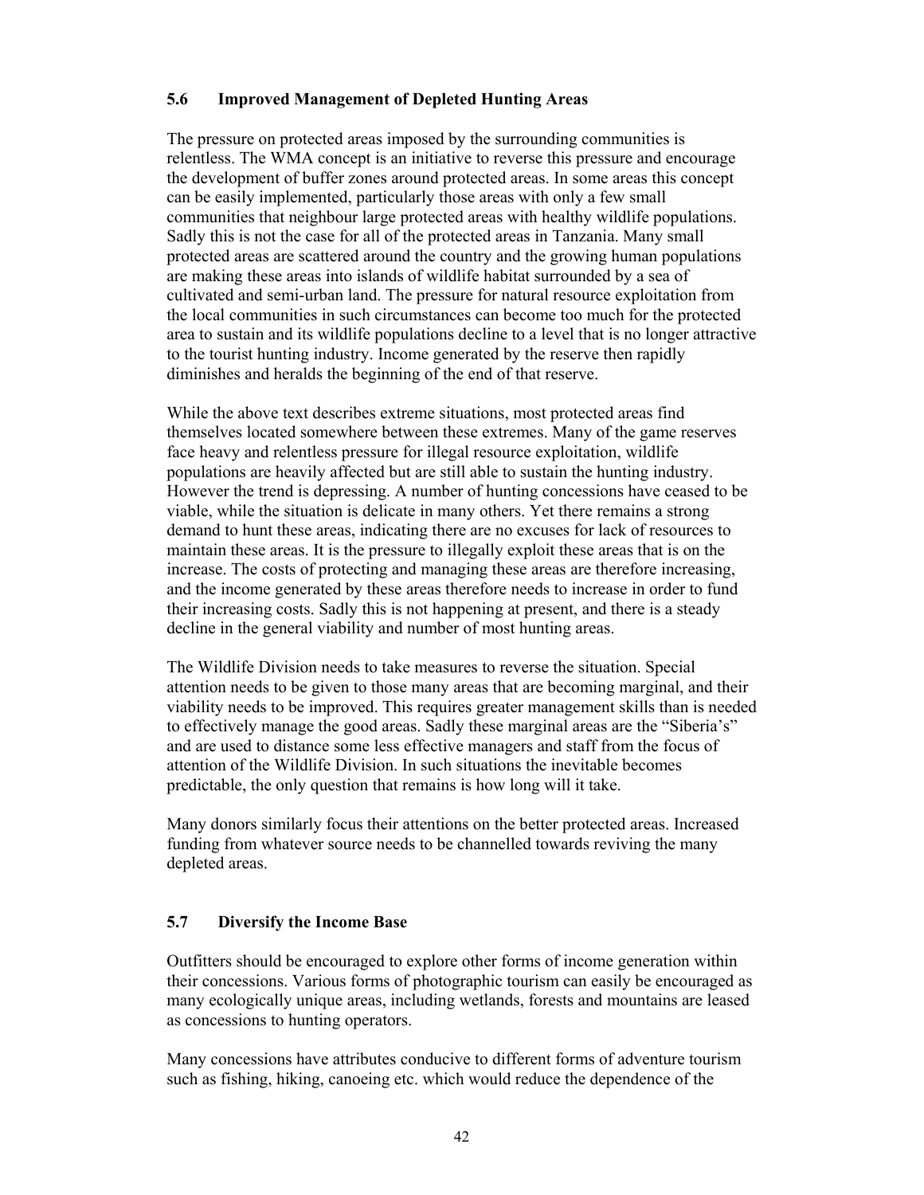### 5.6 Improved Management of Depleted Hunting Areas

The pressure on protected areas imposed by the surrounding communities is relentless. The WMA concept is an initiative to reverse this pressure and encourage the development of buffer zones around protected areas. In some areas this concept can be easily implemented, particularly those areas with only a few small communities that neighbour large protected areas with healthy wildlife populations. Sadly this is not the case for all of the protected areas in Tanzania. Many small protected areas are scattered around the country and the growing human populations are making these areas into islands of wildlife habitat surrounded by a sea of cultivated and semi-urban land. The pressure for natural resource exploitation from the local communities in such circumstances can become too much for the protected area to sustain and its wildlife populations decline to a level that is no longer attractive to the tourist hunting industry. Income generated by the reserve then rapidly diminishes and heralds the beginning of the end of that reserve.

While the above text describes extreme situations, most protected areas find themselves located somewhere between these extremes. Many of the game reserves face heavy and relentless pressure for illegal resource exploitation, wildlife populations are heavily affected but are still able to sustain the hunting industry. However the trend is depressing. A number of hunting concessions have ceased to be viable, while the situation is delicate in many others. Yet there remains a strong demand to hunt these areas, indicating there are no excuses for lack of resources to maintain these areas. It is the pressure to illegally exploit these areas that is on the increase. The costs of protecting and managing these areas are therefore increasing, and the income generated by these areas therefore needs to increase in order to fund their increasing costs. Sadly this is not happening at present, and there is a steady decline in the general viability and number of most hunting areas.

The Wildlife Division needs to take measures to reverse the situation. Special attention needs to be given to those many areas that are becoming marginal, and their viability needs to be improved. This requires greater management skills than is needed to effectively manage the good areas. Sadly these marginal areas are the "Siberia's" and are used to distance some less effective managers and staff from the focus of attention of the Wildlife Division. In such situations the inevitable becomes predictable, the only question that remains is how long will it take.

Many donors similarly focus their attentions on the better protected areas. Increased funding from whatever source needs to be channelled towards reviving the many depleted areas.

### 5.7 Diversify the Income Base

Outfitters should be encouraged to explore other forms of income generation within their concessions. Various forms of photographic tourism can easily be encouraged as many ecologically unique areas, including wetlands, forests and mountains are leased as concessions to hunting operators.

Many concessions have attributes conducive to different forms of adventure tourism such as fishing, hiking, canoeing etc. which would reduce the dependence of the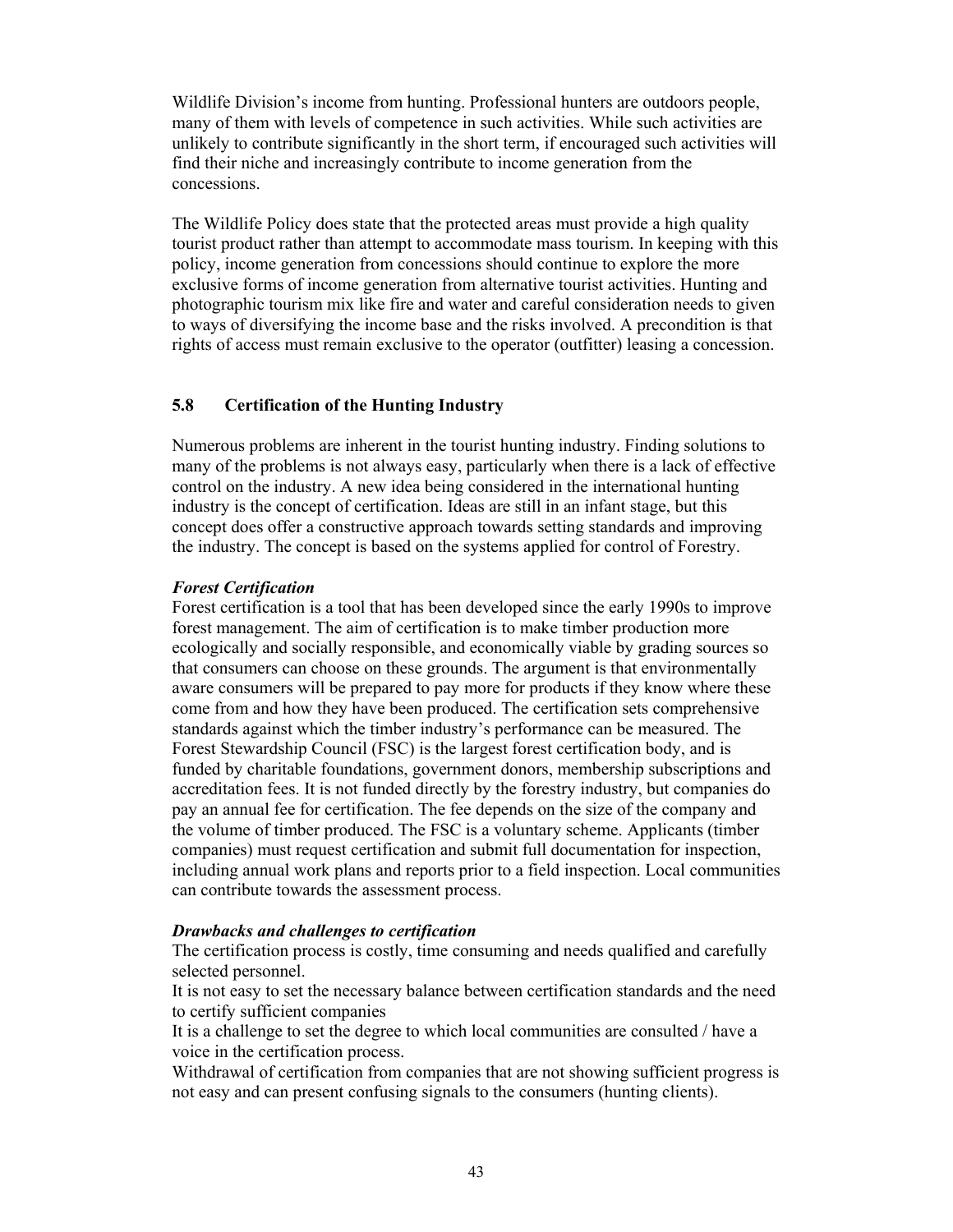Wildlife Division's income from hunting. Professional hunters are outdoors people, many of them with levels of competence in such activities. While such activities are unlikely to contribute significantly in the short term, if encouraged such activities will find their niche and increasingly contribute to income generation from the concessions.

The Wildlife Policy does state that the protected areas must provide a high quality tourist product rather than attempt to accommodate mass tourism. In keeping with this policy, income generation from concessions should continue to explore the more exclusive forms of income generation from alternative tourist activities. Hunting and photographic tourism mix like fire and water and careful consideration needs to given to ways of diversifying the income base and the risks involved. A precondition is that rights of access must remain exclusive to the operator (outfitter) leasing a concession.

## 5.8 Certification of the Hunting Industry

Numerous problems are inherent in the tourist hunting industry. Finding solutions to many of the problems is not always easy, particularly when there is a lack of effective control on the industry. A new idea being considered in the international hunting industry is the concept of certification. Ideas are still in an infant stage, but this concept does offer a constructive approach towards setting standards and improving the industry. The concept is based on the systems applied for control of Forestry.

***Forest Certification***

Forest certification is a tool that has been developed since the early 1990s to improve forest management. The aim of certification is to make timber production more ecologically and socially responsible, and economically viable by grading sources so that consumers can choose on these grounds. The argument is that environmentally aware consumers will be prepared to pay more for products if they know where these come from and how they have been produced. The certification sets comprehensive standards against which the timber industry's performance can be measured. The Forest Stewardship Council (FSC) is the largest forest certification body, and is funded by charitable foundations, government donors, membership subscriptions and accreditation fees. It is not funded directly by the forestry industry, but companies do pay an annual fee for certification. The fee depends on the size of the company and the volume of timber produced. The FSC is a voluntary scheme. Applicants (timber companies) must request certification and submit full documentation for inspection, including annual work plans and reports prior to a field inspection. Local communities can contribute towards the assessment process.

***Drawbacks and challenges to certification***

The certification process is costly, time consuming and needs qualified and carefully selected personnel.

It is not easy to set the necessary balance between certification standards and the need to certify sufficient companies

It is a challenge to set the degree to which local communities are consulted / have a voice in the certification process.

Withdrawal of certification from companies that are not showing sufficient progress is not easy and can present confusing signals to the consumers (hunting clients).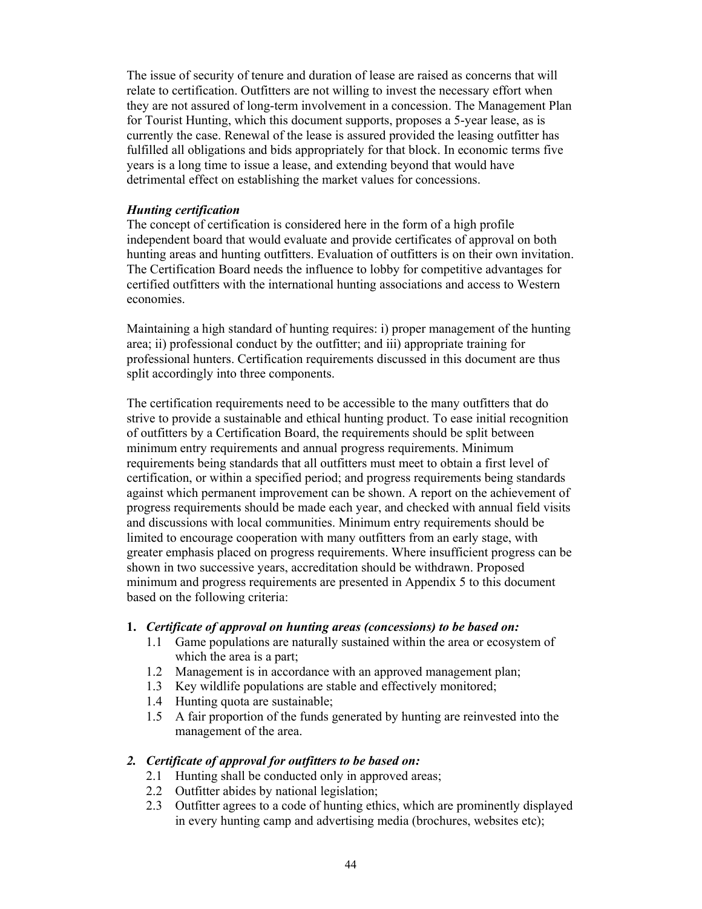The issue of security of tenure and duration of lease are raised as concerns that will relate to certification. Outfitters are not willing to invest the necessary effort when they are not assured of long-term involvement in a concession. The Management Plan for Tourist Hunting, which this document supports, proposes a 5-year lease, as is currently the case. Renewal of the lease is assured provided the leasing outfitter has fulfilled all obligations and bids appropriately for that block. In economic terms five years is a long time to issue a lease, and extending beyond that would have detrimental effect on establishing the market values for concessions.

***Hunting certification***

The concept of certification is considered here in the form of a high profile independent board that would evaluate and provide certificates of approval on both hunting areas and hunting outfitters. Evaluation of outfitters is on their own invitation. The Certification Board needs the influence to lobby for competitive advantages for certified outfitters with the international hunting associations and access to Western economies.

Maintaining a high standard of hunting requires: i) proper management of the hunting area; ii) professional conduct by the outfitter; and iii) appropriate training for professional hunters. Certification requirements discussed in this document are thus split accordingly into three components.

The certification requirements need to be accessible to the many outfitters that do strive to provide a sustainable and ethical hunting product. To ease initial recognition of outfitters by a Certification Board, the requirements should be split between minimum entry requirements and annual progress requirements. Minimum requirements being standards that all outfitters must meet to obtain a first level of certification, or within a specified period; and progress requirements being standards against which permanent improvement can be shown. A report on the achievement of progress requirements should be made each year, and checked with annual field visits and discussions with local communities. Minimum entry requirements should be limited to encourage cooperation with many outfitters from an early stage, with greater emphasis placed on progress requirements. Where insufficient progress can be shown in two successive years, accreditation should be withdrawn. Proposed minimum and progress requirements are presented in Appendix 5 to this document based on the following criteria:

**1.** ***Certificate of approval on hunting areas (concessions) to be based on:***

- 1.1 Game populations are naturally sustained within the area or ecosystem of which the area is a part;
- 1.2 Management is in accordance with an approved management plan;
- 1.3 Key wildlife populations are stable and effectively monitored;
- 1.4 Hunting quota are sustainable;
- 1.5 A fair proportion of the funds generated by hunting are reinvested into the management of the area.

***2. Certificate of approval for outfitters to be based on:***

- 2.1 Hunting shall be conducted only in approved areas;
- 2.2 Outfitter abides by national legislation;
- 2.3 Outfitter agrees to a code of hunting ethics, which are prominently displayed in every hunting camp and advertising media (brochures, websites etc);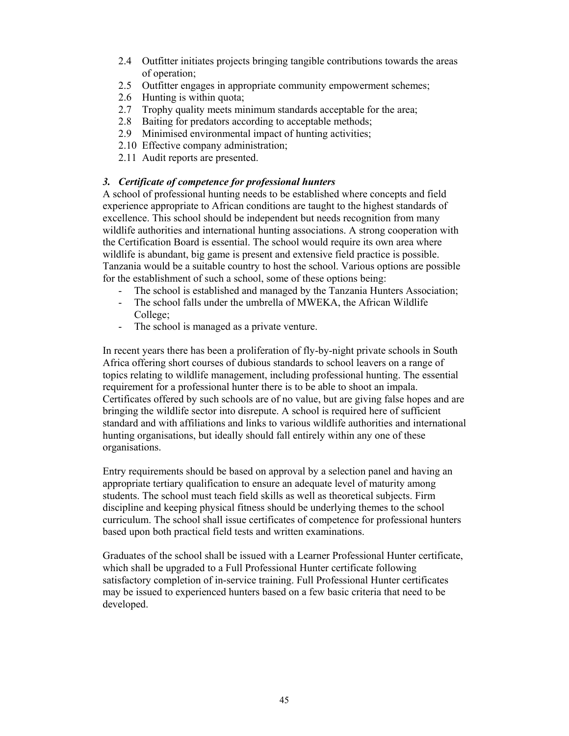2.4 Outfitter initiates projects bringing tangible contributions towards the areas of operation;
2.5 Outfitter engages in appropriate community empowerment schemes;
2.6 Hunting is within quota;
2.7 Trophy quality meets minimum standards acceptable for the area;
2.8 Baiting for predators according to acceptable methods;
2.9 Minimised environmental impact of hunting activities;
2.10 Effective company administration;
2.11 Audit reports are presented.

### *3. Certificate of competence for professional hunters*

A school of professional hunting needs to be established where concepts and field experience appropriate to African conditions are taught to the highest standards of excellence. This school should be independent but needs recognition from many wildlife authorities and international hunting associations. A strong cooperation with the Certification Board is essential. The school would require its own area where wildlife is abundant, big game is present and extensive field practice is possible. Tanzania would be a suitable country to host the school. Various options are possible for the establishment of such a school, some of these options being:

- The school is established and managed by the Tanzania Hunters Association;
- The school falls under the umbrella of MWEKA, the African Wildlife College;
- The school is managed as a private venture.

In recent years there has been a proliferation of fly-by-night private schools in South Africa offering short courses of dubious standards to school leavers on a range of topics relating to wildlife management, including professional hunting. The essential requirement for a professional hunter there is to be able to shoot an impala. Certificates offered by such schools are of no value, but are giving false hopes and are bringing the wildlife sector into disrepute. A school is required here of sufficient standard and with affiliations and links to various wildlife authorities and international hunting organisations, but ideally should fall entirely within any one of these organisations.

Entry requirements should be based on approval by a selection panel and having an appropriate tertiary qualification to ensure an adequate level of maturity among students. The school must teach field skills as well as theoretical subjects. Firm discipline and keeping physical fitness should be underlying themes to the school curriculum. The school shall issue certificates of competence for professional hunters based upon both practical field tests and written examinations.

Graduates of the school shall be issued with a Learner Professional Hunter certificate, which shall be upgraded to a Full Professional Hunter certificate following satisfactory completion of in-service training. Full Professional Hunter certificates may be issued to experienced hunters based on a few basic criteria that need to be developed.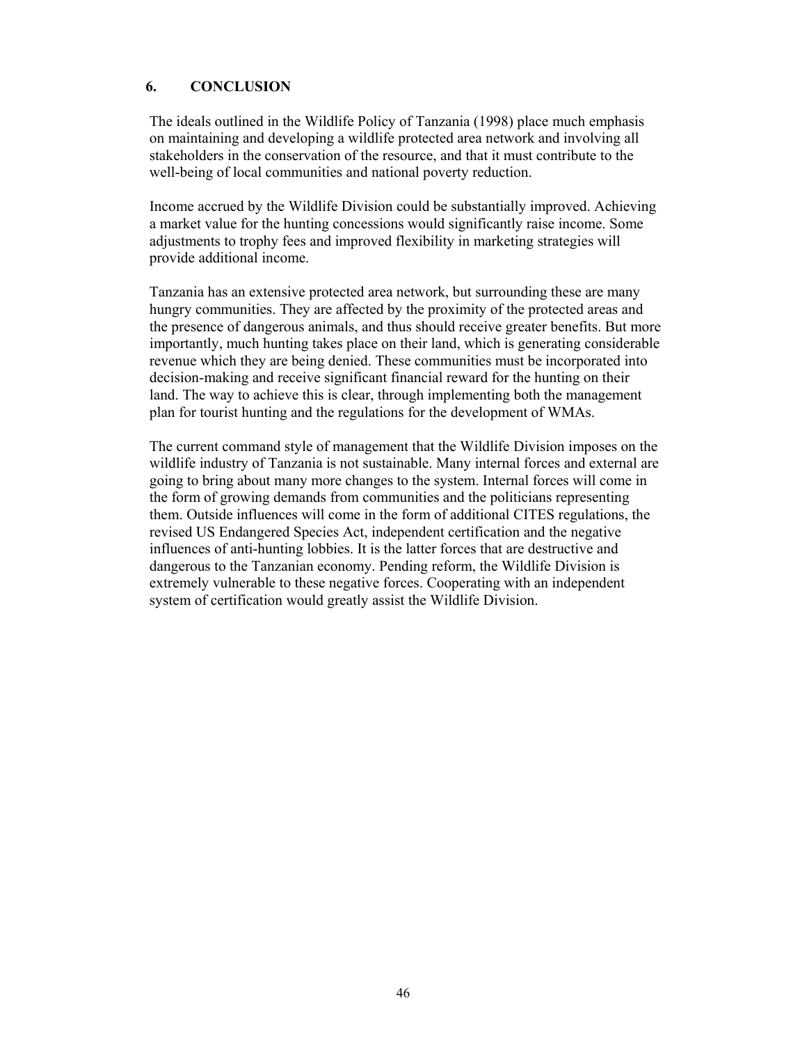## 6. CONCLUSION

The ideals outlined in the Wildlife Policy of Tanzania (1998) place much emphasis on maintaining and developing a wildlife protected area network and involving all stakeholders in the conservation of the resource, and that it must contribute to the well-being of local communities and national poverty reduction.

Income accrued by the Wildlife Division could be substantially improved. Achieving a market value for the hunting concessions would significantly raise income. Some adjustments to trophy fees and improved flexibility in marketing strategies will provide additional income.

Tanzania has an extensive protected area network, but surrounding these are many hungry communities. They are affected by the proximity of the protected areas and the presence of dangerous animals, and thus should receive greater benefits. But more importantly, much hunting takes place on their land, which is generating considerable revenue which they are being denied. These communities must be incorporated into decision-making and receive significant financial reward for the hunting on their land. The way to achieve this is clear, through implementing both the management plan for tourist hunting and the regulations for the development of WMAs.

The current command style of management that the Wildlife Division imposes on the wildlife industry of Tanzania is not sustainable. Many internal forces and external are going to bring about many more changes to the system. Internal forces will come in the form of growing demands from communities and the politicians representing them. Outside influences will come in the form of additional CITES regulations, the revised US Endangered Species Act, independent certification and the negative influences of anti-hunting lobbies. It is the latter forces that are destructive and dangerous to the Tanzanian economy. Pending reform, the Wildlife Division is extremely vulnerable to these negative forces. Cooperating with an independent system of certification would greatly assist the Wildlife Division.